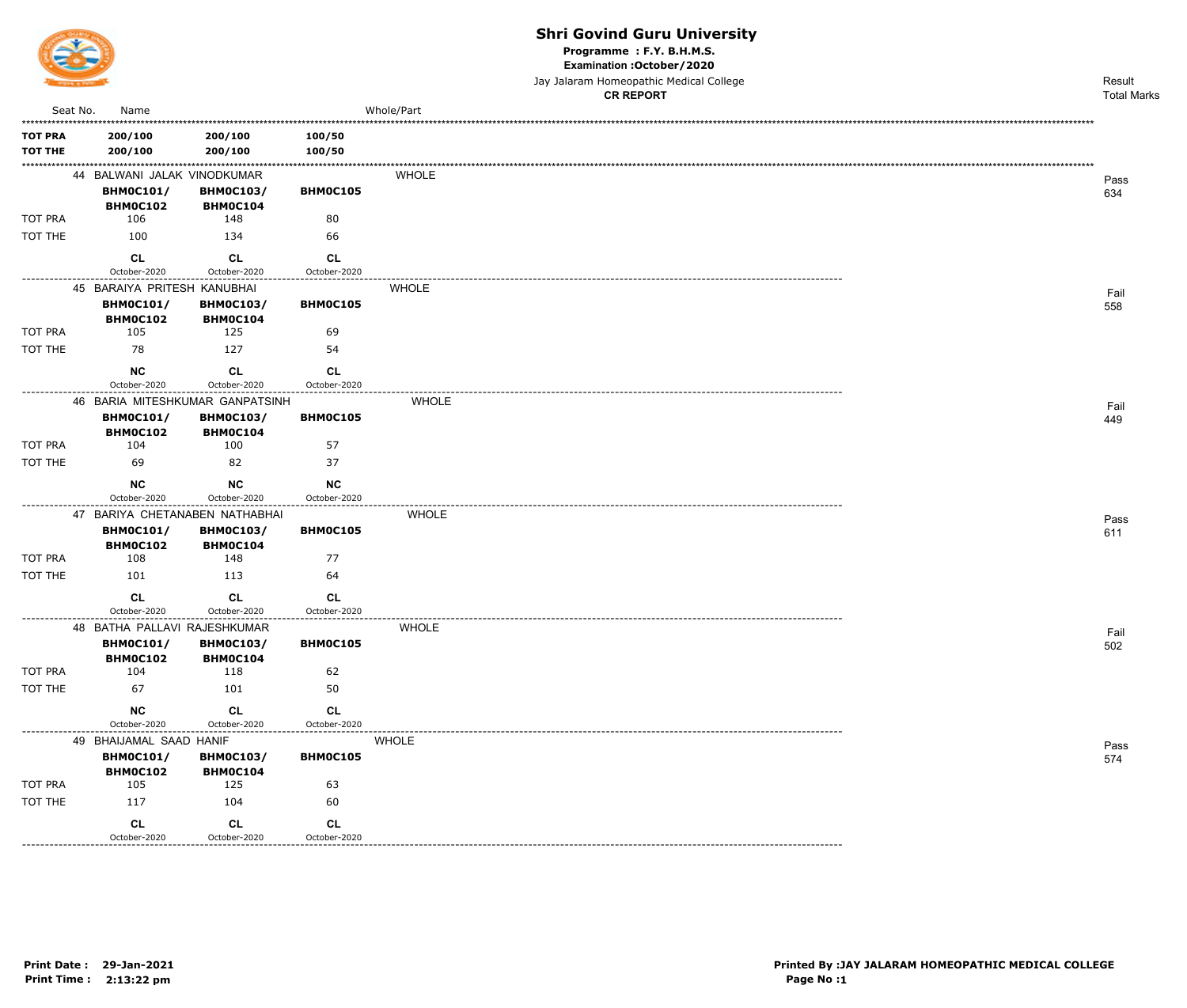# Shri Govind Guru University

**Programme : F.Y. B.H.M.S.**

**Examination :October/2020**

Jay Jalaram Homeopathic Medical College

**CR REPORT**

| Seat No. | Name | | | Whole/Part | Result / Total Marks |
|---|---|---|---|---|---|
| **TOT PRA** | **200/100** | **200/100** | **100/50** | | |
| **TOT THE** | **200/100** | **200/100** | **100/50** | | |
| 44 | BALWANI JALAK VINODKUMAR | | | WHOLE | Pass 634 |
| | **BHMOC101/ BHMOC102** | **BHMOC103/ BHMOC104** | **BHMOC105** | | |
| TOT PRA | 106 | 148 | 80 | | |
| TOT THE | 100 | 134 | 66 | | |
| | **CL** October-2020 | **CL** October-2020 | **CL** October-2020 | | |
| 45 | BARAIYA PRITESH KANUBHAI | | | WHOLE | Fail 558 |
| | **BHMOC101/ BHMOC102** | **BHMOC103/ BHMOC104** | **BHMOC105** | | |
| TOT PRA | 105 | 125 | 69 | | |
| TOT THE | 78 | 127 | 54 | | |
| | **NC** October-2020 | **CL** October-2020 | **CL** October-2020 | | |
| 46 | BARIA MITESHKUMAR GANPATSINH | | | WHOLE | Fail 449 |
| | **BHMOC101/ BHMOC102** | **BHMOC103/ BHMOC104** | **BHMOC105** | | |
| TOT PRA | 104 | 100 | 57 | | |
| TOT THE | 69 | 82 | 37 | | |
| | **NC** October-2020 | **NC** October-2020 | **NC** October-2020 | | |
| 47 | BARIYA CHETANABEN NATHABHAI | | | WHOLE | Pass 611 |
| | **BHMOC101/ BHMOC102** | **BHMOC103/ BHMOC104** | **BHMOC105** | | |
| TOT PRA | 108 | 148 | 77 | | |
| TOT THE | 101 | 113 | 64 | | |
| | **CL** October-2020 | **CL** October-2020 | **CL** October-2020 | | |
| 48 | BATHA PALLAVI RAJESHKUMAR | | | WHOLE | Fail 502 |
| | **BHMOC101/ BHMOC102** | **BHMOC103/ BHMOC104** | **BHMOC105** | | |
| TOT PRA | 104 | 118 | 62 | | |
| TOT THE | 67 | 101 | 50 | | |
| | **NC** October-2020 | **CL** October-2020 | **CL** October-2020 | | |
| 49 | BHAIJAMAL SAAD HANIF | | | WHOLE | Pass 574 |
| | **BHMOC101/ BHMOC102** | **BHMOC103/ BHMOC104** | **BHMOC105** | | |
| TOT PRA | 105 | 125 | 63 | | |
| TOT THE | 117 | 104 | 60 | | |
| | **CL** October-2020 | **CL** October-2020 | **CL** October-2020 | | |

**Print Date : 29-Jan-2021**
**Print Time : 2:13:22 pm**

**Printed By :JAY JALARAM HOMEOPATHIC MEDICAL COLLEGE**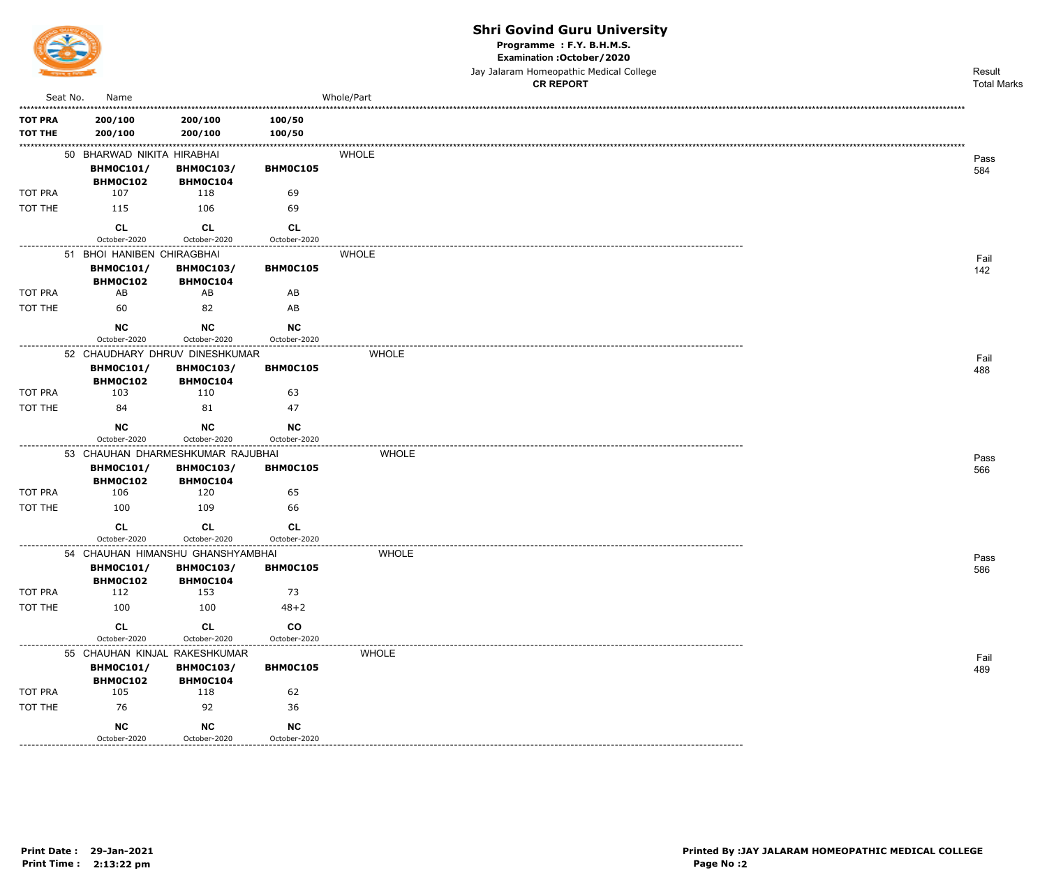# Shri Govind Guru University

**Programme : F.Y. B.H.M.S.**
**Examination :October/2020**
Jay Jalaram Homeopathic Medical College
**CR REPORT**

| Seat No. | Name | | | Whole/Part | Result Total Marks |
|---|---|---|---|---|---|
| **TOT PRA** | **200/100** | **200/100** | **100/50** | | |
| **TOT THE** | **200/100** | **200/100** | **100/50** | | |
| 50 | BHARWAD NIKITA HIRABHAI | | | WHOLE | Pass 584 |
| | **BHM0C101/ BHM0C102** | **BHM0C103/ BHM0C104** | **BHM0C105** | | |
| TOT PRA | 107 | 118 | 69 | | |
| TOT THE | 115 | 106 | 69 | | |
| | **CL** October-2020 | **CL** October-2020 | **CL** October-2020 | | |
| 51 | BHOI HANIBEN CHIRAGBHAI | | | WHOLE | Fail 142 |
| | **BHM0C101/ BHM0C102** | **BHM0C103/ BHM0C104** | **BHM0C105** | | |
| TOT PRA | AB | AB | AB | | |
| TOT THE | 60 | 82 | AB | | |
| | **NC** October-2020 | **NC** October-2020 | **NC** October-2020 | | |
| 52 | CHAUDHARY DHRUV DINESHKUMAR | | | WHOLE | Fail 488 |
| | **BHM0C101/ BHM0C102** | **BHM0C103/ BHM0C104** | **BHM0C105** | | |
| TOT PRA | 103 | 110 | 63 | | |
| TOT THE | 84 | 81 | 47 | | |
| | **NC** October-2020 | **NC** October-2020 | **NC** October-2020 | | |
| 53 | CHAUHAN DHARMESHKUMAR RAJUBHAI | | | WHOLE | Pass 566 |
| | **BHM0C101/ BHM0C102** | **BHM0C103/ BHM0C104** | **BHM0C105** | | |
| TOT PRA | 106 | 120 | 65 | | |
| TOT THE | 100 | 109 | 66 | | |
| | **CL** October-2020 | **CL** October-2020 | **CL** October-2020 | | |
| 54 | CHAUHAN HIMANSHU GHANSHYAMBHAI | | | WHOLE | Pass 586 |
| | **BHM0C101/ BHM0C102** | **BHM0C103/ BHM0C104** | **BHM0C105** | | |
| TOT PRA | 112 | 153 | 73 | | |
| TOT THE | 100 | 100 | 48+2 | | |
| | **CL** October-2020 | **CL** October-2020 | **CO** October-2020 | | |
| 55 | CHAUHAN KINJAL RAKESHKUMAR | | | WHOLE | Fail 489 |
| | **BHM0C101/ BHM0C102** | **BHM0C103/ BHM0C104** | **BHM0C105** | | |
| TOT PRA | 105 | 118 | 62 | | |
| TOT THE | 76 | 92 | 36 | | |
| | **NC** October-2020 | **NC** October-2020 | **NC** October-2020 | | |

**Print Date : 29-Jan-2021**
**Print Time : 2:13:22 pm**

**Printed By :JAY JALARAM HOMEOPATHIC MEDICAL COLLEGE**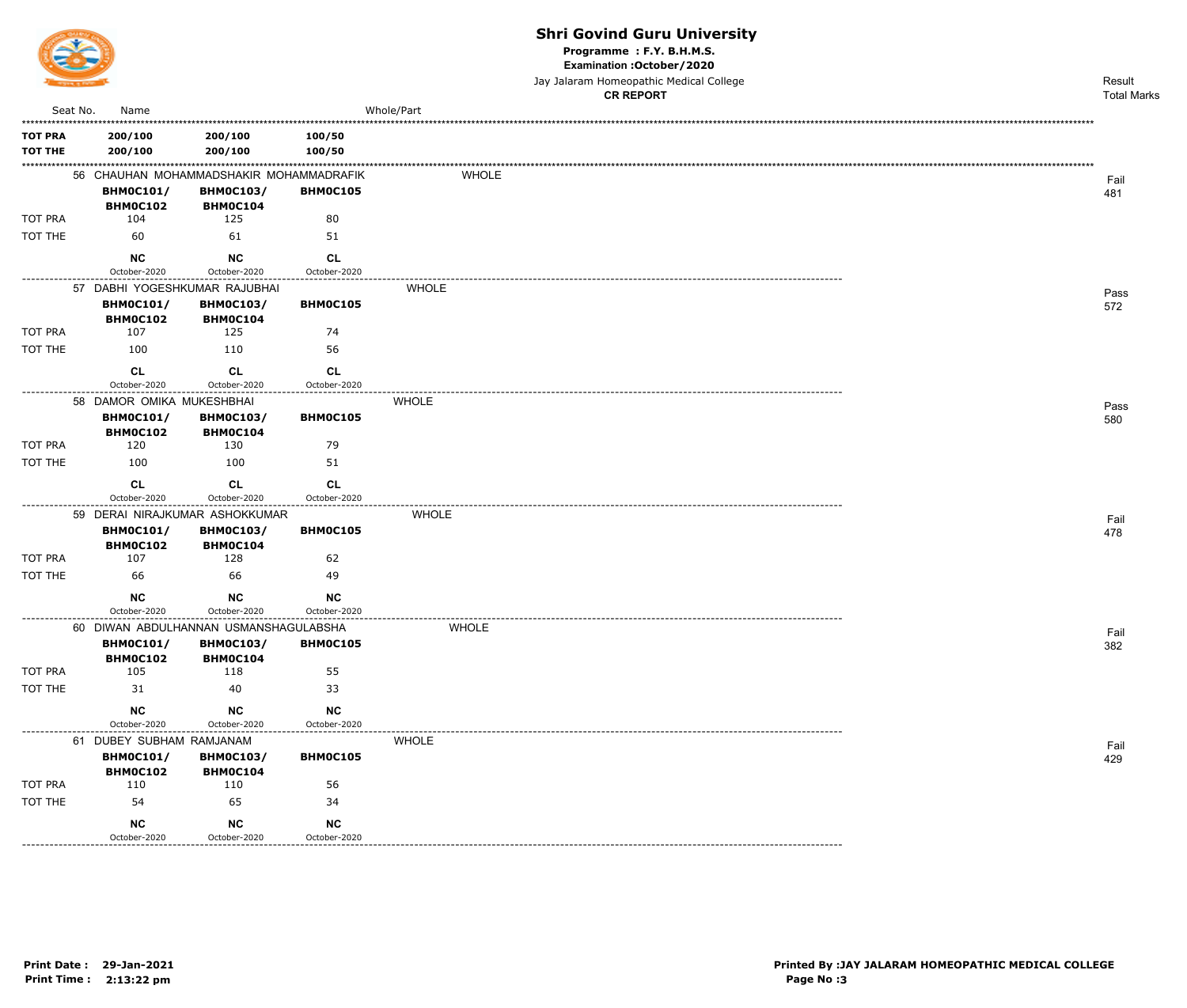# Shri Govind Guru University

**Programme : F.Y. B.H.M.S.**

**Examination :October/2020**

Jay Jalaram Homeopathic Medical College

**CR REPORT**

| Seat No. | Name | | | Whole/Part | Result / Total Marks |
|---|---|---|---|---|---|
| **TOT PRA** | **200/100** | **200/100** | **100/50** | | |
| **TOT THE** | **200/100** | **200/100** | **100/50** | | |
| 56 | CHAUHAN MOHAMMADSHAKIR MOHAMMADRAFIK | | | WHOLE | Fail 481 |
| | **BHM0C101/ BHM0C102** | **BHM0C103/ BHM0C104** | **BHM0C105** | | |
| TOT PRA | 104 | 125 | 80 | | |
| TOT THE | 60 | 61 | 51 | | |
| | **NC** October-2020 | **NC** October-2020 | **CL** October-2020 | | |
| 57 | DABHI YOGESHKUMAR RAJUBHAI | | | WHOLE | Pass 572 |
| | **BHM0C101/ BHM0C102** | **BHM0C103/ BHM0C104** | **BHM0C105** | | |
| TOT PRA | 107 | 125 | 74 | | |
| TOT THE | 100 | 110 | 56 | | |
| | **CL** October-2020 | **CL** October-2020 | **CL** October-2020 | | |
| 58 | DAMOR OMIKA MUKESHBHAI | | | WHOLE | Pass 580 |
| | **BHM0C101/ BHM0C102** | **BHM0C103/ BHM0C104** | **BHM0C105** | | |
| TOT PRA | 120 | 130 | 79 | | |
| TOT THE | 100 | 100 | 51 | | |
| | **CL** October-2020 | **CL** October-2020 | **CL** October-2020 | | |
| 59 | DERAI NIRAJKUMAR ASHOKKUMAR | | | WHOLE | Fail 478 |
| | **BHM0C101/ BHM0C102** | **BHM0C103/ BHM0C104** | **BHM0C105** | | |
| TOT PRA | 107 | 128 | 62 | | |
| TOT THE | 66 | 66 | 49 | | |
| | **NC** October-2020 | **NC** October-2020 | **NC** October-2020 | | |
| 60 | DIWAN ABDULHANNAN USMANSHAGULABSHA | | | WHOLE | Fail 382 |
| | **BHM0C101/ BHM0C102** | **BHM0C103/ BHM0C104** | **BHM0C105** | | |
| TOT PRA | 105 | 118 | 55 | | |
| TOT THE | 31 | 40 | 33 | | |
| | **NC** October-2020 | **NC** October-2020 | **NC** October-2020 | | |
| 61 | DUBEY SUBHAM RAMJANAM | | | WHOLE | Fail 429 |
| | **BHM0C101/ BHM0C102** | **BHM0C103/ BHM0C104** | **BHM0C105** | | |
| TOT PRA | 110 | 110 | 56 | | |
| TOT THE | 54 | 65 | 34 | | |
| | **NC** October-2020 | **NC** October-2020 | **NC** October-2020 | | |

**Print Date : 29-Jan-2021**
**Print Time : 2:13:22 pm**

**Printed By :JAY JALARAM HOMEOPATHIC MEDICAL COLLEGE**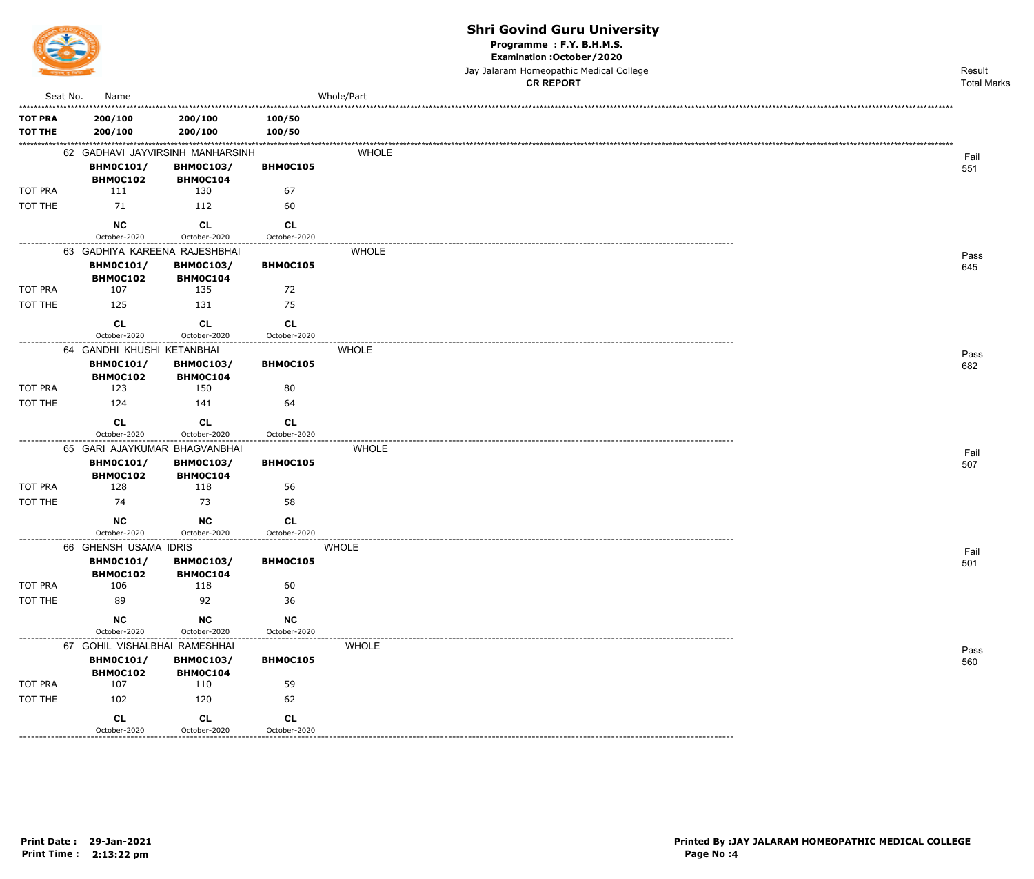# Shri Govind Guru University

**Programme : F.Y. B.H.M.S.**

**Examination :October/2020**

Jay Jalaram Homeopathic Medical College

**CR REPORT**

| Seat No. | Name | | | Whole/Part | Result Total Marks |
|---|---|---|---|---|---|
| **TOT PRA** | **200/100** | **200/100** | **100/50** | | |
| **TOT THE** | **200/100** | **200/100** | **100/50** | | |
| 62 | GADHAVI JAYVIRSINH MANHARSINH | | | WHOLE | Fail 551 |
| | **BHMOC101/ BHMOC102** | **BHMOC103/ BHMOC104** | **BHMOC105** | | |
| TOT PRA | 111 | 130 | 67 | | |
| TOT THE | 71 | 112 | 60 | | |
| | **NC** October-2020 | **CL** October-2020 | **CL** October-2020 | | |
| 63 | GADHIYA KAREENA RAJESHBHAI | | | WHOLE | Pass 645 |
| | **BHMOC101/ BHMOC102** | **BHMOC103/ BHMOC104** | **BHMOC105** | | |
| TOT PRA | 107 | 135 | 72 | | |
| TOT THE | 125 | 131 | 75 | | |
| | **CL** October-2020 | **CL** October-2020 | **CL** October-2020 | | |
| 64 | GANDHI KHUSHI KETANBHAI | | | WHOLE | Pass 682 |
| | **BHMOC101/ BHMOC102** | **BHMOC103/ BHMOC104** | **BHMOC105** | | |
| TOT PRA | 123 | 150 | 80 | | |
| TOT THE | 124 | 141 | 64 | | |
| | **CL** October-2020 | **CL** October-2020 | **CL** October-2020 | | |
| 65 | GARI AJAYKUMAR BHAGVANBHAI | | | WHOLE | Fail 507 |
| | **BHMOC101/ BHMOC102** | **BHMOC103/ BHMOC104** | **BHMOC105** | | |
| TOT PRA | 128 | 118 | 56 | | |
| TOT THE | 74 | 73 | 58 | | |
| | **NC** October-2020 | **NC** October-2020 | **CL** October-2020 | | |
| 66 | GHENSH USAMA IDRIS | | | WHOLE | Fail 501 |
| | **BHMOC101/ BHMOC102** | **BHMOC103/ BHMOC104** | **BHMOC105** | | |
| TOT PRA | 106 | 118 | 60 | | |
| TOT THE | 89 | 92 | 36 | | |
| | **NC** October-2020 | **NC** October-2020 | **NC** October-2020 | | |
| 67 | GOHIL VISHALBHAI RAMESHHAI | | | WHOLE | Pass 560 |
| | **BHMOC101/ BHMOC102** | **BHMOC103/ BHMOC104** | **BHMOC105** | | |
| TOT PRA | 107 | 110 | 59 | | |
| TOT THE | 102 | 120 | 62 | | |
| | **CL** October-2020 | **CL** October-2020 | **CL** October-2020 | | |

**Print Date : 29-Jan-2021**
**Print Time : 2:13:22 pm**

**Printed By :JAY JALARAM HOMEOPATHIC MEDICAL COLLEGE**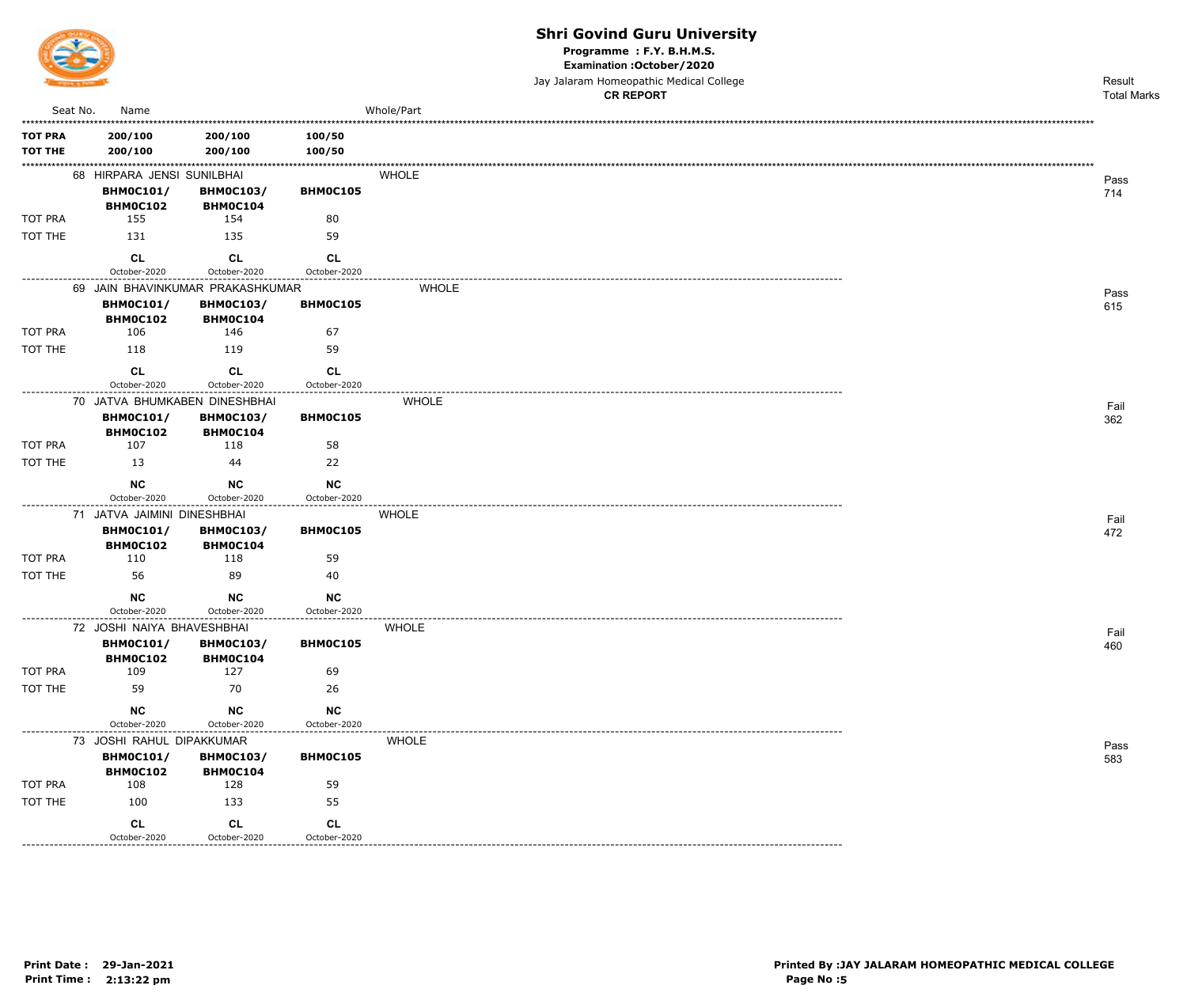# Shri Govind Guru University

**Programme : F.Y. B.H.M.S.**
**Examination :October/2020**
Jay Jalaram Homeopathic Medical College
**CR REPORT**

| Seat No. | Name | | | Whole/Part | Result / Total Marks |
|---|---|---|---|---|---|
| **TOT PRA** | **200/100** | **200/100** | **100/50** | | |
| **TOT THE** | **200/100** | **200/100** | **100/50** | | |
| 68 | HIRPARA JENSI SUNILBHAI | | | WHOLE | Pass 714 |
| | **BHM0C101/ BHM0C102** | **BHM0C103/ BHM0C104** | **BHM0C105** | | |
| TOT PRA | 155 | 154 | 80 | | |
| TOT THE | 131 | 135 | 59 | | |
| | **CL** October-2020 | **CL** October-2020 | **CL** October-2020 | | |
| 69 | JAIN BHAVINKUMAR PRAKASHKUMAR | | | WHOLE | Pass 615 |
| | **BHM0C101/ BHM0C102** | **BHM0C103/ BHM0C104** | **BHM0C105** | | |
| TOT PRA | 106 | 146 | 67 | | |
| TOT THE | 118 | 119 | 59 | | |
| | **CL** October-2020 | **CL** October-2020 | **CL** October-2020 | | |
| 70 | JATVA BHUMKABEN DINESHBHAI | | | WHOLE | Fail 362 |
| | **BHM0C101/ BHM0C102** | **BHM0C103/ BHM0C104** | **BHM0C105** | | |
| TOT PRA | 107 | 118 | 58 | | |
| TOT THE | 13 | 44 | 22 | | |
| | **NC** October-2020 | **NC** October-2020 | **NC** October-2020 | | |
| 71 | JATVA JAIMINI DINESHBHAI | | | WHOLE | Fail 472 |
| | **BHM0C101/ BHM0C102** | **BHM0C103/ BHM0C104** | **BHM0C105** | | |
| TOT PRA | 110 | 118 | 59 | | |
| TOT THE | 56 | 89 | 40 | | |
| | **NC** October-2020 | **NC** October-2020 | **NC** October-2020 | | |
| 72 | JOSHI NAIYA BHAVESHBHAI | | | WHOLE | Fail 460 |
| | **BHM0C101/ BHM0C102** | **BHM0C103/ BHM0C104** | **BHM0C105** | | |
| TOT PRA | 109 | 127 | 69 | | |
| TOT THE | 59 | 70 | 26 | | |
| | **NC** October-2020 | **NC** October-2020 | **NC** October-2020 | | |
| 73 | JOSHI RAHUL DIPAKKUMAR | | | WHOLE | Pass 583 |
| | **BHM0C101/ BHM0C102** | **BHM0C103/ BHM0C104** | **BHM0C105** | | |
| TOT PRA | 108 | 128 | 59 | | |
| TOT THE | 100 | 133 | 55 | | |
| | **CL** October-2020 | **CL** October-2020 | **CL** October-2020 | | |

**Print Date : 29-Jan-2021**
**Print Time : 2:13:22 pm**

**Printed By :JAY JALARAM HOMEOPATHIC MEDICAL COLLEGE**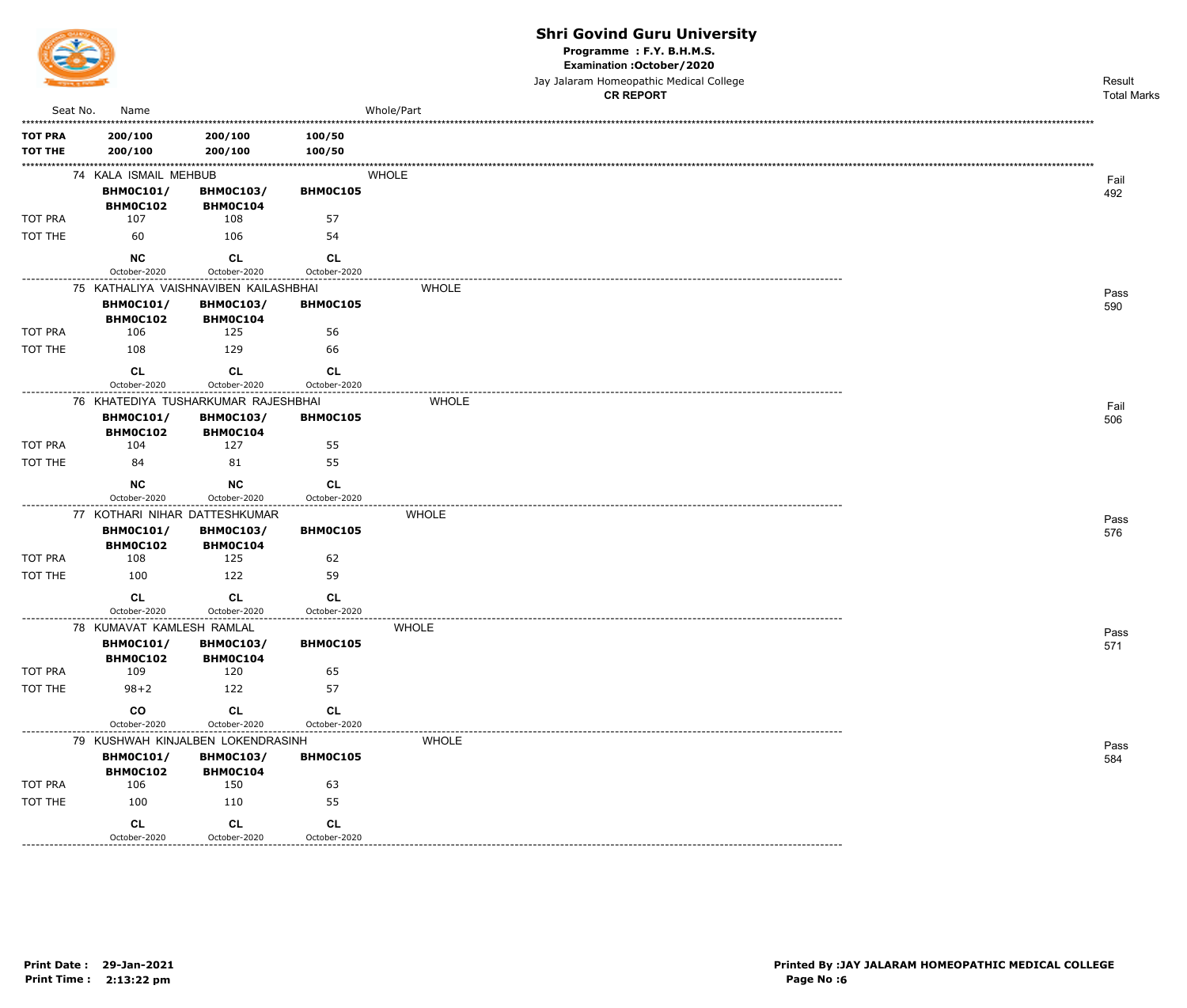# Shri Govind Guru University

**Programme : F.Y. B.H.M.S.**

**Examination :October/2020**

Jay Jalaram Homeopathic Medical College

**CR REPORT**

| Seat No. | Name | | | Whole/Part | Result Total Marks |
|---|---|---|---|---|---|
| **TOT PRA** | **200/100** | **200/100** | **100/50** | | |
| **TOT THE** | **200/100** | **200/100** | **100/50** | | |
| | 74 KALA ISMAIL MEHBUB | | | WHOLE | Fail 492 |
| | **BHM0C101/ BHM0C102** | **BHM0C103/ BHM0C104** | **BHM0C105** | | |
| TOT PRA | 107 | 108 | 57 | | |
| TOT THE | 60 | 106 | 54 | | |
| | **NC** October-2020 | **CL** October-2020 | **CL** October-2020 | | |
| | 75 KATHALIYA VAISHNAVIBEN KAILASHBHAI | | | WHOLE | Pass 590 |
| | **BHM0C101/ BHM0C102** | **BHM0C103/ BHM0C104** | **BHM0C105** | | |
| TOT PRA | 106 | 125 | 56 | | |
| TOT THE | 108 | 129 | 66 | | |
| | **CL** October-2020 | **CL** October-2020 | **CL** October-2020 | | |
| | 76 KHATEDIYA TUSHARKUMAR RAJESHBHAI | | | WHOLE | Fail 506 |
| | **BHM0C101/ BHM0C102** | **BHM0C103/ BHM0C104** | **BHM0C105** | | |
| TOT PRA | 104 | 127 | 55 | | |
| TOT THE | 84 | 81 | 55 | | |
| | **NC** October-2020 | **NC** October-2020 | **CL** October-2020 | | |
| | 77 KOTHARI NIHAR DATTESHKUMAR | | | WHOLE | Pass 576 |
| | **BHM0C101/ BHM0C102** | **BHM0C103/ BHM0C104** | **BHM0C105** | | |
| TOT PRA | 108 | 125 | 62 | | |
| TOT THE | 100 | 122 | 59 | | |
| | **CL** October-2020 | **CL** October-2020 | **CL** October-2020 | | |
| | 78 KUMAVAT KAMLESH RAMLAL | | | WHOLE | Pass 571 |
| | **BHM0C101/ BHM0C102** | **BHM0C103/ BHM0C104** | **BHM0C105** | | |
| TOT PRA | 109 | 120 | 65 | | |
| TOT THE | 98+2 | 122 | 57 | | |
| | **CO** October-2020 | **CL** October-2020 | **CL** October-2020 | | |
| | 79 KUSHWAH KINJALBEN LOKENDRASINH | | | WHOLE | Pass 584 |
| | **BHM0C101/ BHM0C102** | **BHM0C103/ BHM0C104** | **BHM0C105** | | |
| TOT PRA | 106 | 150 | 63 | | |
| TOT THE | 100 | 110 | 55 | | |
| | **CL** October-2020 | **CL** October-2020 | **CL** October-2020 | | |

**Print Date : 29-Jan-2021**
**Print Time : 2:13:22 pm**

**Printed By :JAY JALARAM HOMEOPATHIC MEDICAL COLLEGE**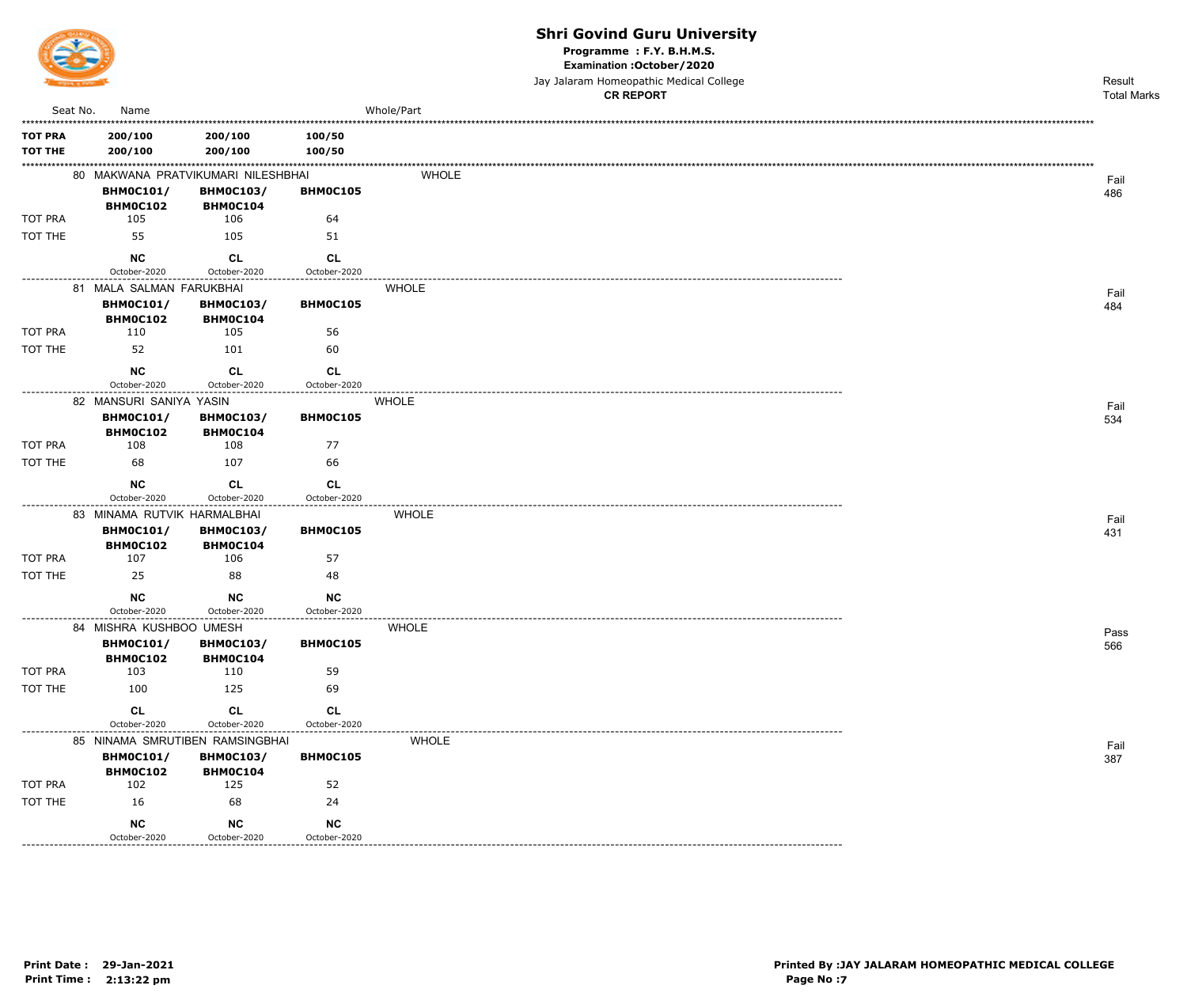# Shri Govind Guru University

**Programme : F.Y. B.H.M.S.**

**Examination :October/2020**

Jay Jalaram Homeopathic Medical College

**CR REPORT**

| Seat No. | Name | | | Whole/Part | Result / Total Marks |
|---|---|---|---|---|---|
| **TOT PRA** | **200/100** | **200/100** | **100/50** | | |
| **TOT THE** | **200/100** | **200/100** | **100/50** | | |
| 80 | MAKWANA PRATVIKUMARI NILESHBHAI | | | WHOLE | Fail 486 |
| | **BHM0C101/ BHM0C102** | **BHM0C103/ BHM0C104** | **BHM0C105** | | |
| TOT PRA | 105 | 106 | 64 | | |
| TOT THE | 55 | 105 | 51 | | |
| | **NC** October-2020 | **CL** October-2020 | **CL** October-2020 | | |
| 81 | MALA SALMAN FARUKBHAI | | | WHOLE | Fail 484 |
| | **BHM0C101/ BHM0C102** | **BHM0C103/ BHM0C104** | **BHM0C105** | | |
| TOT PRA | 110 | 105 | 56 | | |
| TOT THE | 52 | 101 | 60 | | |
| | **NC** October-2020 | **CL** October-2020 | **CL** October-2020 | | |
| 82 | MANSURI SANIYA YASIN | | | WHOLE | Fail 534 |
| | **BHM0C101/ BHM0C102** | **BHM0C103/ BHM0C104** | **BHM0C105** | | |
| TOT PRA | 108 | 108 | 77 | | |
| TOT THE | 68 | 107 | 66 | | |
| | **NC** October-2020 | **CL** October-2020 | **CL** October-2020 | | |
| 83 | MINAMA RUTVIK HARMALBHAI | | | WHOLE | Fail 431 |
| | **BHM0C101/ BHM0C102** | **BHM0C103/ BHM0C104** | **BHM0C105** | | |
| TOT PRA | 107 | 106 | 57 | | |
| TOT THE | 25 | 88 | 48 | | |
| | **NC** October-2020 | **NC** October-2020 | **NC** October-2020 | | |
| 84 | MISHRA KUSHBOO UMESH | | | WHOLE | Pass 566 |
| | **BHM0C101/ BHM0C102** | **BHM0C103/ BHM0C104** | **BHM0C105** | | |
| TOT PRA | 103 | 110 | 59 | | |
| TOT THE | 100 | 125 | 69 | | |
| | **CL** October-2020 | **CL** October-2020 | **CL** October-2020 | | |
| 85 | NINAMA SMRUTIBEN RAMSINGBHAI | | | WHOLE | Fail 387 |
| | **BHM0C101/ BHM0C102** | **BHM0C103/ BHM0C104** | **BHM0C105** | | |
| TOT PRA | 102 | 125 | 52 | | |
| TOT THE | 16 | 68 | 24 | | |
| | **NC** October-2020 | **NC** October-2020 | **NC** October-2020 | | |

**Print Date : 29-Jan-2021**
**Print Time : 2:13:22 pm**

**Printed By :JAY JALARAM HOMEOPATHIC MEDICAL COLLEGE**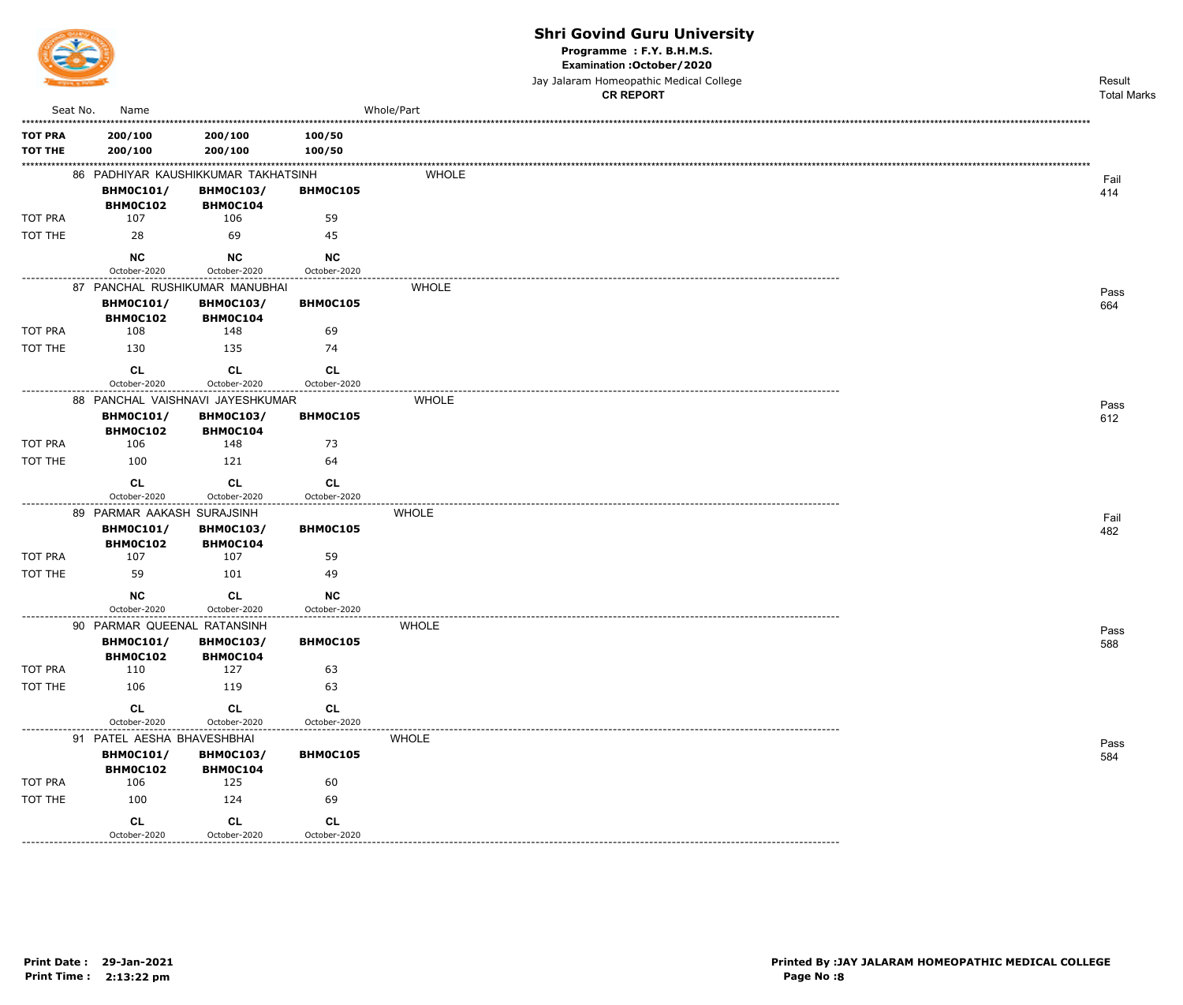# Shri Govind Guru University

**Programme : F.Y. B.H.M.S.**

**Examination :October/2020**

Jay Jalaram Homeopathic Medical College

**CR REPORT**

| Seat No. | Name | | | Whole/Part | Result / Total Marks |
|---|---|---|---|---|---|
| **TOT PRA** | **200/100** | **200/100** | **100/50** | | |
| **TOT THE** | **200/100** | **200/100** | **100/50** | | |

| Seat No. | Name | | | Whole/Part | Result / Total Marks |
|---|---|---|---|---|---|
| 86 | PADHIYAR KAUSHIKKUMAR TAKHATSINH | | | WHOLE | Fail 414 |
| | **BHMOC101/ BHMOC102** | **BHMOC103/ BHMOC104** | **BHMOC105** | | |
| TOT PRA | 107 | 106 | 59 | | |
| TOT THE | 28 | 69 | 45 | | |
| | **NC** October-2020 | **NC** October-2020 | **NC** October-2020 | | |
| 87 | PANCHAL RUSHIKUMAR MANUBHAI | | | WHOLE | Pass 664 |
| | **BHMOC101/ BHMOC102** | **BHMOC103/ BHMOC104** | **BHMOC105** | | |
| TOT PRA | 108 | 148 | 69 | | |
| TOT THE | 130 | 135 | 74 | | |
| | **CL** October-2020 | **CL** October-2020 | **CL** October-2020 | | |
| 88 | PANCHAL VAISHNAVI JAYESHKUMAR | | | WHOLE | Pass 612 |
| | **BHMOC101/ BHMOC102** | **BHMOC103/ BHMOC104** | **BHMOC105** | | |
| TOT PRA | 106 | 148 | 73 | | |
| TOT THE | 100 | 121 | 64 | | |
| | **CL** October-2020 | **CL** October-2020 | **CL** October-2020 | | |
| 89 | PARMAR AAKASH SURAJSINH | | | WHOLE | Fail 482 |
| | **BHMOC101/ BHMOC102** | **BHMOC103/ BHMOC104** | **BHMOC105** | | |
| TOT PRA | 107 | 107 | 59 | | |
| TOT THE | 59 | 101 | 49 | | |
| | **NC** October-2020 | **CL** October-2020 | **NC** October-2020 | | |
| 90 | PARMAR QUEENAL RATANSINH | | | WHOLE | Pass 588 |
| | **BHMOC101/ BHMOC102** | **BHMOC103/ BHMOC104** | **BHMOC105** | | |
| TOT PRA | 110 | 127 | 63 | | |
| TOT THE | 106 | 119 | 63 | | |
| | **CL** October-2020 | **CL** October-2020 | **CL** October-2020 | | |
| 91 | PATEL AESHA BHAVESHBHAI | | | WHOLE | Pass 584 |
| | **BHMOC101/ BHMOC102** | **BHMOC103/ BHMOC104** | **BHMOC105** | | |
| TOT PRA | 106 | 125 | 60 | | |
| TOT THE | 100 | 124 | 69 | | |
| | **CL** October-2020 | **CL** October-2020 | **CL** October-2020 | | |

**Print Date : 29-Jan-2021**
**Print Time : 2:13:22 pm**

**Printed By :JAY JALARAM HOMEOPATHIC MEDICAL COLLEGE**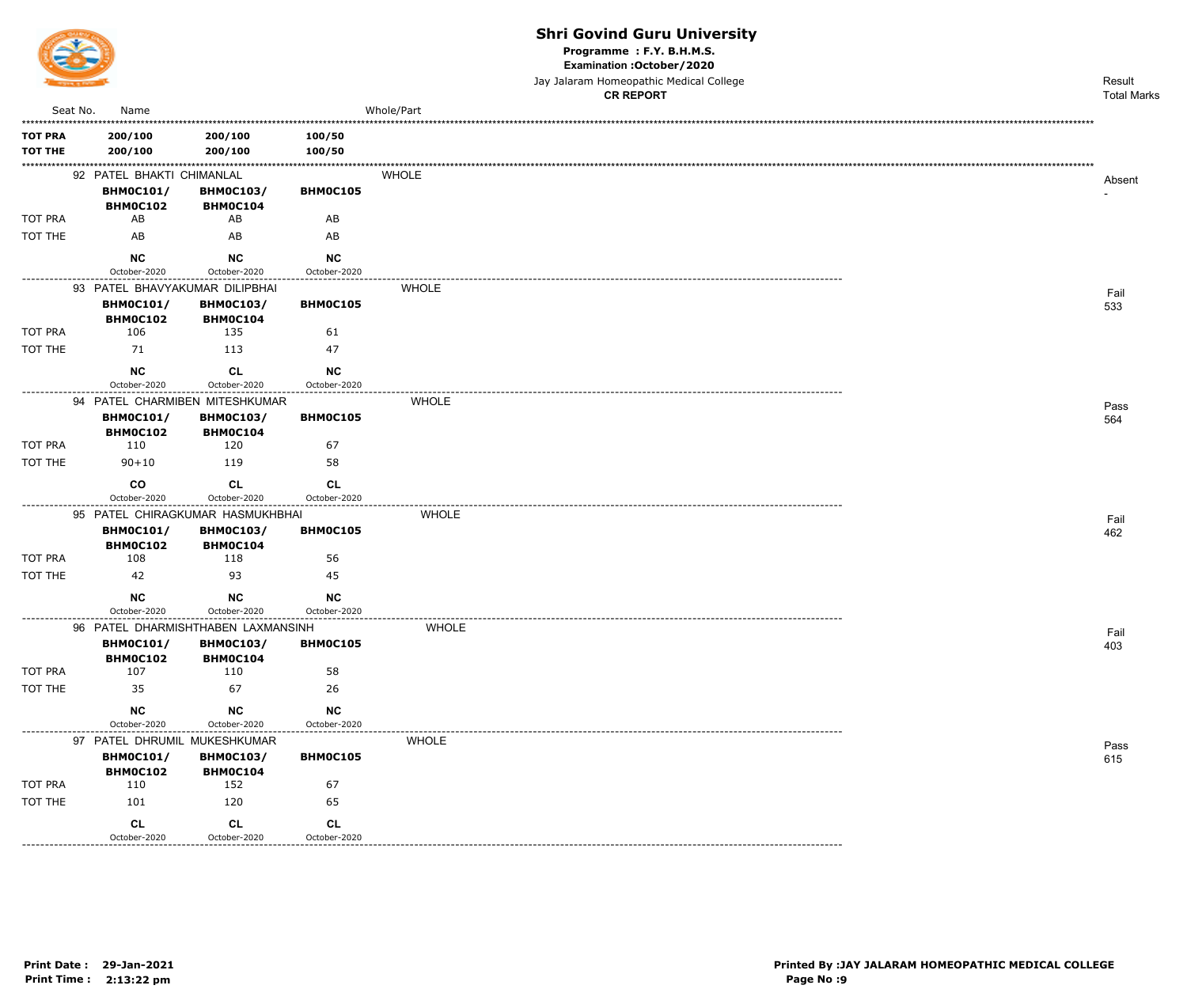# Shri Govind Guru University

**Programme : F.Y. B.H.M.S.**

**Examination :October/2020**

Jay Jalaram Homeopathic Medical College

**CR REPORT**

| Seat No. | Name | | | Whole/Part | Result / Total Marks |
|---|---|---|---|---|---|
| **TOT PRA** | **200/100** | **200/100** | **100/50** | | |
| **TOT THE** | **200/100** | **200/100** | **100/50** | | |
| 92 | PATEL BHAKTI CHIMANLAL | | | WHOLE | Absent / - |
| | **BHMOC101/ BHMOC102** | **BHMOC103/ BHMOC104** | **BHMOC105** | | |
| TOT PRA | AB | AB | AB | | |
| TOT THE | AB | AB | AB | | |
| | **NC** October-2020 | **NC** October-2020 | **NC** October-2020 | | |
| 93 | PATEL BHAVYAKUMAR DILIPBHAI | | | WHOLE | Fail / 533 |
| | **BHMOC101/ BHMOC102** | **BHMOC103/ BHMOC104** | **BHMOC105** | | |
| TOT PRA | 106 | 135 | 61 | | |
| TOT THE | 71 | 113 | 47 | | |
| | **NC** October-2020 | **CL** October-2020 | **NC** October-2020 | | |
| 94 | PATEL CHARMIBEN MITESHKUMAR | | | WHOLE | Pass / 564 |
| | **BHMOC101/ BHMOC102** | **BHMOC103/ BHMOC104** | **BHMOC105** | | |
| TOT PRA | 110 | 120 | 67 | | |
| TOT THE | 90+10 | 119 | 58 | | |
| | **CO** October-2020 | **CL** October-2020 | **CL** October-2020 | | |
| 95 | PATEL CHIRAGKUMAR HASMUKHBHAI | | | WHOLE | Fail / 462 |
| | **BHMOC101/ BHMOC102** | **BHMOC103/ BHMOC104** | **BHMOC105** | | |
| TOT PRA | 108 | 118 | 56 | | |
| TOT THE | 42 | 93 | 45 | | |
| | **NC** October-2020 | **NC** October-2020 | **NC** October-2020 | | |
| 96 | PATEL DHARMISHTHABEN LAXMANSINH | | | WHOLE | Fail / 403 |
| | **BHMOC101/ BHMOC102** | **BHMOC103/ BHMOC104** | **BHMOC105** | | |
| TOT PRA | 107 | 110 | 58 | | |
| TOT THE | 35 | 67 | 26 | | |
| | **NC** October-2020 | **NC** October-2020 | **NC** October-2020 | | |
| 97 | PATEL DHRUMIL MUKESHKUMAR | | | WHOLE | Pass / 615 |
| | **BHMOC101/ BHMOC102** | **BHMOC103/ BHMOC104** | **BHMOC105** | | |
| TOT PRA | 110 | 152 | 67 | | |
| TOT THE | 101 | 120 | 65 | | |
| | **CL** October-2020 | **CL** October-2020 | **CL** October-2020 | | |

**Print Date : 29-Jan-2021**
**Print Time : 2:13:22 pm**

**Printed By :JAY JALARAM HOMEOPATHIC MEDICAL COLLEGE**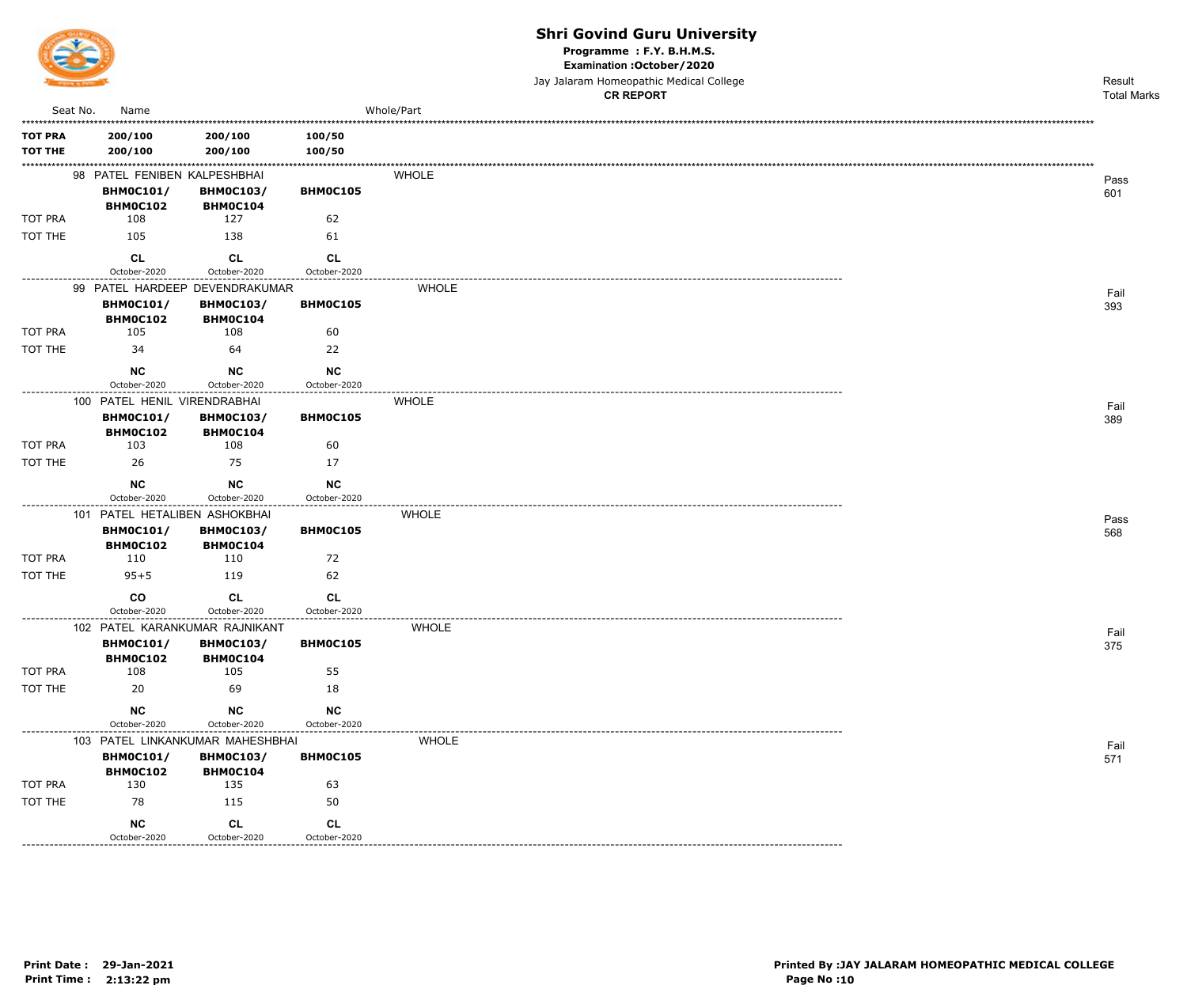# Shri Govind Guru University

**Programme : F.Y. B.H.M.S.**

**Examination :October/2020**

Jay Jalaram Homeopathic Medical College

**CR REPORT**

| Seat No. | Name | | | Whole/Part | Result / Total Marks |
|---|---|---|---|---|---|
| **TOT PRA** | **200/100** | **200/100** | **100/50** | | |
| **TOT THE** | **200/100** | **200/100** | **100/50** | | |
| 98 | PATEL FENIBEN KALPESHBHAI | | | WHOLE | Pass 601 |
| | **BHMOC101/ BHMOC102** | **BHMOC103/ BHMOC104** | **BHMOC105** | | |
| TOT PRA | 108 | 127 | 62 | | |
| TOT THE | 105 | 138 | 61 | | |
| | **CL** October-2020 | **CL** October-2020 | **CL** October-2020 | | |
| 99 | PATEL HARDEEP DEVENDRAKUMAR | | | WHOLE | Fail 393 |
| | **BHMOC101/ BHMOC102** | **BHMOC103/ BHMOC104** | **BHMOC105** | | |
| TOT PRA | 105 | 108 | 60 | | |
| TOT THE | 34 | 64 | 22 | | |
| | **NC** October-2020 | **NC** October-2020 | **NC** October-2020 | | |
| 100 | PATEL HENIL VIRENDRABHAI | | | WHOLE | Fail 389 |
| | **BHMOC101/ BHMOC102** | **BHMOC103/ BHMOC104** | **BHMOC105** | | |
| TOT PRA | 103 | 108 | 60 | | |
| TOT THE | 26 | 75 | 17 | | |
| | **NC** October-2020 | **NC** October-2020 | **NC** October-2020 | | |
| 101 | PATEL HETALIBEN ASHOKBHAI | | | WHOLE | Pass 568 |
| | **BHMOC101/ BHMOC102** | **BHMOC103/ BHMOC104** | **BHMOC105** | | |
| TOT PRA | 110 | 110 | 72 | | |
| TOT THE | 95+5 | 119 | 62 | | |
| | **CO** October-2020 | **CL** October-2020 | **CL** October-2020 | | |
| 102 | PATEL KARANKUMAR RAJNIKANT | | | WHOLE | Fail 375 |
| | **BHMOC101/ BHMOC102** | **BHMOC103/ BHMOC104** | **BHMOC105** | | |
| TOT PRA | 108 | 105 | 55 | | |
| TOT THE | 20 | 69 | 18 | | |
| | **NC** October-2020 | **NC** October-2020 | **NC** October-2020 | | |
| 103 | PATEL LINKANKUMAR MAHESHBHAI | | | WHOLE | Fail 571 |
| | **BHMOC101/ BHMOC102** | **BHMOC103/ BHMOC104** | **BHMOC105** | | |
| TOT PRA | 130 | 135 | 63 | | |
| TOT THE | 78 | 115 | 50 | | |
| | **NC** October-2020 | **CL** October-2020 | **CL** October-2020 | | |

**Print Date : 29-Jan-2021**
**Print Time : 2:13:22 pm**

**Printed By :JAY JALARAM HOMEOPATHIC MEDICAL COLLEGE**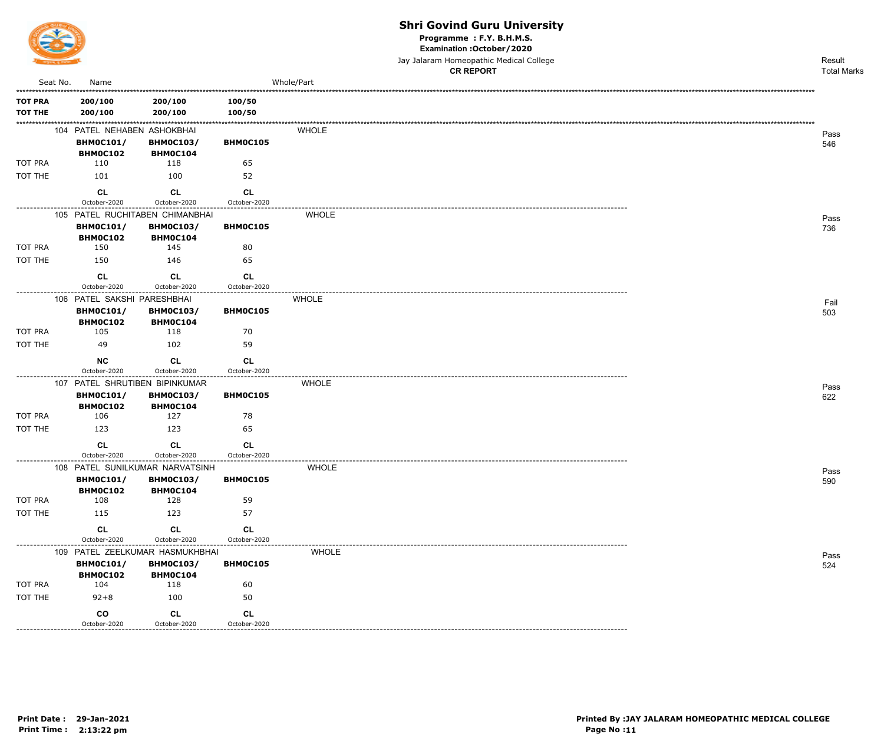# Shri Govind Guru University

**Programme : F.Y. B.H.M.S.**

**Examination :October/2020**

Jay Jalaram Homeopathic Medical College

**CR REPORT**

| Seat No. | Name | | | Whole/Part | Result / Total Marks |
|---|---|---|---|---|---|
| **TOT PRA** | **200/100** | **200/100** | **100/50** | | |
| **TOT THE** | **200/100** | **200/100** | **100/50** | | |
| 104 | PATEL NEHABEN ASHOKBHAI | | | WHOLE | Pass 546 |
| | **BHM0C101/ BHM0C102** | **BHM0C103/ BHM0C104** | **BHM0C105** | | |
| TOT PRA | 110 | 118 | 65 | | |
| TOT THE | 101 | 100 | 52 | | |
| | **CL** October-2020 | **CL** October-2020 | **CL** October-2020 | | |
| 105 | PATEL RUCHITABEN CHIMANBHAI | | | WHOLE | Pass 736 |
| | **BHM0C101/ BHM0C102** | **BHM0C103/ BHM0C104** | **BHM0C105** | | |
| TOT PRA | 150 | 145 | 80 | | |
| TOT THE | 150 | 146 | 65 | | |
| | **CL** October-2020 | **CL** October-2020 | **CL** October-2020 | | |
| 106 | PATEL SAKSHI PARESHBHAI | | | WHOLE | Fail 503 |
| | **BHM0C101/ BHM0C102** | **BHM0C103/ BHM0C104** | **BHM0C105** | | |
| TOT PRA | 105 | 118 | 70 | | |
| TOT THE | 49 | 102 | 59 | | |
| | **NC** October-2020 | **CL** October-2020 | **CL** October-2020 | | |
| 107 | PATEL SHRUTIBEN BIPINKUMAR | | | WHOLE | Pass 622 |
| | **BHM0C101/ BHM0C102** | **BHM0C103/ BHM0C104** | **BHM0C105** | | |
| TOT PRA | 106 | 127 | 78 | | |
| TOT THE | 123 | 123 | 65 | | |
| | **CL** October-2020 | **CL** October-2020 | **CL** October-2020 | | |
| 108 | PATEL SUNILKUMAR NARVATSINH | | | WHOLE | Pass 590 |
| | **BHM0C101/ BHM0C102** | **BHM0C103/ BHM0C104** | **BHM0C105** | | |
| TOT PRA | 108 | 128 | 59 | | |
| TOT THE | 115 | 123 | 57 | | |
| | **CL** October-2020 | **CL** October-2020 | **CL** October-2020 | | |
| 109 | PATEL ZEELKUMAR HASMUKHBHAI | | | WHOLE | Pass 524 |
| | **BHM0C101/ BHM0C102** | **BHM0C103/ BHM0C104** | **BHM0C105** | | |
| TOT PRA | 104 | 118 | 60 | | |
| TOT THE | 92+8 | 100 | 50 | | |
| | **CO** October-2020 | **CL** October-2020 | **CL** October-2020 | | |

**Print Date : 29-Jan-2021**
**Print Time : 2:13:22 pm**

**Printed By :JAY JALARAM HOMEOPATHIC MEDICAL COLLEGE**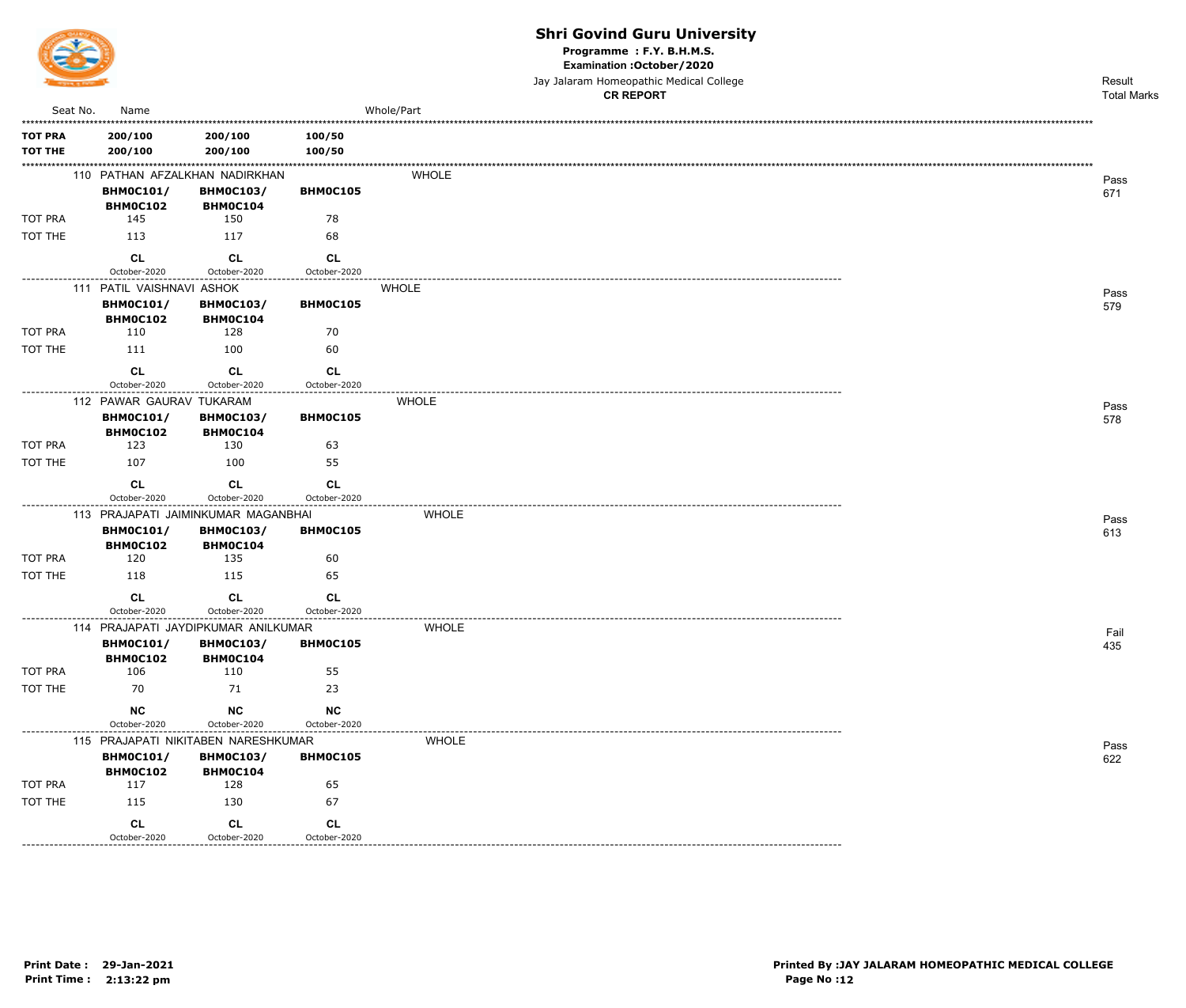# Shri Govind Guru University

**Programme : F.Y. B.H.M.S.**
**Examination :October/2020**
Jay Jalaram Homeopathic Medical College
**CR REPORT**

| Seat No. | Name | | | Whole/Part | Result Total Marks |
|---|---|---|---|---|---|
| **TOT PRA** | **200/100** | **200/100** | **100/50** | | |
| **TOT THE** | **200/100** | **200/100** | **100/50** | | |
| 110 | PATHAN AFZALKHAN NADIRKHAN | | | WHOLE | Pass 671 |
| | **BHM0C101/ BHM0C102** | **BHM0C103/ BHM0C104** | **BHM0C105** | | |
| TOT PRA | 145 | 150 | 78 | | |
| TOT THE | 113 | 117 | 68 | | |
| | **CL** October-2020 | **CL** October-2020 | **CL** October-2020 | | |
| 111 | PATIL VAISHNAVI ASHOK | | | WHOLE | Pass 579 |
| | **BHM0C101/ BHM0C102** | **BHM0C103/ BHM0C104** | **BHM0C105** | | |
| TOT PRA | 110 | 128 | 70 | | |
| TOT THE | 111 | 100 | 60 | | |
| | **CL** October-2020 | **CL** October-2020 | **CL** October-2020 | | |
| 112 | PAWAR GAURAV TUKARAM | | | WHOLE | Pass 578 |
| | **BHM0C101/ BHM0C102** | **BHM0C103/ BHM0C104** | **BHM0C105** | | |
| TOT PRA | 123 | 130 | 63 | | |
| TOT THE | 107 | 100 | 55 | | |
| | **CL** October-2020 | **CL** October-2020 | **CL** October-2020 | | |
| 113 | PRAJAPATI JAIMINKUMAR MAGANBHAI | | | WHOLE | Pass 613 |
| | **BHM0C101/ BHM0C102** | **BHM0C103/ BHM0C104** | **BHM0C105** | | |
| TOT PRA | 120 | 135 | 60 | | |
| TOT THE | 118 | 115 | 65 | | |
| | **CL** October-2020 | **CL** October-2020 | **CL** October-2020 | | |
| 114 | PRAJAPATI JAYDIPKUMAR ANILKUMAR | | | WHOLE | Fail 435 |
| | **BHM0C101/ BHM0C102** | **BHM0C103/ BHM0C104** | **BHM0C105** | | |
| TOT PRA | 106 | 110 | 55 | | |
| TOT THE | 70 | 71 | 23 | | |
| | **NC** October-2020 | **NC** October-2020 | **NC** October-2020 | | |
| 115 | PRAJAPATI NIKITABEN NARESHKUMAR | | | WHOLE | Pass 622 |
| | **BHM0C101/ BHM0C102** | **BHM0C103/ BHM0C104** | **BHM0C105** | | |
| TOT PRA | 117 | 128 | 65 | | |
| TOT THE | 115 | 130 | 67 | | |
| | **CL** October-2020 | **CL** October-2020 | **CL** October-2020 | | |

**Print Date : 29-Jan-2021**
**Print Time : 2:13:22 pm**

**Printed By :JAY JALARAM HOMEOPATHIC MEDICAL COLLEGE**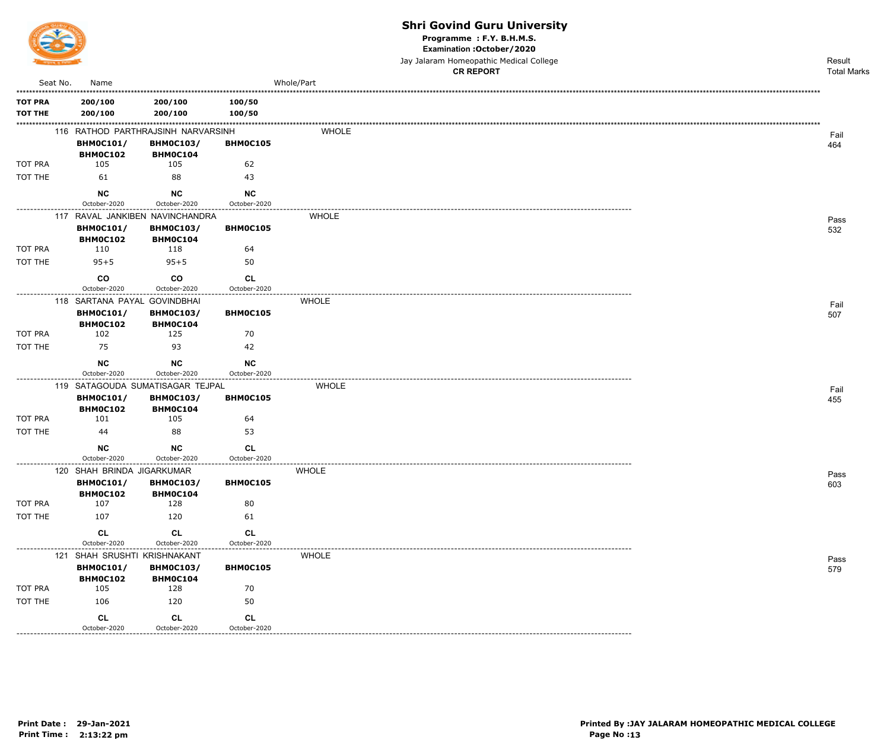# Shri Govind Guru University

**Programme : F.Y. B.H.M.S.**
**Examination :October/2020**
Jay Jalaram Homeopathic Medical College
**CR REPORT**

| Seat No. | Name | | | Whole/Part | Result Total Marks |
|---|---|---|---|---|---|
| **TOT PRA** | **200/100** | **200/100** | **100/50** | | |
| **TOT THE** | **200/100** | **200/100** | **100/50** | | |
| 116 | RATHOD PARTHRAJSINH NARVARSINH | | | WHOLE | Fail 464 |
| | **BHM0C101/ BHM0C102** | **BHM0C103/ BHM0C104** | **BHM0C105** | | |
| TOT PRA | 105 | 105 | 62 | | |
| TOT THE | 61 | 88 | 43 | | |
| | **NC** October-2020 | **NC** October-2020 | **NC** October-2020 | | |
| 117 | RAVAL JANKIBEN NAVINCHANDRA | | | WHOLE | Pass 532 |
| | **BHM0C101/ BHM0C102** | **BHM0C103/ BHM0C104** | **BHM0C105** | | |
| TOT PRA | 110 | 118 | 64 | | |
| TOT THE | 95+5 | 95+5 | 50 | | |
| | **CO** October-2020 | **CO** October-2020 | **CL** October-2020 | | |
| 118 | SARTANA PAYAL GOVINDBHAI | | | WHOLE | Fail 507 |
| | **BHM0C101/ BHM0C102** | **BHM0C103/ BHM0C104** | **BHM0C105** | | |
| TOT PRA | 102 | 125 | 70 | | |
| TOT THE | 75 | 93 | 42 | | |
| | **NC** October-2020 | **NC** October-2020 | **NC** October-2020 | | |
| 119 | SATAGOUDA SUMATISAGAR TEJPAL | | | WHOLE | Fail 455 |
| | **BHM0C101/ BHM0C102** | **BHM0C103/ BHM0C104** | **BHM0C105** | | |
| TOT PRA | 101 | 105 | 64 | | |
| TOT THE | 44 | 88 | 53 | | |
| | **NC** October-2020 | **NC** October-2020 | **CL** October-2020 | | |
| 120 | SHAH BRINDA JIGARKUMAR | | | WHOLE | Pass 603 |
| | **BHM0C101/ BHM0C102** | **BHM0C103/ BHM0C104** | **BHM0C105** | | |
| TOT PRA | 107 | 128 | 80 | | |
| TOT THE | 107 | 120 | 61 | | |
| | **CL** October-2020 | **CL** October-2020 | **CL** October-2020 | | |
| 121 | SHAH SRUSHTI KRISHNAKANT | | | WHOLE | Pass 579 |
| | **BHM0C101/ BHM0C102** | **BHM0C103/ BHM0C104** | **BHM0C105** | | |
| TOT PRA | 105 | 128 | 70 | | |
| TOT THE | 106 | 120 | 50 | | |
| | **CL** October-2020 | **CL** October-2020 | **CL** October-2020 | | |

**Print Date : 29-Jan-2021**
**Print Time : 2:13:22 pm**

**Printed By :JAY JALARAM HOMEOPATHIC MEDICAL COLLEGE**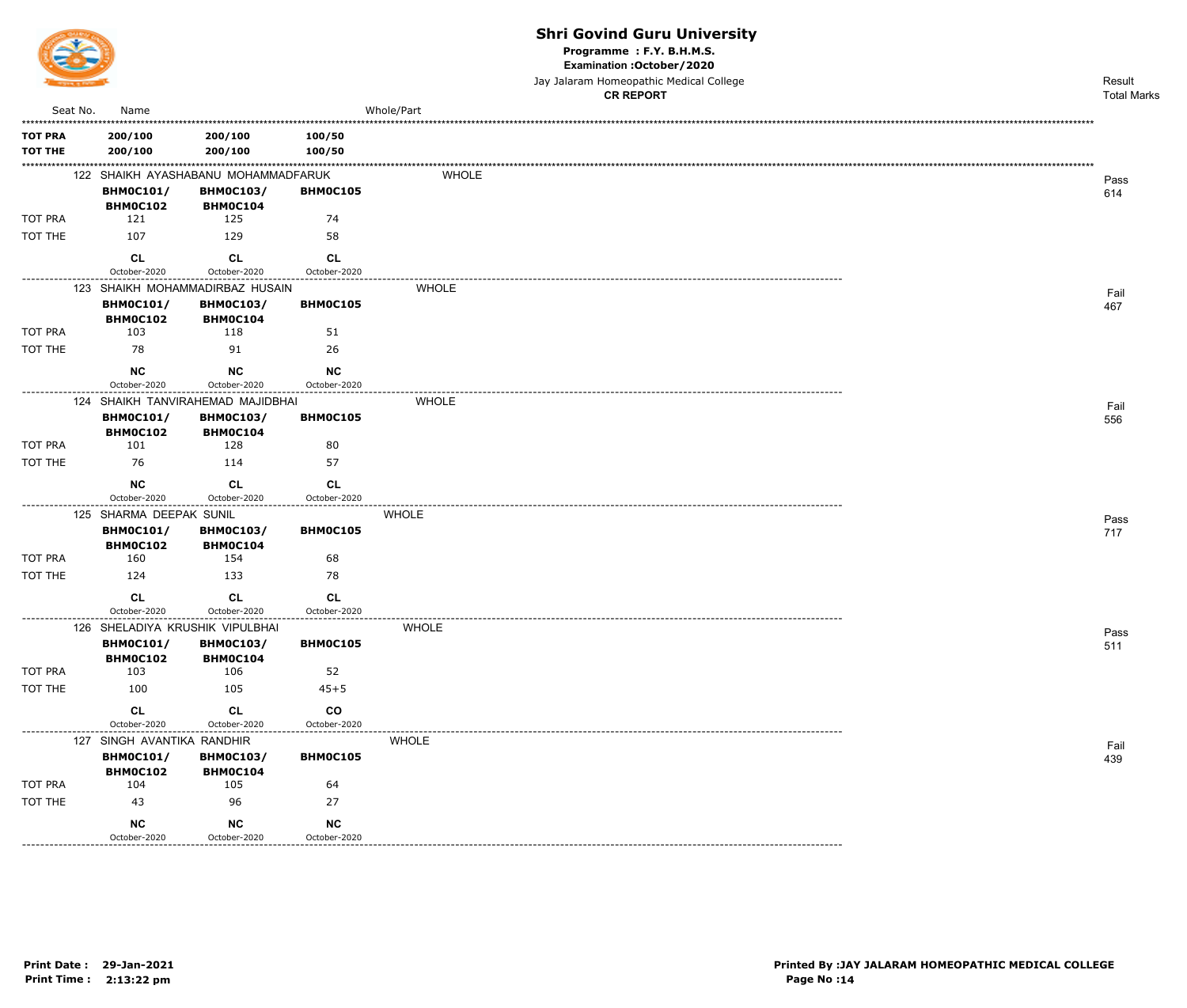# Shri Govind Guru University

**Programme : F.Y. B.H.M.S.**

**Examination :October/2020**

Jay Jalaram Homeopathic Medical College

**CR REPORT**

| Seat No. | Name | | | Whole/Part | Result Total Marks |
|---|---|---|---|---|---|
| **TOT PRA** | **200/100** | **200/100** | **100/50** | | |
| **TOT THE** | **200/100** | **200/100** | **100/50** | | |

| Seat No. | | | | Whole/Part | Result | Total Marks |
|---|---|---|---|---|---|---|
| 122 | SHAIKH AYASHABANU MOHAMMADFARUK | | | WHOLE | Pass | 614 |
| | **BHM0C101/ BHM0C102** | **BHM0C103/ BHM0C104** | **BHM0C105** | | | |
| TOT PRA | 121 | 125 | 74 | | | |
| TOT THE | 107 | 129 | 58 | | | |
| | **CL** October-2020 | **CL** October-2020 | **CL** October-2020 | | | |
| 123 | SHAIKH MOHAMMADIRBAZ HUSAIN | | | WHOLE | Fail | 467 |
| | **BHM0C101/ BHM0C102** | **BHM0C103/ BHM0C104** | **BHM0C105** | | | |
| TOT PRA | 103 | 118 | 51 | | | |
| TOT THE | 78 | 91 | 26 | | | |
| | **NC** October-2020 | **NC** October-2020 | **NC** October-2020 | | | |
| 124 | SHAIKH TANVIRAHEMAD MAJIDBHAI | | | WHOLE | Fail | 556 |
| | **BHM0C101/ BHM0C102** | **BHM0C103/ BHM0C104** | **BHM0C105** | | | |
| TOT PRA | 101 | 128 | 80 | | | |
| TOT THE | 76 | 114 | 57 | | | |
| | **NC** October-2020 | **CL** October-2020 | **CL** October-2020 | | | |
| 125 | SHARMA DEEPAK SUNIL | | | WHOLE | Pass | 717 |
| | **BHM0C101/ BHM0C102** | **BHM0C103/ BHM0C104** | **BHM0C105** | | | |
| TOT PRA | 160 | 154 | 68 | | | |
| TOT THE | 124 | 133 | 78 | | | |
| | **CL** October-2020 | **CL** October-2020 | **CL** October-2020 | | | |
| 126 | SHELADIYA KRUSHIK VIPULBHAI | | | WHOLE | Pass | 511 |
| | **BHM0C101/ BHM0C102** | **BHM0C103/ BHM0C104** | **BHM0C105** | | | |
| TOT PRA | 103 | 106 | 52 | | | |
| TOT THE | 100 | 105 | 45+5 | | | |
| | **CL** October-2020 | **CL** October-2020 | **CO** October-2020 | | | |
| 127 | SINGH AVANTIKA RANDHIR | | | WHOLE | Fail | 439 |
| | **BHM0C101/ BHM0C102** | **BHM0C103/ BHM0C104** | **BHM0C105** | | | |
| TOT PRA | 104 | 105 | 64 | | | |
| TOT THE | 43 | 96 | 27 | | | |
| | **NC** October-2020 | **NC** October-2020 | **NC** October-2020 | | | |

**Print Date : 29-Jan-2021**
**Print Time : 2:13:22 pm**

**Printed By :JAY JALARAM HOMEOPATHIC MEDICAL COLLEGE**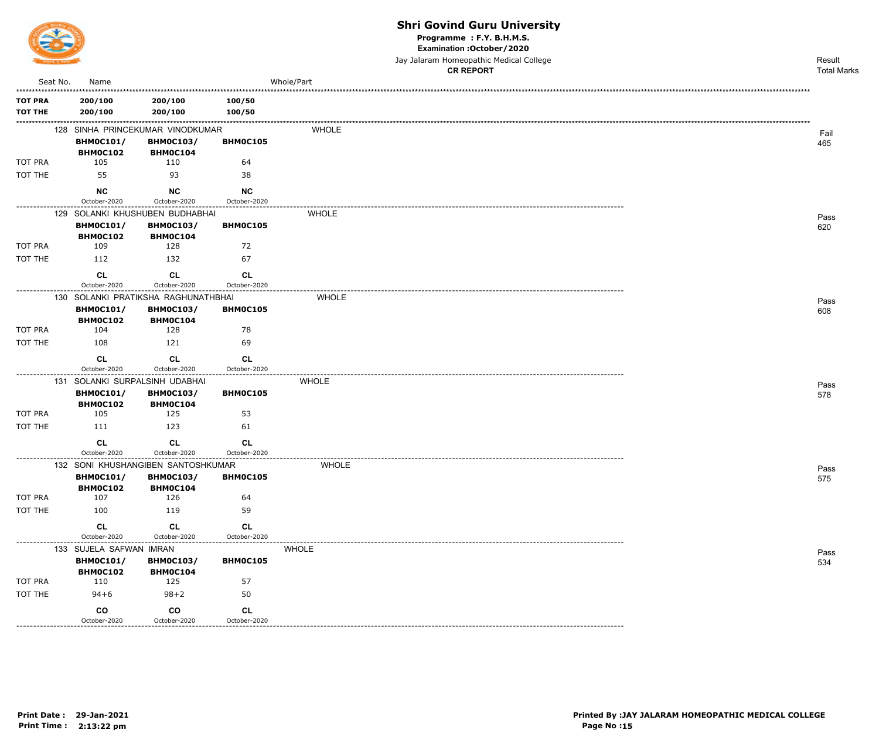# Shri Govind Guru University

**Programme : F.Y. B.H.M.S.**

**Examination :October/2020**

Jay Jalaram Homeopathic Medical College

**CR REPORT**

| Seat No. | Name | | | Whole/Part | Result / Total Marks |
|---|---|---|---|---|---|
| **TOT PRA** | **200/100** | **200/100** | **100/50** | | |
| **TOT THE** | **200/100** | **200/100** | **100/50** | | |
| 128 | SINHA PRINCEKUMAR VINODKUMAR | | | WHOLE | Fail 465 |
| | **BHM0C101/ BHM0C102** | **BHM0C103/ BHM0C104** | **BHM0C105** | | |
| TOT PRA | 105 | 110 | 64 | | |
| TOT THE | 55 | 93 | 38 | | |
| | **NC** October-2020 | **NC** October-2020 | **NC** October-2020 | | |
| 129 | SOLANKI KHUSHUBEN BUDHABHAI | | | WHOLE | Pass 620 |
| | **BHM0C101/ BHM0C102** | **BHM0C103/ BHM0C104** | **BHM0C105** | | |
| TOT PRA | 109 | 128 | 72 | | |
| TOT THE | 112 | 132 | 67 | | |
| | **CL** October-2020 | **CL** October-2020 | **CL** October-2020 | | |
| 130 | SOLANKI PRATIKSHA RAGHUNATHBHAI | | | WHOLE | Pass 608 |
| | **BHM0C101/ BHM0C102** | **BHM0C103/ BHM0C104** | **BHM0C105** | | |
| TOT PRA | 104 | 128 | 78 | | |
| TOT THE | 108 | 121 | 69 | | |
| | **CL** October-2020 | **CL** October-2020 | **CL** October-2020 | | |
| 131 | SOLANKI SURPALSINH UDABHAI | | | WHOLE | Pass 578 |
| | **BHM0C101/ BHM0C102** | **BHM0C103/ BHM0C104** | **BHM0C105** | | |
| TOT PRA | 105 | 125 | 53 | | |
| TOT THE | 111 | 123 | 61 | | |
| | **CL** October-2020 | **CL** October-2020 | **CL** October-2020 | | |
| 132 | SONI KHUSHANGIBEN SANTOSHKUMAR | | | WHOLE | Pass 575 |
| | **BHM0C101/ BHM0C102** | **BHM0C103/ BHM0C104** | **BHM0C105** | | |
| TOT PRA | 107 | 126 | 64 | | |
| TOT THE | 100 | 119 | 59 | | |
| | **CL** October-2020 | **CL** October-2020 | **CL** October-2020 | | |
| 133 | SUJELA SAFWAN IMRAN | | | WHOLE | Pass 534 |
| | **BHM0C101/ BHM0C102** | **BHM0C103/ BHM0C104** | **BHM0C105** | | |
| TOT PRA | 110 | 125 | 57 | | |
| TOT THE | 94+6 | 98+2 | 50 | | |
| | **CO** October-2020 | **CO** October-2020 | **CL** October-2020 | | |

**Print Date : 29-Jan-2021**
**Print Time : 2:13:22 pm**

**Printed By :JAY JALARAM HOMEOPATHIC MEDICAL COLLEGE**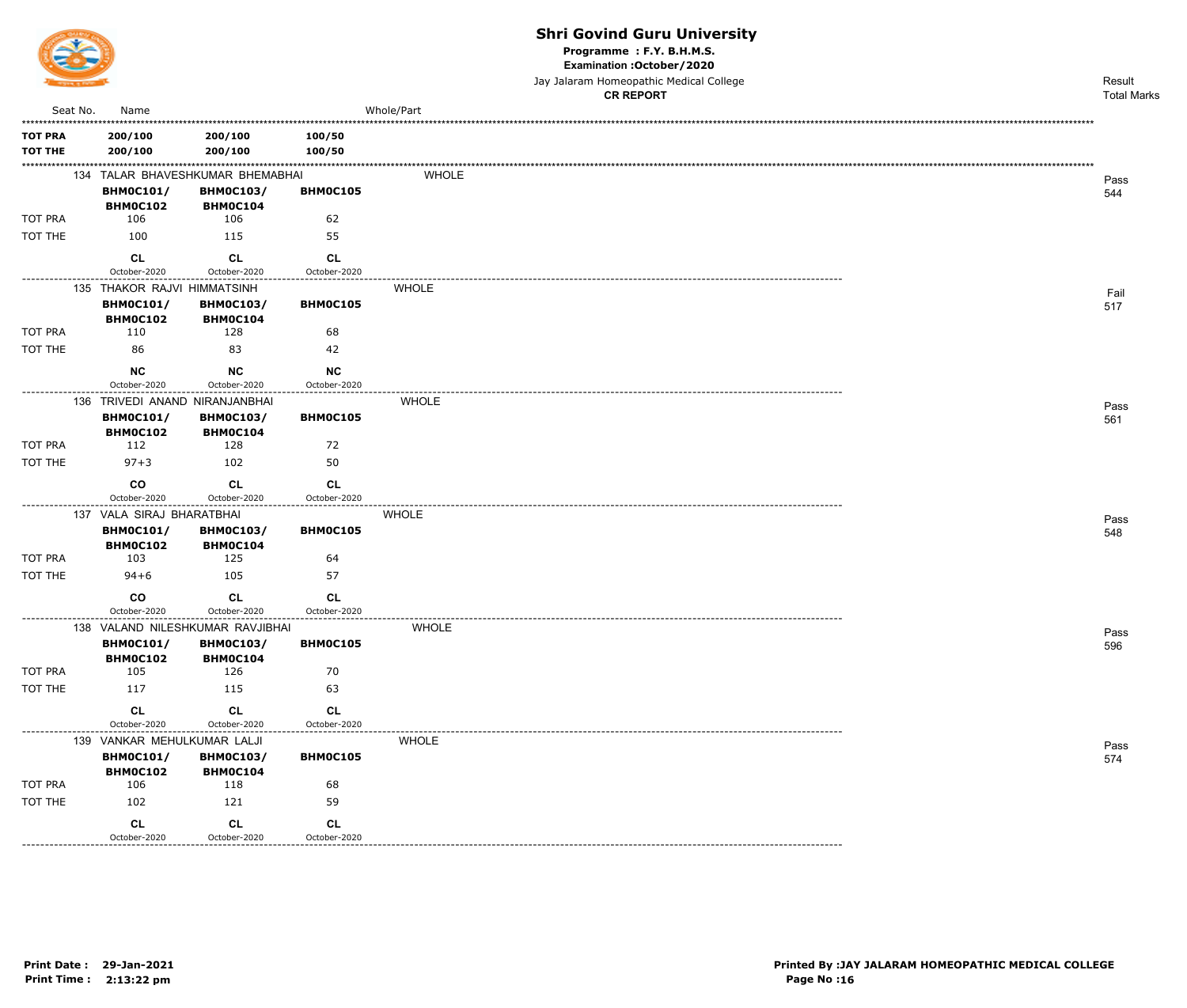# Shri Govind Guru University

**Programme : F.Y. B.H.M.S.**

**Examination :October/2020**

Jay Jalaram Homeopathic Medical College

**CR REPORT**

| Seat No. | Name | | | Whole/Part | Result Total Marks |
|---|---|---|---|---|---|
| **TOT PRA** | **200/100** | **200/100** | **100/50** | | |
| **TOT THE** | **200/100** | **200/100** | **100/50** | | |

| Seat No. | Name / Subjects | | | Whole/Part | Result Total Marks |
|---|---|---|---|---|---|
| 134 | TALAR BHAVESHKUMAR BHEMABHAI | | | WHOLE | Pass 544 |
| | **BHM0C101/ BHM0C102** | **BHM0C103/ BHM0C104** | **BHM0C105** | | |
| TOT PRA | 106 | 106 | 62 | | |
| TOT THE | 100 | 115 | 55 | | |
| | **CL** October-2020 | **CL** October-2020 | **CL** October-2020 | | |
| 135 | THAKOR RAJVI HIMMATSINH | | | WHOLE | Fail 517 |
| | **BHM0C101/ BHM0C102** | **BHM0C103/ BHM0C104** | **BHM0C105** | | |
| TOT PRA | 110 | 128 | 68 | | |
| TOT THE | 86 | 83 | 42 | | |
| | **NC** October-2020 | **NC** October-2020 | **NC** October-2020 | | |
| 136 | TRIVEDI ANAND NIRANJANBHAI | | | WHOLE | Pass 561 |
| | **BHM0C101/ BHM0C102** | **BHM0C103/ BHM0C104** | **BHM0C105** | | |
| TOT PRA | 112 | 128 | 72 | | |
| TOT THE | 97+3 | 102 | 50 | | |
| | **CO** October-2020 | **CL** October-2020 | **CL** October-2020 | | |
| 137 | VALA SIRAJ BHARATBHAI | | | WHOLE | Pass 548 |
| | **BHM0C101/ BHM0C102** | **BHM0C103/ BHM0C104** | **BHM0C105** | | |
| TOT PRA | 103 | 125 | 64 | | |
| TOT THE | 94+6 | 105 | 57 | | |
| | **CO** October-2020 | **CL** October-2020 | **CL** October-2020 | | |
| 138 | VALAND NILESHKUMAR RAVJIBHAI | | | WHOLE | Pass 596 |
| | **BHM0C101/ BHM0C102** | **BHM0C103/ BHM0C104** | **BHM0C105** | | |
| TOT PRA | 105 | 126 | 70 | | |
| TOT THE | 117 | 115 | 63 | | |
| | **CL** October-2020 | **CL** October-2020 | **CL** October-2020 | | |
| 139 | VANKAR MEHULKUMAR LALJI | | | WHOLE | Pass 574 |
| | **BHM0C101/ BHM0C102** | **BHM0C103/ BHM0C104** | **BHM0C105** | | |
| TOT PRA | 106 | 118 | 68 | | |
| TOT THE | 102 | 121 | 59 | | |
| | **CL** October-2020 | **CL** October-2020 | **CL** October-2020 | | |

**Print Date : 29-Jan-2021**
**Print Time : 2:13:22 pm**

**Printed By :JAY JALARAM HOMEOPATHIC MEDICAL COLLEGE**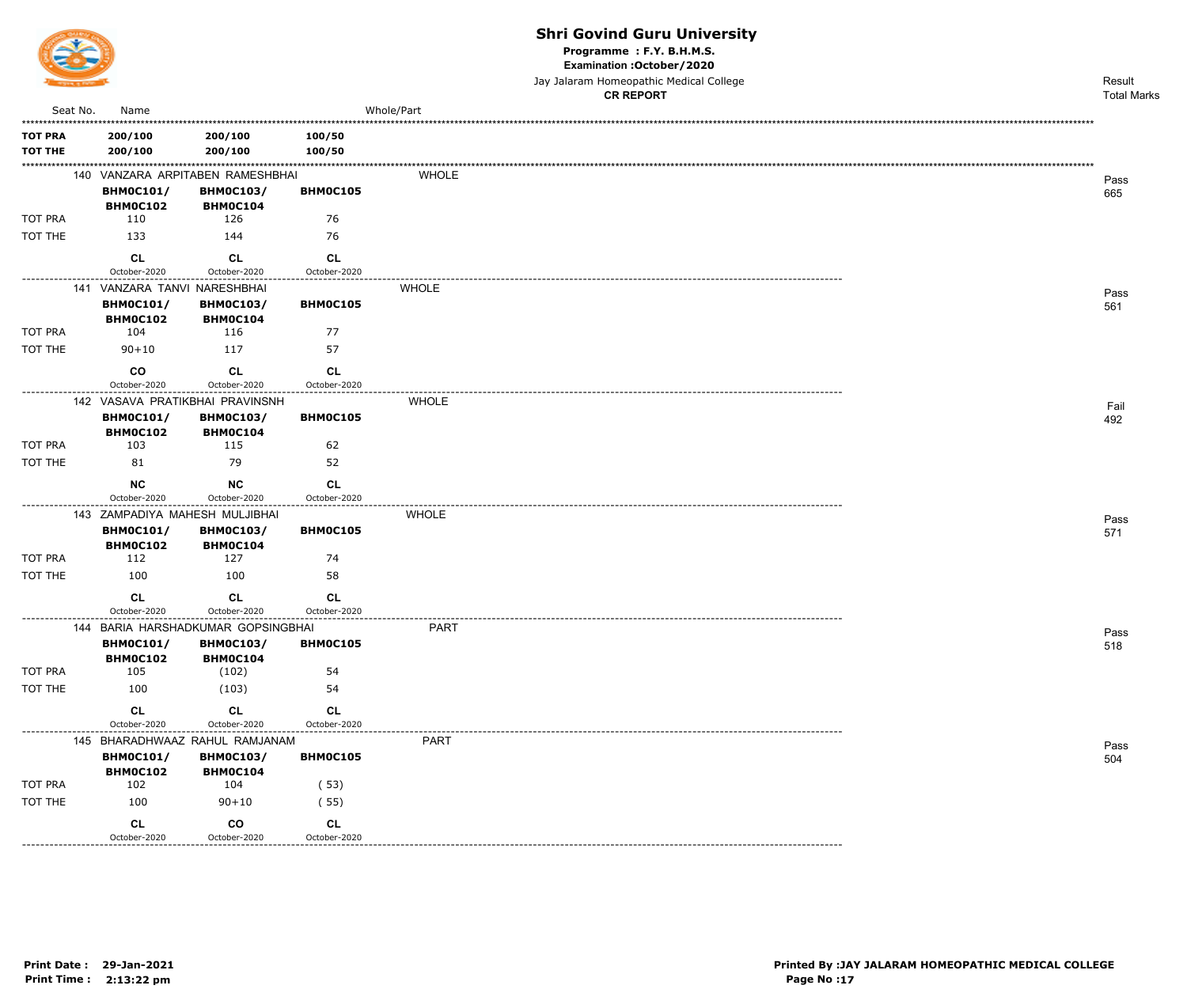# Shri Govind Guru University

**Programme : F.Y. B.H.M.S.**

**Examination :October/2020**

Jay Jalaram Homeopathic Medical College

**CR REPORT**

| Seat No. | Name | | | Whole/Part | Result Total Marks |
|---|---|---|---|---|---|
| **TOT PRA** | **200/100** | **200/100** | **100/50** | | |
| **TOT THE** | **200/100** | **200/100** | **100/50** | | |
| 140 | VANZARA ARPITABEN RAMESHBHAI | | | WHOLE | Pass 665 |
| | **BHM0C101/ BHM0C102** | **BHM0C103/ BHM0C104** | **BHM0C105** | | |
| TOT PRA | 110 | 126 | 76 | | |
| TOT THE | 133 | 144 | 76 | | |
| | **CL** October-2020 | **CL** October-2020 | **CL** October-2020 | | |
| 141 | VANZARA TANVI NARESHBHAI | | | WHOLE | Pass 561 |
| | **BHM0C101/ BHM0C102** | **BHM0C103/ BHM0C104** | **BHM0C105** | | |
| TOT PRA | 104 | 116 | 77 | | |
| TOT THE | 90+10 | 117 | 57 | | |
| | **CO** October-2020 | **CL** October-2020 | **CL** October-2020 | | |
| 142 | VASAVA PRATIKBHAI PRAVINSNH | | | WHOLE | Fail 492 |
| | **BHM0C101/ BHM0C102** | **BHM0C103/ BHM0C104** | **BHM0C105** | | |
| TOT PRA | 103 | 115 | 62 | | |
| TOT THE | 81 | 79 | 52 | | |
| | **NC** October-2020 | **NC** October-2020 | **CL** October-2020 | | |
| 143 | ZAMPADIYA MAHESH MULJIBHAI | | | WHOLE | Pass 571 |
| | **BHM0C101/ BHM0C102** | **BHM0C103/ BHM0C104** | **BHM0C105** | | |
| TOT PRA | 112 | 127 | 74 | | |
| TOT THE | 100 | 100 | 58 | | |
| | **CL** October-2020 | **CL** October-2020 | **CL** October-2020 | | |
| 144 | BARIA HARSHADKUMAR GOPSINGBHAI | | | PART | Pass 518 |
| | **BHM0C101/ BHM0C102** | **BHM0C103/ BHM0C104** | **BHM0C105** | | |
| TOT PRA | 105 | (102) | 54 | | |
| TOT THE | 100 | (103) | 54 | | |
| | **CL** October-2020 | **CL** October-2020 | **CL** October-2020 | | |
| 145 | BHARADHWAAZ RAHUL RAMJANAM | | | PART | Pass 504 |
| | **BHM0C101/ BHM0C102** | **BHM0C103/ BHM0C104** | **BHM0C105** | | |
| TOT PRA | 102 | 104 | ( 53) | | |
| TOT THE | 100 | 90+10 | ( 55) | | |
| | **CL** October-2020 | **CO** October-2020 | **CL** October-2020 | | |

**Print Date : 29-Jan-2021**
**Print Time : 2:13:22 pm**

**Printed By :JAY JALARAM HOMEOPATHIC MEDICAL COLLEGE**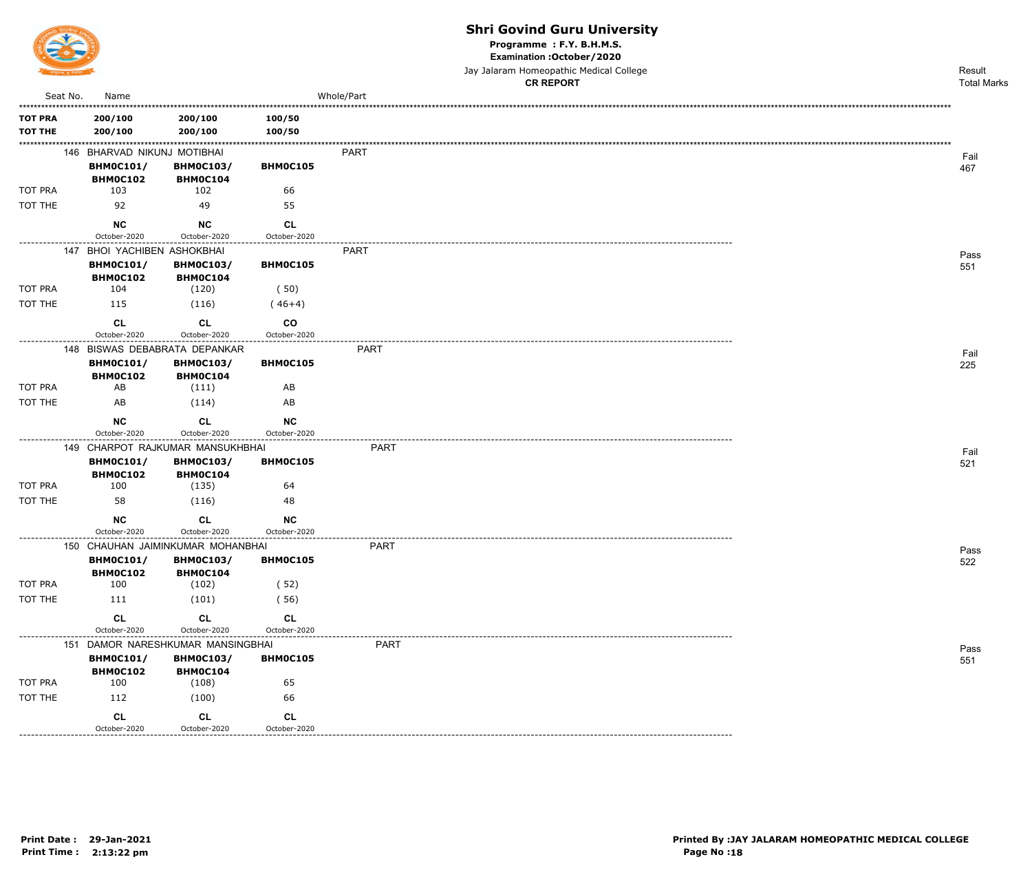# Shri Govind Guru University

**Programme : F.Y. B.H.M.S.**

**Examination :October/2020**

Jay Jalaram Homeopathic Medical College

**CR REPORT**

| Seat No. | Name | | | Whole/Part | Result Total Marks |
|---|---|---|---|---|---|
| **TOT PRA** | **200/100** | **200/100** | **100/50** | | |
| **TOT THE** | **200/100** | **200/100** | **100/50** | | |
| 146 | BHARVAD NIKUNJ MOTIBHAI | | | PART | Fail 467 |
| | **BHM0C101/ BHM0C102** | **BHM0C103/ BHM0C104** | **BHM0C105** | | |
| TOT PRA | 103 | 102 | 66 | | |
| TOT THE | 92 | 49 | 55 | | |
| | **NC** October-2020 | **NC** October-2020 | **CL** October-2020 | | |
| 147 | BHOI YACHIBEN ASHOKBHAI | | | PART | Pass 551 |
| | **BHM0C101/ BHM0C102** | **BHM0C103/ BHM0C104** | **BHM0C105** | | |
| TOT PRA | 104 | (120) | ( 50) | | |
| TOT THE | 115 | (116) | ( 46+4) | | |
| | **CL** October-2020 | **CL** October-2020 | **CO** October-2020 | | |
| 148 | BISWAS DEBABRATA DEPANKAR | | | PART | Fail 225 |
| | **BHM0C101/ BHM0C102** | **BHM0C103/ BHM0C104** | **BHM0C105** | | |
| TOT PRA | AB | (111) | AB | | |
| TOT THE | AB | (114) | AB | | |
| | **NC** October-2020 | **CL** October-2020 | **NC** October-2020 | | |
| 149 | CHARPOT RAJKUMAR MANSUKHBHAI | | | PART | Fail 521 |
| | **BHM0C101/ BHM0C102** | **BHM0C103/ BHM0C104** | **BHM0C105** | | |
| TOT PRA | 100 | (135) | 64 | | |
| TOT THE | 58 | (116) | 48 | | |
| | **NC** October-2020 | **CL** October-2020 | **NC** October-2020 | | |
| 150 | CHAUHAN JAIMINKUMAR MOHANBHAI | | | PART | Pass 522 |
| | **BHM0C101/ BHM0C102** | **BHM0C103/ BHM0C104** | **BHM0C105** | | |
| TOT PRA | 100 | (102) | ( 52) | | |
| TOT THE | 111 | (101) | ( 56) | | |
| | **CL** October-2020 | **CL** October-2020 | **CL** October-2020 | | |
| 151 | DAMOR NARESHKUMAR MANSINGBHAI | | | PART | Pass 551 |
| | **BHM0C101/ BHM0C102** | **BHM0C103/ BHM0C104** | **BHM0C105** | | |
| TOT PRA | 100 | (108) | 65 | | |
| TOT THE | 112 | (100) | 66 | | |
| | **CL** October-2020 | **CL** October-2020 | **CL** October-2020 | | |

**Print Date : 29-Jan-2021**
**Print Time : 2:13:22 pm**

**Printed By :JAY JALARAM HOMEOPATHIC MEDICAL COLLEGE**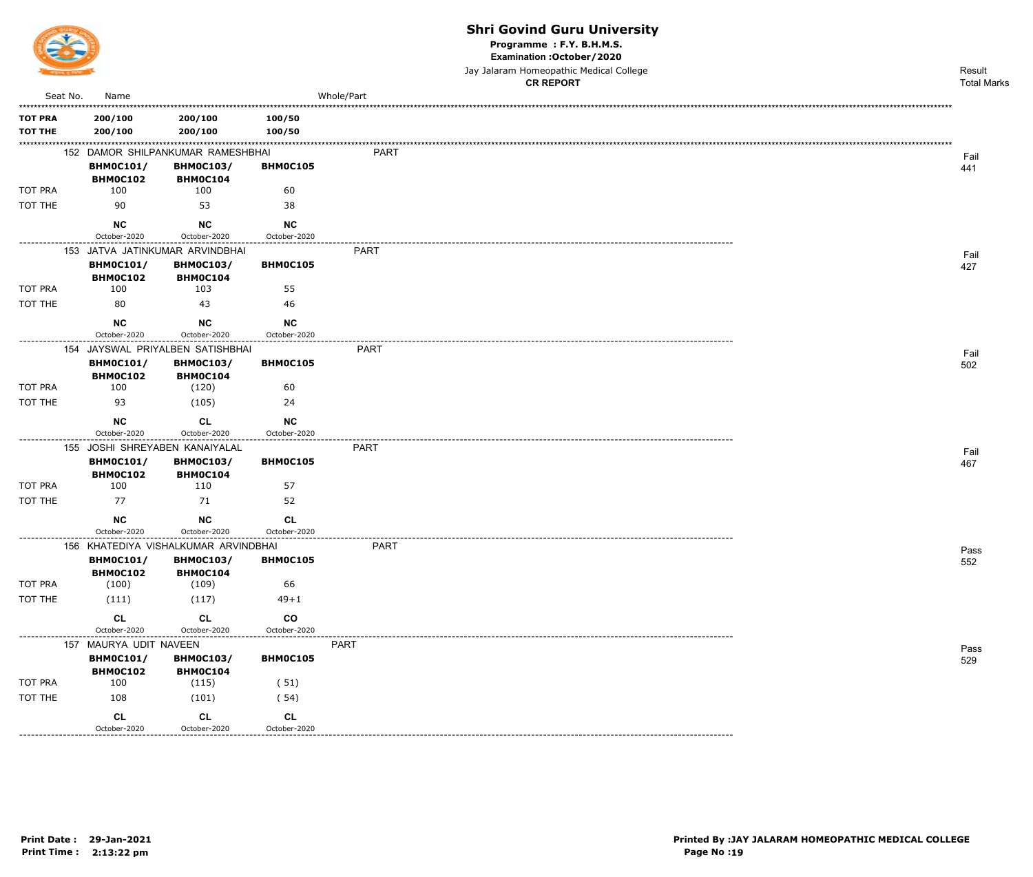# Shri Govind Guru University

**Programme : F.Y. B.H.M.S.**

**Examination :October/2020**

Jay Jalaram Homeopathic Medical College

**CR REPORT**

| Seat No. | Name | | | Whole/Part | Result / Total Marks |
|---|---|---|---|---|---|
| **TOT PRA** | **200/100** | **200/100** | **100/50** | | |
| **TOT THE** | **200/100** | **200/100** | **100/50** | | |
| 152 | DAMOR SHILPANKUMAR RAMESHBHAI | | | PART | Fail 441 |
| | **BHM0C101/ BHM0C102** | **BHM0C103/ BHM0C104** | **BHM0C105** | | |
| TOT PRA | 100 | 100 | 60 | | |
| TOT THE | 90 | 53 | 38 | | |
| | **NC** October-2020 | **NC** October-2020 | **NC** October-2020 | | |
| 153 | JATVA JATINKUMAR ARVINDBHAI | | | PART | Fail 427 |
| | **BHM0C101/ BHM0C102** | **BHM0C103/ BHM0C104** | **BHM0C105** | | |
| TOT PRA | 100 | 103 | 55 | | |
| TOT THE | 80 | 43 | 46 | | |
| | **NC** October-2020 | **NC** October-2020 | **NC** October-2020 | | |
| 154 | JAYSWAL PRIYALBEN SATISHBHAI | | | PART | Fail 502 |
| | **BHM0C101/ BHM0C102** | **BHM0C103/ BHM0C104** | **BHM0C105** | | |
| TOT PRA | 100 | (120) | 60 | | |
| TOT THE | 93 | (105) | 24 | | |
| | **NC** October-2020 | **CL** October-2020 | **NC** October-2020 | | |
| 155 | JOSHI SHREYABEN KANAIYALAL | | | PART | Fail 467 |
| | **BHM0C101/ BHM0C102** | **BHM0C103/ BHM0C104** | **BHM0C105** | | |
| TOT PRA | 100 | 110 | 57 | | |
| TOT THE | 77 | 71 | 52 | | |
| | **NC** October-2020 | **NC** October-2020 | **CL** October-2020 | | |
| 156 | KHATEDIYA VISHALKUMAR ARVINDBHAI | | | PART | Pass 552 |
| | **BHM0C101/ BHM0C102** | **BHM0C103/ BHM0C104** | **BHM0C105** | | |
| TOT PRA | (100) | (109) | 66 | | |
| TOT THE | (111) | (117) | 49+1 | | |
| | **CL** October-2020 | **CL** October-2020 | **CO** October-2020 | | |
| 157 | MAURYA UDIT NAVEEN | | | PART | Pass 529 |
| | **BHM0C101/ BHM0C102** | **BHM0C103/ BHM0C104** | **BHM0C105** | | |
| TOT PRA | 100 | (115) | ( 51) | | |
| TOT THE | 108 | (101) | ( 54) | | |
| | **CL** October-2020 | **CL** October-2020 | **CL** October-2020 | | |

**Print Date : 29-Jan-2021**
**Print Time : 2:13:22 pm**

**Printed By :JAY JALARAM HOMEOPATHIC MEDICAL COLLEGE**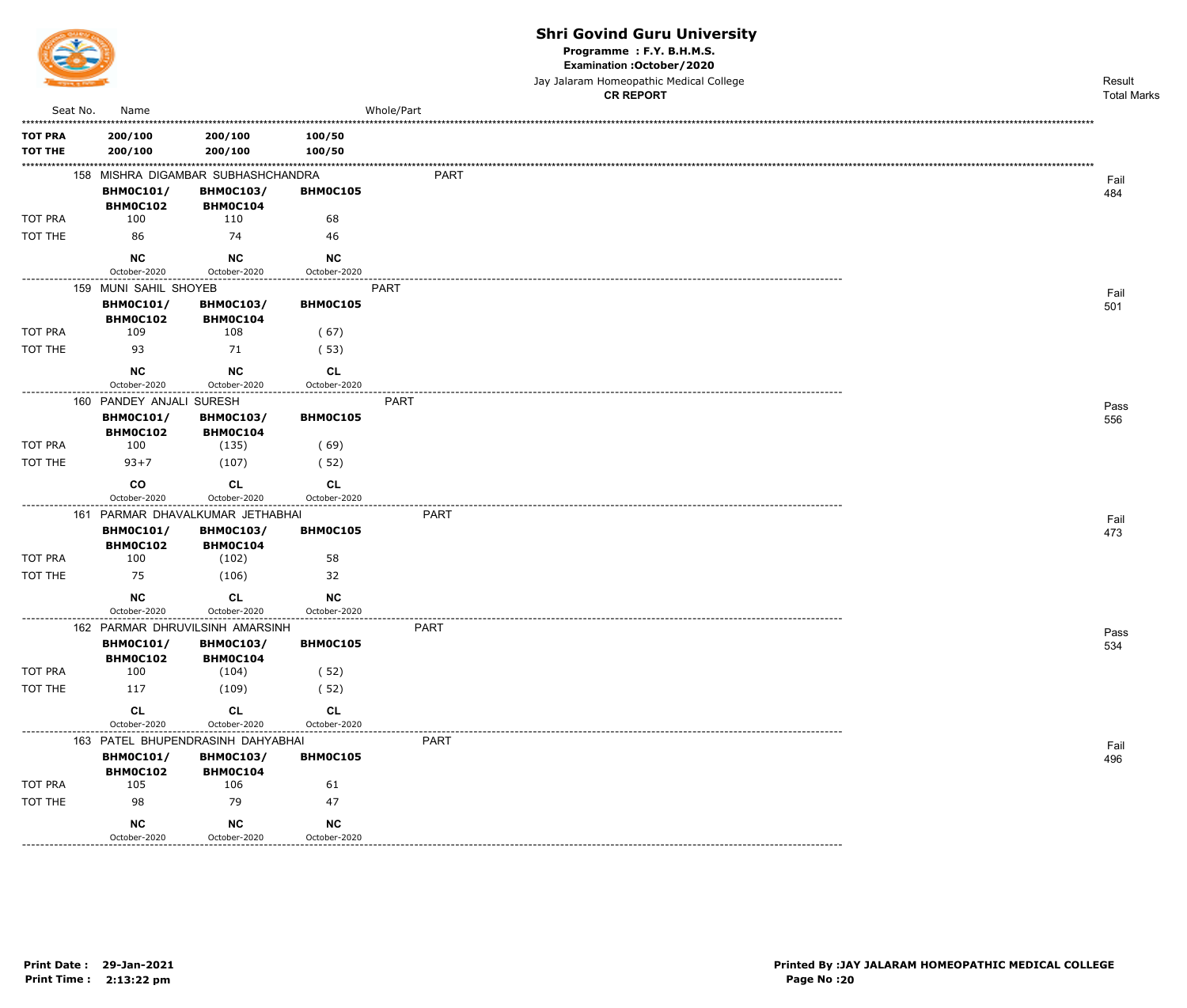# Shri Govind Guru University

**Programme : F.Y. B.H.M.S.**

**Examination :October/2020**

Jay Jalaram Homeopathic Medical College

**CR REPORT**

| Seat No. | Name | | | Whole/Part | Result Total Marks |
|---|---|---|---|---|---|
| **TOT PRA** | **200/100** | **200/100** | **100/50** | | |
| **TOT THE** | **200/100** | **200/100** | **100/50** | | |
| 158 | MISHRA DIGAMBAR SUBHASHCHANDRA | | | PART | Fail 484 |
| | **BHM0C101/ BHM0C102** | **BHM0C103/ BHM0C104** | **BHM0C105** | | |
| TOT PRA | 100 | 110 | 68 | | |
| TOT THE | 86 | 74 | 46 | | |
| | **NC** October-2020 | **NC** October-2020 | **NC** October-2020 | | |
| 159 | MUNI SAHIL SHOYEB | | | PART | Fail 501 |
| | **BHM0C101/ BHM0C102** | **BHM0C103/ BHM0C104** | **BHM0C105** | | |
| TOT PRA | 109 | 108 | ( 67) | | |
| TOT THE | 93 | 71 | ( 53) | | |
| | **NC** October-2020 | **NC** October-2020 | **CL** October-2020 | | |
| 160 | PANDEY ANJALI SURESH | | | PART | Pass 556 |
| | **BHM0C101/ BHM0C102** | **BHM0C103/ BHM0C104** | **BHM0C105** | | |
| TOT PRA | 100 | (135) | ( 69) | | |
| TOT THE | 93+7 | (107) | ( 52) | | |
| | **CO** October-2020 | **CL** October-2020 | **CL** October-2020 | | |
| 161 | PARMAR DHAVALKUMAR JETHABHAI | | | PART | Fail 473 |
| | **BHM0C101/ BHM0C102** | **BHM0C103/ BHM0C104** | **BHM0C105** | | |
| TOT PRA | 100 | (102) | 58 | | |
| TOT THE | 75 | (106) | 32 | | |
| | **NC** October-2020 | **CL** October-2020 | **NC** October-2020 | | |
| 162 | PARMAR DHRUVILSINH AMARSINH | | | PART | Pass 534 |
| | **BHM0C101/ BHM0C102** | **BHM0C103/ BHM0C104** | **BHM0C105** | | |
| TOT PRA | 100 | (104) | ( 52) | | |
| TOT THE | 117 | (109) | ( 52) | | |
| | **CL** October-2020 | **CL** October-2020 | **CL** October-2020 | | |
| 163 | PATEL BHUPENDRASINH DAHYABHAI | | | PART | Fail 496 |
| | **BHM0C101/ BHM0C102** | **BHM0C103/ BHM0C104** | **BHM0C105** | | |
| TOT PRA | 105 | 106 | 61 | | |
| TOT THE | 98 | 79 | 47 | | |
| | **NC** October-2020 | **NC** October-2020 | **NC** October-2020 | | |

**Print Date : 29-Jan-2021**
**Print Time : 2:13:22 pm**

**Printed By :JAY JALARAM HOMEOPATHIC MEDICAL COLLEGE**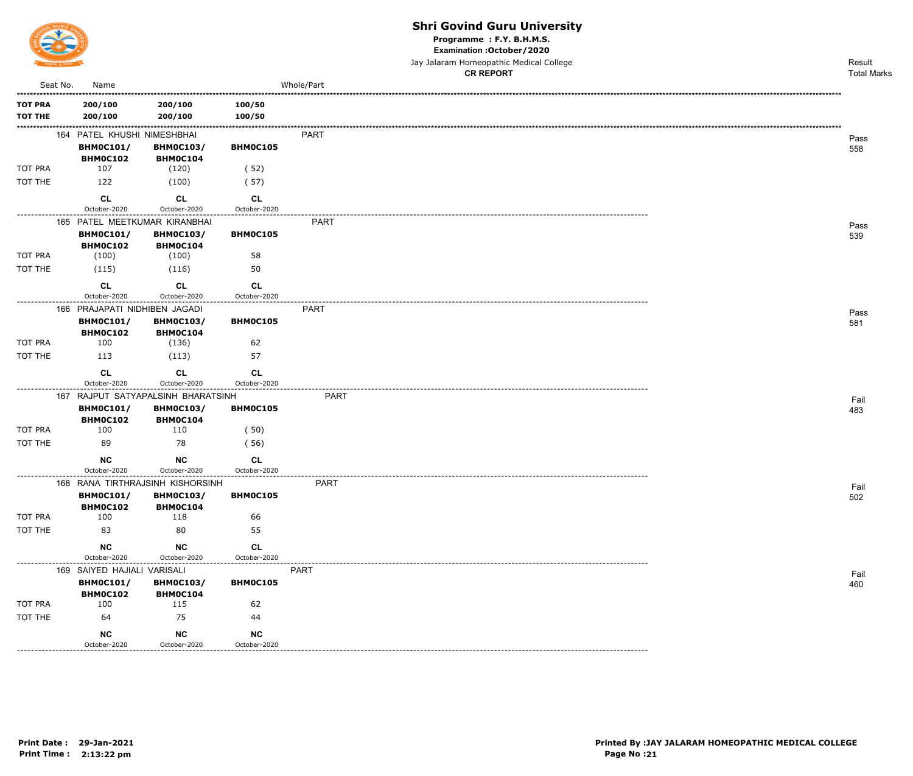# Shri Govind Guru University

**Programme : F.Y. B.H.M.S.**

**Examination :October/2020**

Jay Jalaram Homeopathic Medical College

**CR REPORT**

| Seat No. | Name | | | Whole/Part | Result Total Marks |
|---|---|---|---|---|---|
| **TOT PRA** | **200/100** | **200/100** | **100/50** | | |
| **TOT THE** | **200/100** | **200/100** | **100/50** | | |

| Seat No. | Name / Subject | | | Whole/Part | Result Total Marks |
|---|---|---|---|---|---|
| 164 | PATEL KHUSHI NIMESHBHAI | | | PART | Pass 558 |
| | **BHMOC101/ BHMOC102** | **BHMOC103/ BHMOC104** | **BHMOC105** | | |
| TOT PRA | 107 | (120) | ( 52) | | |
| TOT THE | 122 | (100) | ( 57) | | |
| | **CL** October-2020 | **CL** October-2020 | **CL** October-2020 | | |
| 165 | PATEL MEETKUMAR KIRANBHAI | | | PART | Pass 539 |
| | **BHMOC101/ BHMOC102** | **BHMOC103/ BHMOC104** | **BHMOC105** | | |
| TOT PRA | (100) | (100) | 58 | | |
| TOT THE | (115) | (116) | 50 | | |
| | **CL** October-2020 | **CL** October-2020 | **CL** October-2020 | | |
| 166 | PRAJAPATI NIDHIBEN JAGADI | | | PART | Pass 581 |
| | **BHMOC101/ BHMOC102** | **BHMOC103/ BHMOC104** | **BHMOC105** | | |
| TOT PRA | 100 | (136) | 62 | | |
| TOT THE | 113 | (113) | 57 | | |
| | **CL** October-2020 | **CL** October-2020 | **CL** October-2020 | | |
| 167 | RAJPUT SATYAPALSINH BHARATSINH | | | PART | Fail 483 |
| | **BHMOC101/ BHMOC102** | **BHMOC103/ BHMOC104** | **BHMOC105** | | |
| TOT PRA | 100 | 110 | ( 50) | | |
| TOT THE | 89 | 78 | ( 56) | | |
| | **NC** October-2020 | **NC** October-2020 | **CL** October-2020 | | |
| 168 | RANA TIRTHRAJSINH KISHORSINH | | | PART | Fail 502 |
| | **BHMOC101/ BHMOC102** | **BHMOC103/ BHMOC104** | **BHMOC105** | | |
| TOT PRA | 100 | 118 | 66 | | |
| TOT THE | 83 | 80 | 55 | | |
| | **NC** October-2020 | **NC** October-2020 | **CL** October-2020 | | |
| 169 | SAIYED HAJIALI VARISALI | | | PART | Fail 460 |
| | **BHMOC101/ BHMOC102** | **BHMOC103/ BHMOC104** | **BHMOC105** | | |
| TOT PRA | 100 | 115 | 62 | | |
| TOT THE | 64 | 75 | 44 | | |
| | **NC** October-2020 | **NC** October-2020 | **NC** October-2020 | | |

**Print Date : 29-Jan-2021**
**Print Time : 2:13:22 pm**

**Printed By :JAY JALARAM HOMEOPATHIC MEDICAL COLLEGE**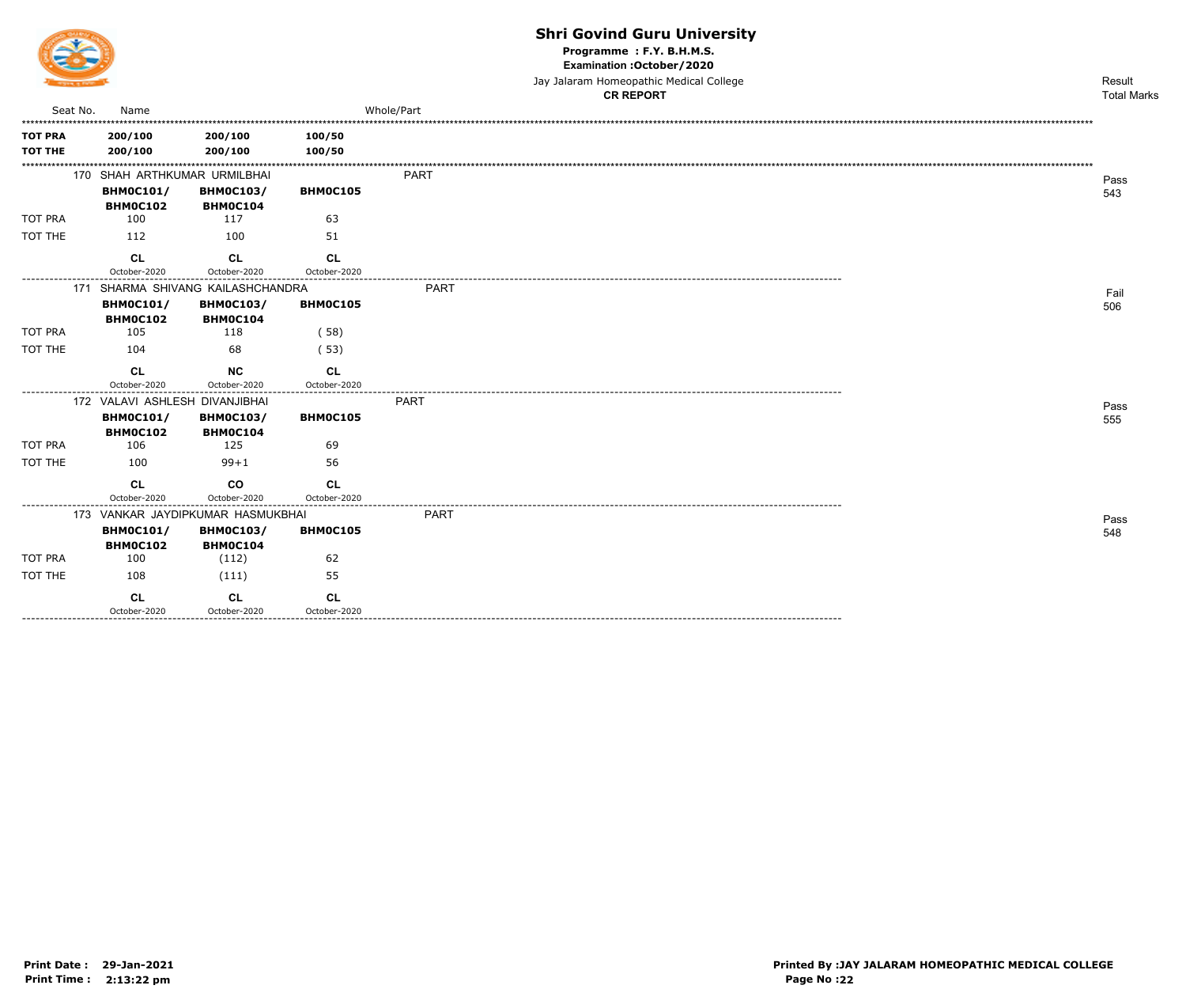# Shri Govind Guru University

**Programme : F.Y. B.H.M.S.**

**Examination :October/2020**

Jay Jalaram Homeopathic Medical College

**CR REPORT**

| Seat No. | Name | | | Whole/Part | Result Total Marks |
|---|---|---|---|---|---|
| **TOT PRA** | **200/100** | **200/100** | **100/50** | | |
| **TOT THE** | **200/100** | **200/100** | **100/50** | | |
| 170 | SHAH ARTHKUMAR URMILBHAI | | | PART | Pass 543 |
| | **BHM0C101/ BHM0C102** | **BHM0C103/ BHM0C104** | **BHM0C105** | | |
| TOT PRA | 100 | 117 | 63 | | |
| TOT THE | 112 | 100 | 51 | | |
| | **CL** October-2020 | **CL** October-2020 | **CL** October-2020 | | |
| 171 | SHARMA SHIVANG KAILASHCHANDRA | | | PART | Fail 506 |
| | **BHM0C101/ BHM0C102** | **BHM0C103/ BHM0C104** | **BHM0C105** | | |
| TOT PRA | 105 | 118 | ( 58) | | |
| TOT THE | 104 | 68 | ( 53) | | |
| | **CL** October-2020 | **NC** October-2020 | **CL** October-2020 | | |
| 172 | VALAVI ASHLESH DIVANJIBHAI | | | PART | Pass 555 |
| | **BHM0C101/ BHM0C102** | **BHM0C103/ BHM0C104** | **BHM0C105** | | |
| TOT PRA | 106 | 125 | 69 | | |
| TOT THE | 100 | 99+1 | 56 | | |
| | **CL** October-2020 | **CO** October-2020 | **CL** October-2020 | | |
| 173 | VANKAR JAYDIPKUMAR HASMUKBHAI | | | PART | Pass 548 |
| | **BHM0C101/ BHM0C102** | **BHM0C103/ BHM0C104** | **BHM0C105** | | |
| TOT PRA | 100 | (112) | 62 | | |
| TOT THE | 108 | (111) | 55 | | |
| | **CL** October-2020 | **CL** October-2020 | **CL** October-2020 | | |

**Print Date : 29-Jan-2021**
**Print Time : 2:13:22 pm**

**Printed By :JAY JALARAM HOMEOPATHIC MEDICAL COLLEGE**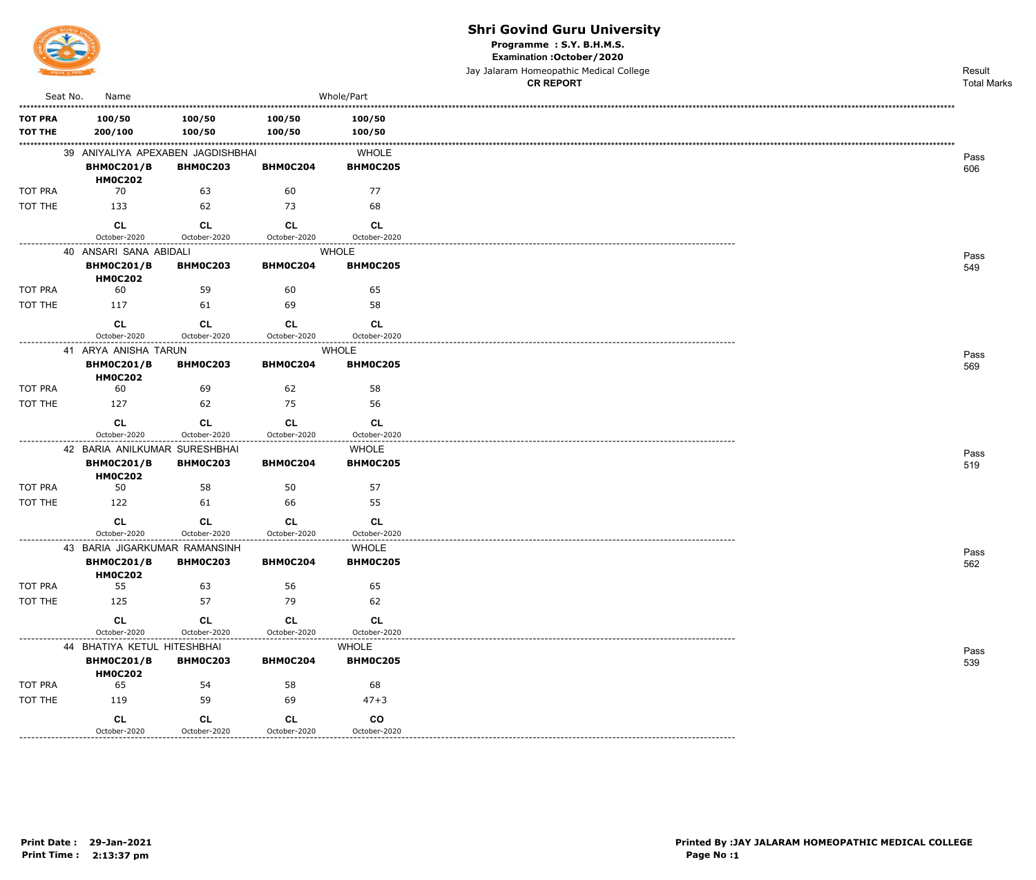# Shri Govind Guru University

**Programme : S.Y. B.H.M.S.**
**Examination :October/2020**
Jay Jalaram Homeopathic Medical College
**CR REPORT**

| Seat No. | Name | | | Whole/Part | Result / Total Marks |
|---|---|---|---|---|---|
| **TOT PRA** | **100/50** | **100/50** | **100/50** | **100/50** | |
| **TOT THE** | **200/100** | **100/50** | **100/50** | **100/50** | |

| | 39 ANIYALIYA APEXABEN JAGDISHBHAI | | | WHOLE | Pass 606 |
|---|---|---|---|---|---|
| | **BHMOC201/BHMOC202** | **BHMOC203** | **BHMOC204** | **BHMOC205** | |
| TOT PRA | 70 | 63 | 60 | 77 | |
| TOT THE | 133 | 62 | 73 | 68 | |
| | **CL** October-2020 | **CL** October-2020 | **CL** October-2020 | **CL** October-2020 | |

| | 40 ANSARI SANA ABIDALI | | | WHOLE | Pass 549 |
|---|---|---|---|---|---|
| | **BHMOC201/BHMOC202** | **BHMOC203** | **BHMOC204** | **BHMOC205** | |
| TOT PRA | 60 | 59 | 60 | 65 | |
| TOT THE | 117 | 61 | 69 | 58 | |
| | **CL** October-2020 | **CL** October-2020 | **CL** October-2020 | **CL** October-2020 | |

| | 41 ARYA ANISHA TARUN | | | WHOLE | Pass 569 |
|---|---|---|---|---|---|
| | **BHMOC201/BHMOC202** | **BHMOC203** | **BHMOC204** | **BHMOC205** | |
| TOT PRA | 60 | 69 | 62 | 58 | |
| TOT THE | 127 | 62 | 75 | 56 | |
| | **CL** October-2020 | **CL** October-2020 | **CL** October-2020 | **CL** October-2020 | |

| | 42 BARIA ANILKUMAR SURESHBHAI | | | WHOLE | Pass 519 |
|---|---|---|---|---|---|
| | **BHMOC201/BHMOC202** | **BHMOC203** | **BHMOC204** | **BHMOC205** | |
| TOT PRA | 50 | 58 | 50 | 57 | |
| TOT THE | 122 | 61 | 66 | 55 | |
| | **CL** October-2020 | **CL** October-2020 | **CL** October-2020 | **CL** October-2020 | |

| | 43 BARIA JIGARKUMAR RAMANSINH | | | WHOLE | Pass 562 |
|---|---|---|---|---|---|
| | **BHMOC201/BHMOC202** | **BHMOC203** | **BHMOC204** | **BHMOC205** | |
| TOT PRA | 55 | 63 | 56 | 65 | |
| TOT THE | 125 | 57 | 79 | 62 | |
| | **CL** October-2020 | **CL** October-2020 | **CL** October-2020 | **CL** October-2020 | |

| | 44 BHATIYA KETUL HITESHBHAI | | | WHOLE | Pass 539 |
|---|---|---|---|---|---|
| | **BHMOC201/BHMOC202** | **BHMOC203** | **BHMOC204** | **BHMOC205** | |
| TOT PRA | 65 | 54 | 58 | 68 | |
| TOT THE | 119 | 59 | 69 | 47+3 | |
| | **CL** October-2020 | **CL** October-2020 | **CL** October-2020 | **CO** October-2020 | |

**Print Date : 29-Jan-2021**
**Print Time : 2:13:37 pm**

**Printed By :JAY JALARAM HOMEOPATHIC MEDICAL COLLEGE**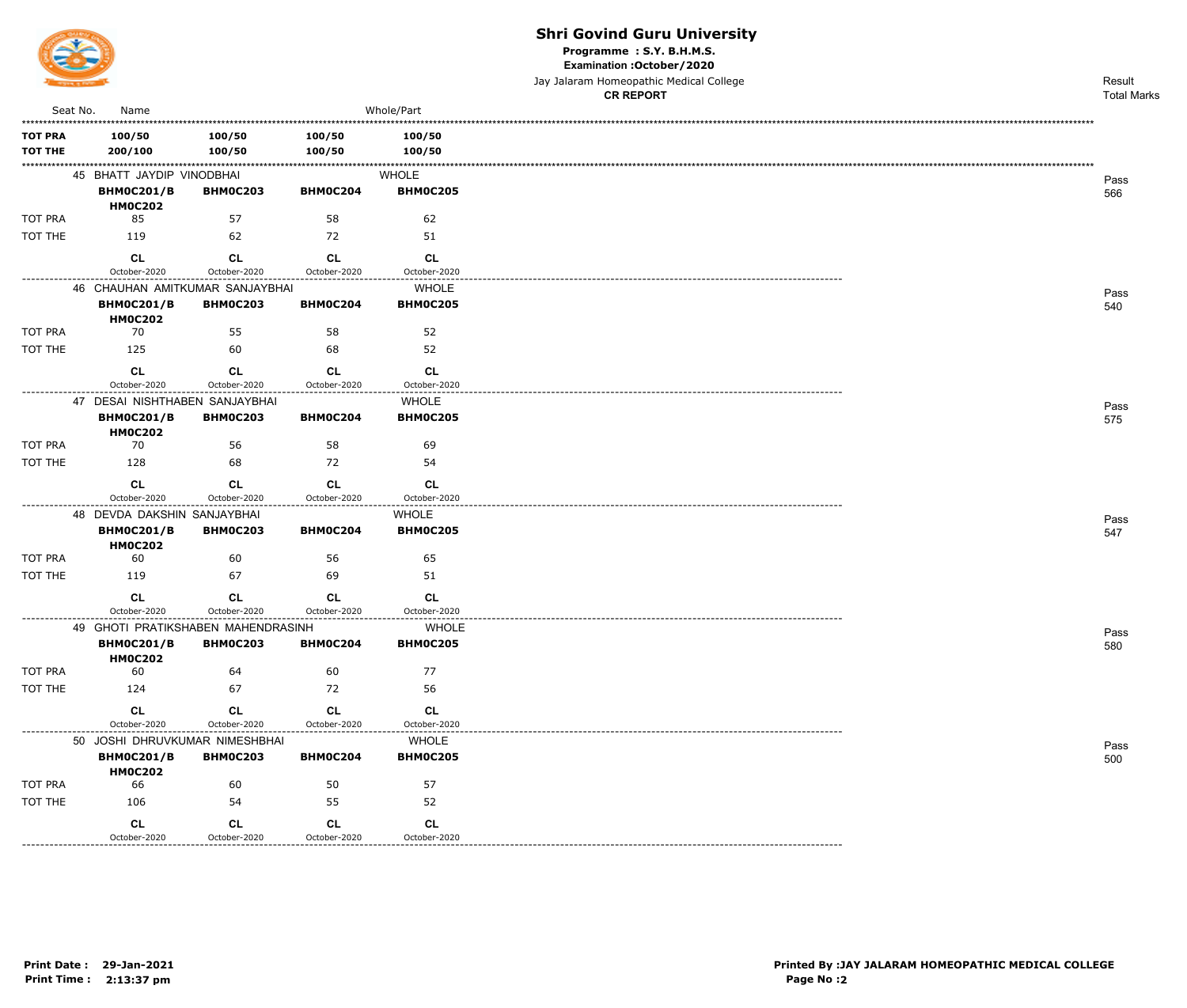# Shri Govind Guru University

**Programme : S.Y. B.H.M.S.**

**Examination :October/2020**

Jay Jalaram Homeopathic Medical College

**CR REPORT**

| Seat No. | Name | | | Whole/Part | Result / Total Marks |
|---|---|---|---|---|---|
| **TOT PRA** | **100/50** | **100/50** | **100/50** | **100/50** | |
| **TOT THE** | **200/100** | **100/50** | **100/50** | **100/50** | |
| 45 | BHATT JAYDIP VINODBHAI | | | WHOLE | Pass 566 |
| | **BHMOC201/BHMOC202** | **BHMOC203** | **BHMOC204** | **BHMOC205** | |
| TOT PRA | 85 | 57 | 58 | 62 | |
| TOT THE | 119 | 62 | 72 | 51 | |
| | **CL** October-2020 | **CL** October-2020 | **CL** October-2020 | **CL** October-2020 | |
| 46 | CHAUHAN AMITKUMAR SANJAYBHAI | | | WHOLE | Pass 540 |
| | **BHMOC201/BHMOC202** | **BHMOC203** | **BHMOC204** | **BHMOC205** | |
| TOT PRA | 70 | 55 | 58 | 52 | |
| TOT THE | 125 | 60 | 68 | 52 | |
| | **CL** October-2020 | **CL** October-2020 | **CL** October-2020 | **CL** October-2020 | |
| 47 | DESAI NISHTHABEN SANJAYBHAI | | | WHOLE | Pass 575 |
| | **BHMOC201/BHMOC202** | **BHMOC203** | **BHMOC204** | **BHMOC205** | |
| TOT PRA | 70 | 56 | 58 | 69 | |
| TOT THE | 128 | 68 | 72 | 54 | |
| | **CL** October-2020 | **CL** October-2020 | **CL** October-2020 | **CL** October-2020 | |
| 48 | DEVDA DAKSHIN SANJAYBHAI | | | WHOLE | Pass 547 |
| | **BHMOC201/BHMOC202** | **BHMOC203** | **BHMOC204** | **BHMOC205** | |
| TOT PRA | 60 | 60 | 56 | 65 | |
| TOT THE | 119 | 67 | 69 | 51 | |
| | **CL** October-2020 | **CL** October-2020 | **CL** October-2020 | **CL** October-2020 | |
| 49 | GHOTI PRATIKSHABEN MAHENDRASINH | | | WHOLE | Pass 580 |
| | **BHMOC201/BHMOC202** | **BHMOC203** | **BHMOC204** | **BHMOC205** | |
| TOT PRA | 60 | 64 | 60 | 77 | |
| TOT THE | 124 | 67 | 72 | 56 | |
| | **CL** October-2020 | **CL** October-2020 | **CL** October-2020 | **CL** October-2020 | |
| 50 | JOSHI DHRUVKUMAR NIMESHBHAI | | | WHOLE | Pass 500 |
| | **BHMOC201/BHMOC202** | **BHMOC203** | **BHMOC204** | **BHMOC205** | |
| TOT PRA | 66 | 60 | 50 | 57 | |
| TOT THE | 106 | 54 | 55 | 52 | |
| | **CL** October-2020 | **CL** October-2020 | **CL** October-2020 | **CL** October-2020 | |

**Print Date : 29-Jan-2021**
**Print Time : 2:13:37 pm**

**Printed By :JAY JALARAM HOMEOPATHIC MEDICAL COLLEGE**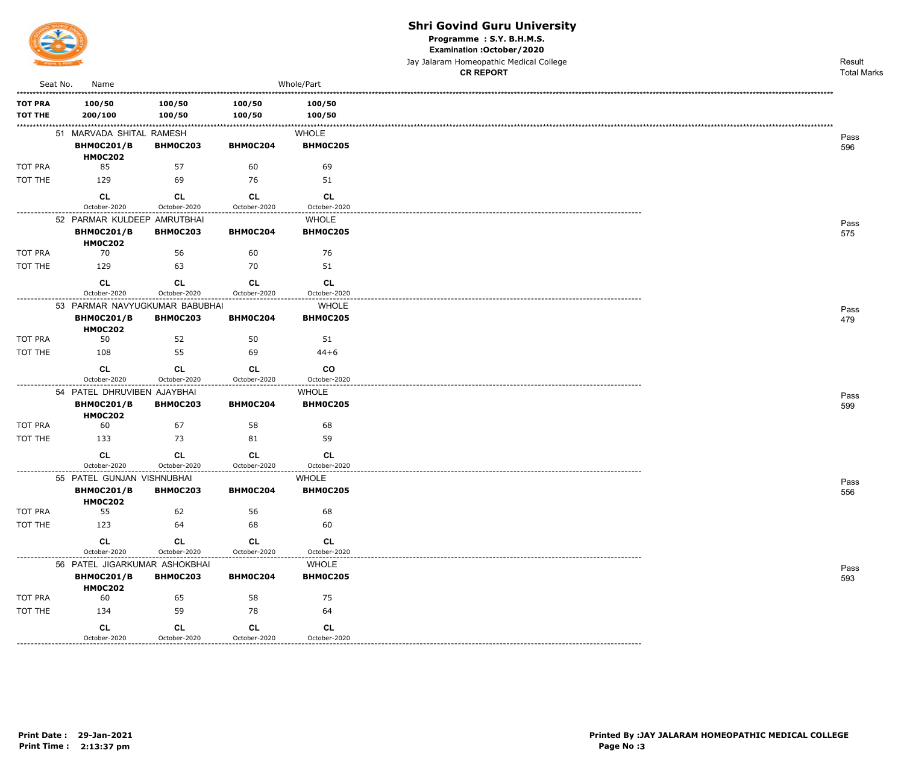# Shri Govind Guru University

**Programme : S.Y. B.H.M.S.**

**Examination :October/2020**

Jay Jalaram Homeopathic Medical College

**CR REPORT**

| Seat No. | Name | | | Whole/Part | Result Total Marks |
|---|---|---|---|---|---|
| **TOT PRA** | **100/50** | **100/50** | **100/50** | **100/50** | |
| **TOT THE** | **200/100** | **100/50** | **100/50** | **100/50** | |
| 51 | MARVADA SHITAL RAMESH | | | WHOLE | Pass 596 |
| | **BHM0C201/BHM0C202** | **BHM0C203** | **BHM0C204** | **BHM0C205** | |
| TOT PRA | 85 | 57 | 60 | 69 | |
| TOT THE | 129 | 69 | 76 | 51 | |
| | **CL** October-2020 | **CL** October-2020 | **CL** October-2020 | **CL** October-2020 | |
| 52 | PARMAR KULDEEP AMRUTBHAI | | | WHOLE | Pass 575 |
| | **BHM0C201/BHM0C202** | **BHM0C203** | **BHM0C204** | **BHM0C205** | |
| TOT PRA | 70 | 56 | 60 | 76 | |
| TOT THE | 129 | 63 | 70 | 51 | |
| | **CL** October-2020 | **CL** October-2020 | **CL** October-2020 | **CL** October-2020 | |
| 53 | PARMAR NAVYUGKUMAR BABUBHAI | | | WHOLE | Pass 479 |
| | **BHM0C201/BHM0C202** | **BHM0C203** | **BHM0C204** | **BHM0C205** | |
| TOT PRA | 50 | 52 | 50 | 51 | |
| TOT THE | 108 | 55 | 69 | 44+6 | |
| | **CL** October-2020 | **CL** October-2020 | **CL** October-2020 | **CO** October-2020 | |
| 54 | PATEL DHRUVIBEN AJAYBHAI | | | WHOLE | Pass 599 |
| | **BHM0C201/BHM0C202** | **BHM0C203** | **BHM0C204** | **BHM0C205** | |
| TOT PRA | 60 | 67 | 58 | 68 | |
| TOT THE | 133 | 73 | 81 | 59 | |
| | **CL** October-2020 | **CL** October-2020 | **CL** October-2020 | **CL** October-2020 | |
| 55 | PATEL GUNJAN VISHNUBHAI | | | WHOLE | Pass 556 |
| | **BHM0C201/BHM0C202** | **BHM0C203** | **BHM0C204** | **BHM0C205** | |
| TOT PRA | 55 | 62 | 56 | 68 | |
| TOT THE | 123 | 64 | 68 | 60 | |
| | **CL** October-2020 | **CL** October-2020 | **CL** October-2020 | **CL** October-2020 | |
| 56 | PATEL JIGARKUMAR ASHOKBHAI | | | WHOLE | Pass 593 |
| | **BHM0C201/BHM0C202** | **BHM0C203** | **BHM0C204** | **BHM0C205** | |
| TOT PRA | 60 | 65 | 58 | 75 | |
| TOT THE | 134 | 59 | 78 | 64 | |
| | **CL** October-2020 | **CL** October-2020 | **CL** October-2020 | **CL** October-2020 | |

**Print Date : 29-Jan-2021**
**Print Time : 2:13:37 pm**

**Printed By :JAY JALARAM HOMEOPATHIC MEDICAL COLLEGE**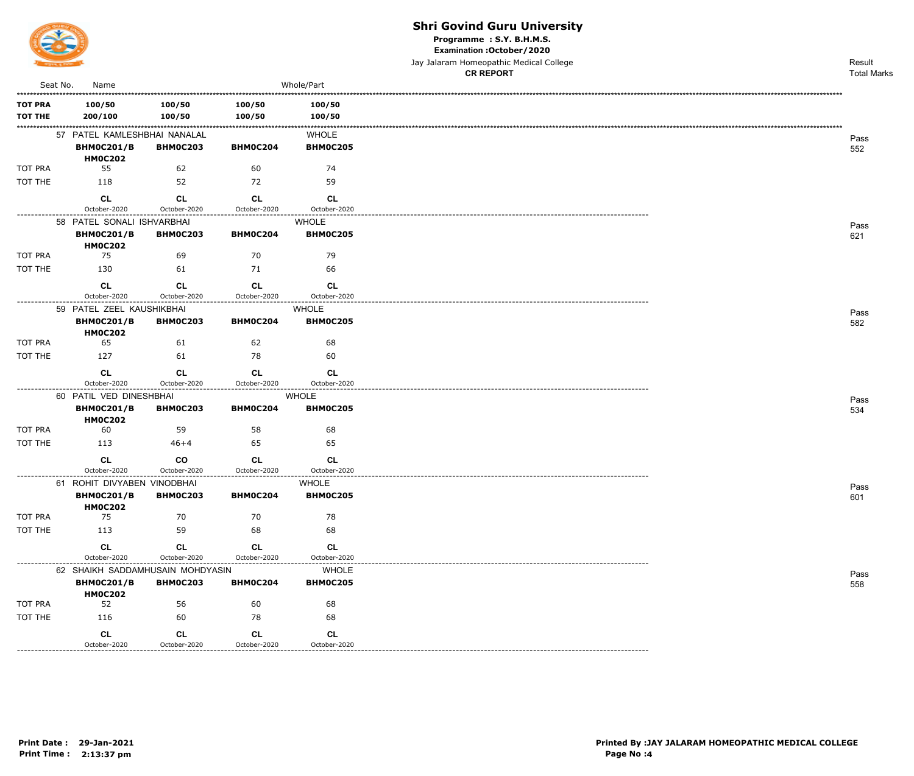# Shri Govind Guru University

**Programme : S.Y. B.H.M.S.**

**Examination :October/2020**

Jay Jalaram Homeopathic Medical College

**CR REPORT**

| Seat No. | Name | | | Whole/Part | Result Total Marks |
|---|---|---|---|---|---|
| **TOT PRA** | **100/50** | **100/50** | **100/50** | **100/50** | |
| **TOT THE** | **200/100** | **100/50** | **100/50** | **100/50** | |
| 57 | PATEL KAMLESHBHAI NANALAL | | | WHOLE | Pass 552 |
| | **BHMOC201/BHMOC202** | **BHMOC203** | **BHMOC204** | **BHMOC205** | |
| TOT PRA | 55 | 62 | 60 | 74 | |
| TOT THE | 118 | 52 | 72 | 59 | |
| | **CL** October-2020 | **CL** October-2020 | **CL** October-2020 | **CL** October-2020 | |
| 58 | PATEL SONALI ISHVARBHAI | | | WHOLE | Pass 621 |
| | **BHMOC201/BHMOC202** | **BHMOC203** | **BHMOC204** | **BHMOC205** | |
| TOT PRA | 75 | 69 | 70 | 79 | |
| TOT THE | 130 | 61 | 71 | 66 | |
| | **CL** October-2020 | **CL** October-2020 | **CL** October-2020 | **CL** October-2020 | |
| 59 | PATEL ZEEL KAUSHIKBHAI | | | WHOLE | Pass 582 |
| | **BHMOC201/BHMOC202** | **BHMOC203** | **BHMOC204** | **BHMOC205** | |
| TOT PRA | 65 | 61 | 62 | 68 | |
| TOT THE | 127 | 61 | 78 | 60 | |
| | **CL** October-2020 | **CL** October-2020 | **CL** October-2020 | **CL** October-2020 | |
| 60 | PATIL VED DINESHBHAI | | | WHOLE | Pass 534 |
| | **BHMOC201/BHMOC202** | **BHMOC203** | **BHMOC204** | **BHMOC205** | |
| TOT PRA | 60 | 59 | 58 | 68 | |
| TOT THE | 113 | 46+4 | 65 | 65 | |
| | **CL** October-2020 | **CO** October-2020 | **CL** October-2020 | **CL** October-2020 | |
| 61 | ROHIT DIVYABEN VINODBHAI | | | WHOLE | Pass 601 |
| | **BHMOC201/BHMOC202** | **BHMOC203** | **BHMOC204** | **BHMOC205** | |
| TOT PRA | 75 | 70 | 70 | 78 | |
| TOT THE | 113 | 59 | 68 | 68 | |
| | **CL** October-2020 | **CL** October-2020 | **CL** October-2020 | **CL** October-2020 | |
| 62 | SHAIKH SADDAMHUSAIN MOHDYASIN | | | WHOLE | Pass 558 |
| | **BHMOC201/BHMOC202** | **BHMOC203** | **BHMOC204** | **BHMOC205** | |
| TOT PRA | 52 | 56 | 60 | 68 | |
| TOT THE | 116 | 60 | 78 | 68 | |
| | **CL** October-2020 | **CL** October-2020 | **CL** October-2020 | **CL** October-2020 | |

**Print Date : 29-Jan-2021**
**Print Time : 2:13:37 pm**

**Printed By :JAY JALARAM HOMEOPATHIC MEDICAL COLLEGE**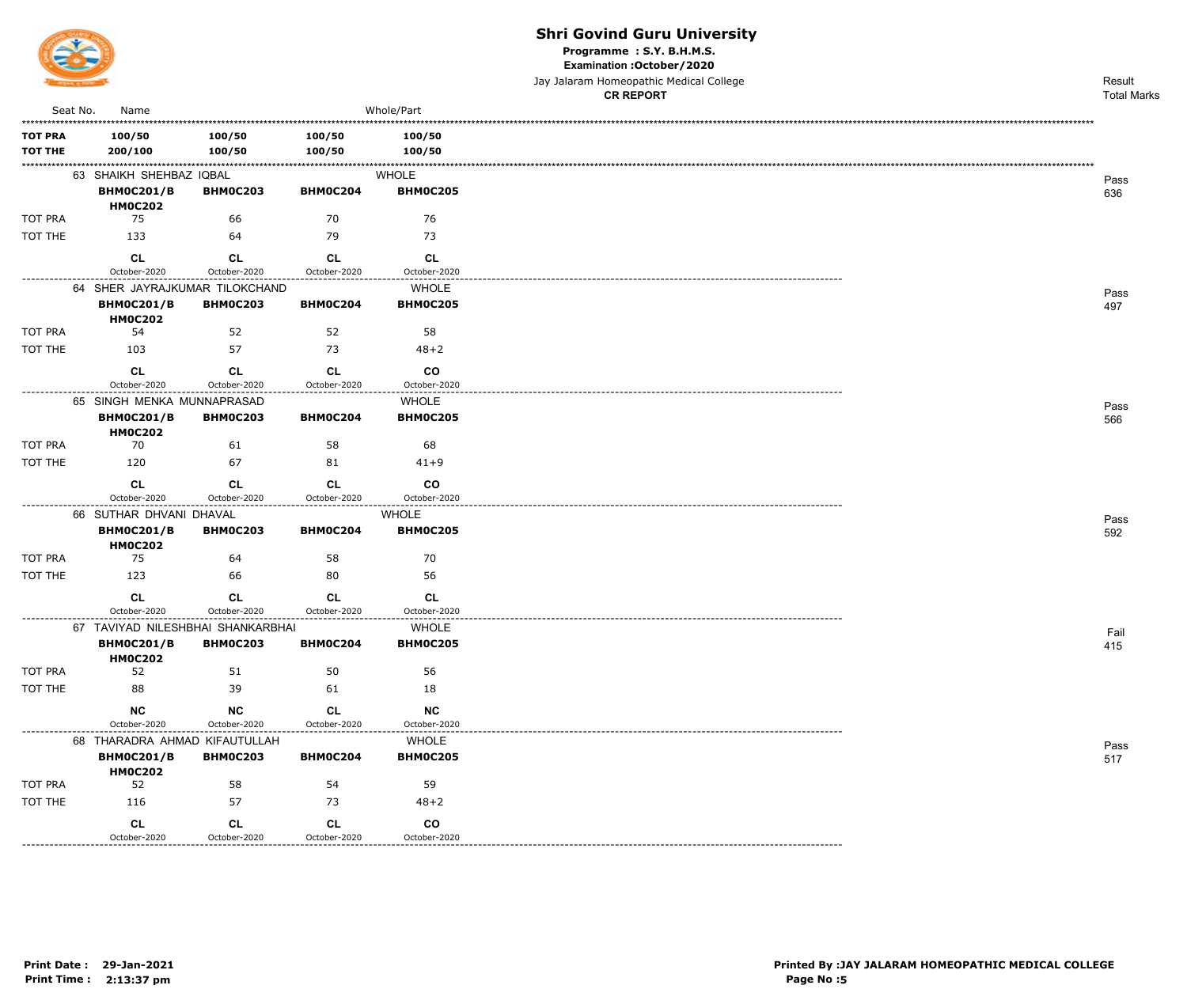# Shri Govind Guru University

**Programme : S.Y. B.H.M.S.**

**Examination :October/2020**

Jay Jalaram Homeopathic Medical College

**CR REPORT**

| Seat No. | Name | | | Whole/Part | Result / Total Marks |
|---|---|---|---|---|---|
| **TOT PRA** | **100/50** | **100/50** | **100/50** | **100/50** | |
| **TOT THE** | **200/100** | **100/50** | **100/50** | **100/50** | |

| | 63 SHAIKH SHEHBAZ IQBAL | | | WHOLE | Pass 636 |
|---|---|---|---|---|---|
| | **BHMOC201/BHMOC202** | **BHMOC203** | **BHMOC204** | **BHMOC205** | |
| TOT PRA | 75 | 66 | 70 | 76 | |
| TOT THE | 133 | 64 | 79 | 73 | |
| | **CL** October-2020 | **CL** October-2020 | **CL** October-2020 | **CL** October-2020 | |

| | 64 SHER JAYRAJKUMAR TILOKCHAND | | | WHOLE | Pass 497 |
|---|---|---|---|---|---|
| | **BHMOC201/BHMOC202** | **BHMOC203** | **BHMOC204** | **BHMOC205** | |
| TOT PRA | 54 | 52 | 52 | 58 | |
| TOT THE | 103 | 57 | 73 | 48+2 | |
| | **CL** October-2020 | **CL** October-2020 | **CL** October-2020 | **CO** October-2020 | |

| | 65 SINGH MENKA MUNNAPRASAD | | | WHOLE | Pass 566 |
|---|---|---|---|---|---|
| | **BHMOC201/BHMOC202** | **BHMOC203** | **BHMOC204** | **BHMOC205** | |
| TOT PRA | 70 | 61 | 58 | 68 | |
| TOT THE | 120 | 67 | 81 | 41+9 | |
| | **CL** October-2020 | **CL** October-2020 | **CL** October-2020 | **CO** October-2020 | |

| | 66 SUTHAR DHVANI DHAVAL | | | WHOLE | Pass 592 |
|---|---|---|---|---|---|
| | **BHMOC201/BHMOC202** | **BHMOC203** | **BHMOC204** | **BHMOC205** | |
| TOT PRA | 75 | 64 | 58 | 70 | |
| TOT THE | 123 | 66 | 80 | 56 | |
| | **CL** October-2020 | **CL** October-2020 | **CL** October-2020 | **CL** October-2020 | |

| | 67 TAVIYAD NILESHBHAI SHANKARBHAI | | | WHOLE | Fail 415 |
|---|---|---|---|---|---|
| | **BHMOC201/BHMOC202** | **BHMOC203** | **BHMOC204** | **BHMOC205** | |
| TOT PRA | 52 | 51 | 50 | 56 | |
| TOT THE | 88 | 39 | 61 | 18 | |
| | **NC** October-2020 | **NC** October-2020 | **CL** October-2020 | **NC** October-2020 | |

| | 68 THARADRA AHMAD KIFAUTULLAH | | | WHOLE | Pass 517 |
|---|---|---|---|---|---|
| | **BHMOC201/BHMOC202** | **BHMOC203** | **BHMOC204** | **BHMOC205** | |
| TOT PRA | 52 | 58 | 54 | 59 | |
| TOT THE | 116 | 57 | 73 | 48+2 | |
| | **CL** October-2020 | **CL** October-2020 | **CL** October-2020 | **CO** October-2020 | |

**Print Date : 29-Jan-2021**
**Print Time : 2:13:37 pm**

**Printed By :JAY JALARAM HOMEOPATHIC MEDICAL COLLEGE**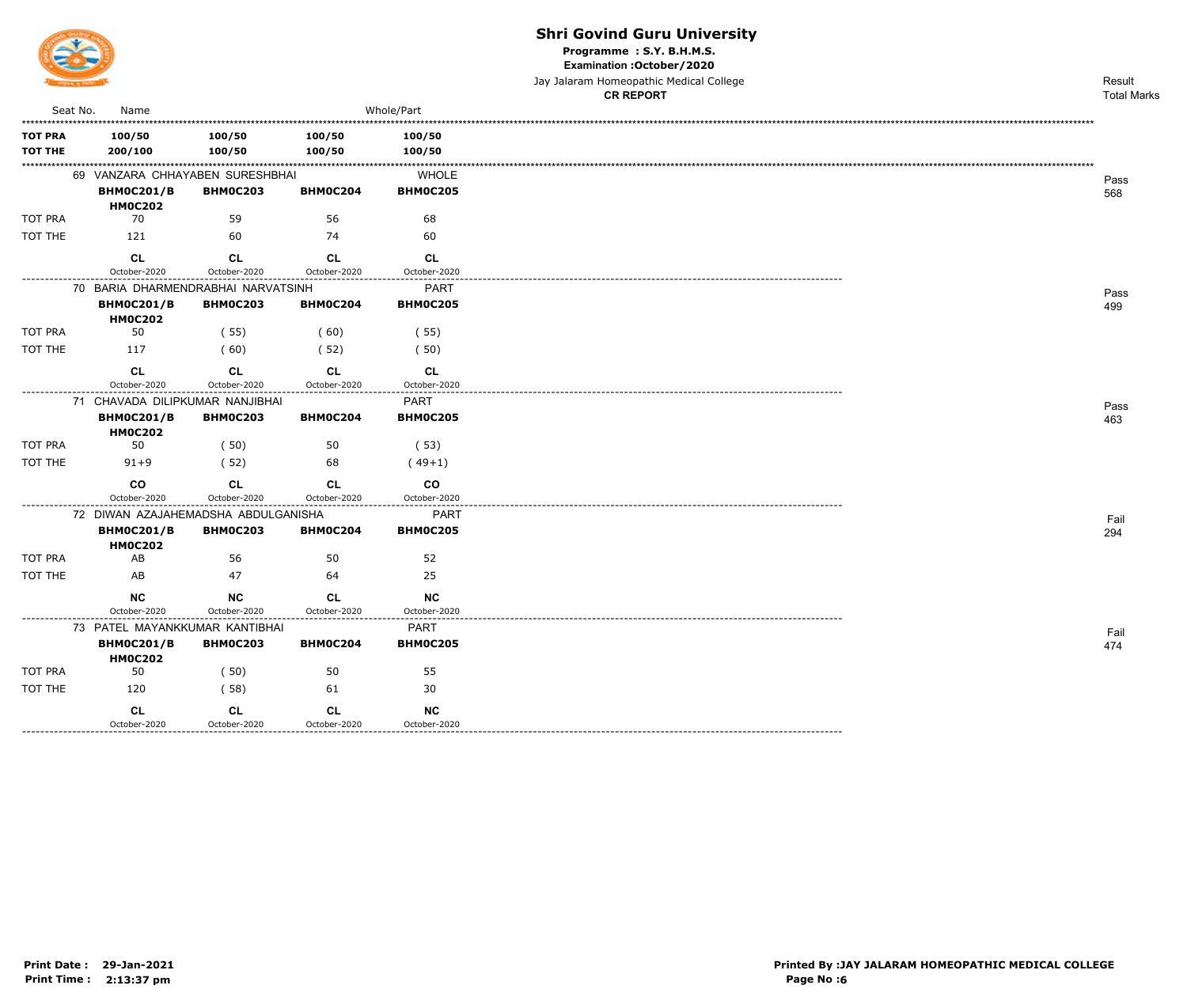# Shri Govind Guru University

**Programme : S.Y. B.H.M.S.**

**Examination :October/2020**

Jay Jalaram Homeopathic Medical College

**CR REPORT**

| Seat No. | Name | | | Whole/Part | Result / Total Marks |
|---|---|---|---|---|---|
| **TOT PRA** | **100/50** | **100/50** | **100/50** | **100/50** | |
| **TOT THE** | **200/100** | **100/50** | **100/50** | **100/50** | |
| 69 | VANZARA CHHAYABEN SURESHBHAI | | | WHOLE | Pass 568 |
| | **BHMOC201/BHMOC202** | **BHMOC203** | **BHMOC204** | **BHMOC205** | |
| TOT PRA | 70 | 59 | 56 | 68 | |
| TOT THE | 121 | 60 | 74 | 60 | |
| | **CL** October-2020 | **CL** October-2020 | **CL** October-2020 | **CL** October-2020 | |
| 70 | BARIA DHARMENDRABHAI NARVATSINH | | | PART | Pass 499 |
| | **BHMOC201/BHMOC202** | **BHMOC203** | **BHMOC204** | **BHMOC205** | |
| TOT PRA | 50 | ( 55) | ( 60) | ( 55) | |
| TOT THE | 117 | ( 60) | ( 52) | ( 50) | |
| | **CL** October-2020 | **CL** October-2020 | **CL** October-2020 | **CL** October-2020 | |
| 71 | CHAVADA DILIPKUMAR NANJIBHAI | | | PART | Pass 463 |
| | **BHMOC201/BHMOC202** | **BHMOC203** | **BHMOC204** | **BHMOC205** | |
| TOT PRA | 50 | ( 50) | 50 | ( 53) | |
| TOT THE | 91+9 | ( 52) | 68 | ( 49+1) | |
| | **CO** October-2020 | **CL** October-2020 | **CL** October-2020 | **CO** October-2020 | |
| 72 | DIWAN AZAJAHEMADSHA ABDULGANISHA | | | PART | Fail 294 |
| | **BHMOC201/BHMOC202** | **BHMOC203** | **BHMOC204** | **BHMOC205** | |
| TOT PRA | AB | 56 | 50 | 52 | |
| TOT THE | AB | 47 | 64 | 25 | |
| | **NC** October-2020 | **NC** October-2020 | **CL** October-2020 | **NC** October-2020 | |
| 73 | PATEL MAYANKKUMAR KANTIBHAI | | | PART | Fail 474 |
| | **BHMOC201/BHMOC202** | **BHMOC203** | **BHMOC204** | **BHMOC205** | |
| TOT PRA | 50 | ( 50) | 50 | 55 | |
| TOT THE | 120 | ( 58) | 61 | 30 | |
| | **CL** October-2020 | **CL** October-2020 | **CL** October-2020 | **NC** October-2020 | |

**Print Date : 29-Jan-2021**
**Print Time : 2:13:37 pm**

**Printed By :JAY JALARAM HOMEOPATHIC MEDICAL COLLEGE**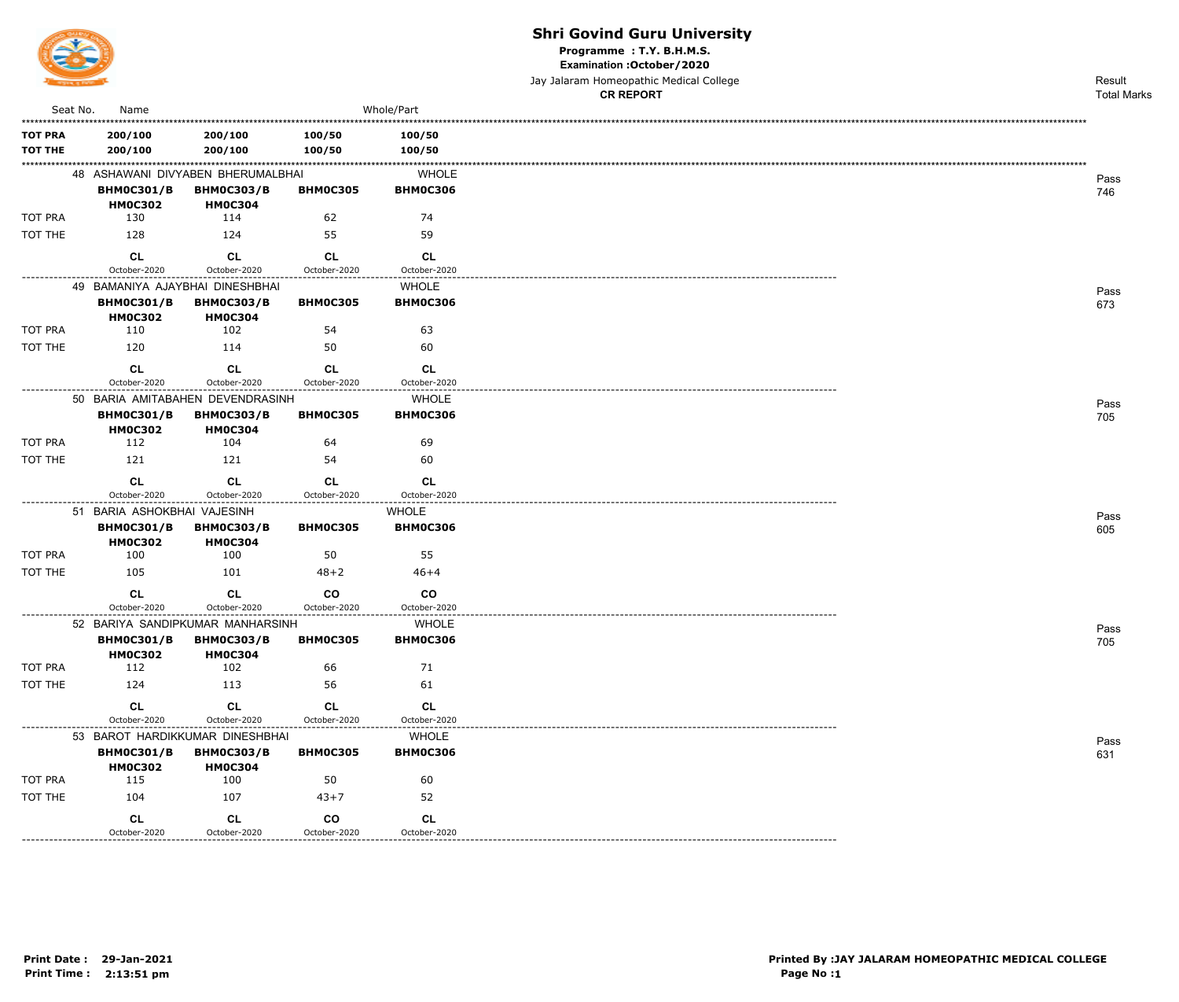# Shri Govind Guru University

**Programme : T.Y. B.H.M.S.**

**Examination :October/2020**

Jay Jalaram Homeopathic Medical College

**CR REPORT**

| Seat No. | Name | | | Whole/Part | Result Total Marks |
|---|---|---|---|---|---|
| **TOT PRA** | **200/100** | **200/100** | **100/50** | **100/50** | |
| **TOT THE** | **200/100** | **200/100** | **100/50** | **100/50** | |
| 48 | ASHAWANI DIVYABEN BHERUMALBHAI | | | WHOLE | Pass 746 |
| | **BHM0C301/B HM0C302** | **BHM0C303/B HM0C304** | **BHM0C305** | **BHM0C306** | |
| TOT PRA | 130 | 114 | 62 | 74 | |
| TOT THE | 128 | 124 | 55 | 59 | |
| | **CL** October-2020 | **CL** October-2020 | **CL** October-2020 | **CL** October-2020 | |
| 49 | BAMANIYA AJAYBHAI DINESHBHAI | | | WHOLE | Pass 673 |
| | **BHM0C301/B HM0C302** | **BHM0C303/B HM0C304** | **BHM0C305** | **BHM0C306** | |
| TOT PRA | 110 | 102 | 54 | 63 | |
| TOT THE | 120 | 114 | 50 | 60 | |
| | **CL** October-2020 | **CL** October-2020 | **CL** October-2020 | **CL** October-2020 | |
| 50 | BARIA AMITABAHEN DEVENDRASINH | | | WHOLE | Pass 705 |
| | **BHM0C301/B HM0C302** | **BHM0C303/B HM0C304** | **BHM0C305** | **BHM0C306** | |
| TOT PRA | 112 | 104 | 64 | 69 | |
| TOT THE | 121 | 121 | 54 | 60 | |
| | **CL** October-2020 | **CL** October-2020 | **CL** October-2020 | **CL** October-2020 | |
| 51 | BARIA ASHOKBHAI VAJESINH | | | WHOLE | Pass 605 |
| | **BHM0C301/B HM0C302** | **BHM0C303/B HM0C304** | **BHM0C305** | **BHM0C306** | |
| TOT PRA | 100 | 100 | 50 | 55 | |
| TOT THE | 105 | 101 | 48+2 | 46+4 | |
| | **CL** October-2020 | **CL** October-2020 | **CO** October-2020 | **CO** October-2020 | |
| 52 | BARIYA SANDIPKUMAR MANHARSINH | | | WHOLE | Pass 705 |
| | **BHM0C301/B HM0C302** | **BHM0C303/B HM0C304** | **BHM0C305** | **BHM0C306** | |
| TOT PRA | 112 | 102 | 66 | 71 | |
| TOT THE | 124 | 113 | 56 | 61 | |
| | **CL** October-2020 | **CL** October-2020 | **CL** October-2020 | **CL** October-2020 | |
| 53 | BAROT HARDIKKUMAR DINESHBHAI | | | WHOLE | Pass 631 |
| | **BHM0C301/B HM0C302** | **BHM0C303/B HM0C304** | **BHM0C305** | **BHM0C306** | |
| TOT PRA | 115 | 100 | 50 | 60 | |
| TOT THE | 104 | 107 | 43+7 | 52 | |
| | **CL** October-2020 | **CL** October-2020 | **CO** October-2020 | **CL** October-2020 | |

**Print Date : 29-Jan-2021**
**Print Time : 2:13:51 pm**

**Printed By :JAY JALARAM HOMEOPATHIC MEDICAL COLLEGE**
**Page No :1**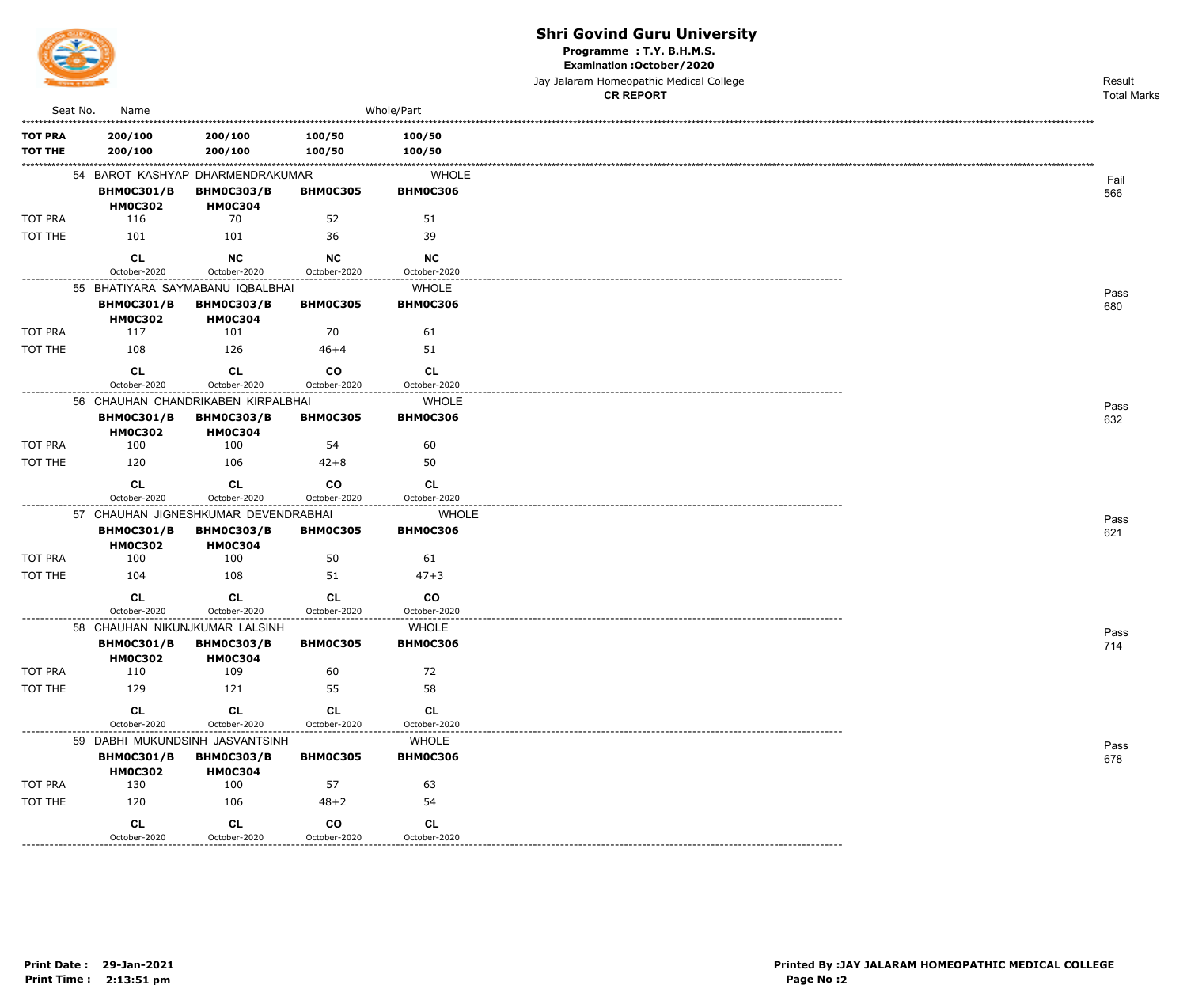# Shri Govind Guru University

**Programme : T.Y. B.H.M.S.**

**Examination :October/2020**

Jay Jalaram Homeopathic Medical College

**CR REPORT**

| Seat No. | Name | | | Whole/Part | Result / Total Marks |
|---|---|---|---|---|---|
| **TOT PRA** | **200/100** | **200/100** | **100/50** | **100/50** | |
| **TOT THE** | **200/100** | **200/100** | **100/50** | **100/50** | |
| 54 | BAROT KASHYAP DHARMENDRAKUMAR | | | WHOLE | Fail 566 |
| | **BHMOC301/BHMOC302** | **BHMOC303/BHMOC304** | **BHMOC305** | **BHMOC306** | |
| TOT PRA | 116 | 70 | 52 | 51 | |
| TOT THE | 101 | 101 | 36 | 39 | |
| | **CL** October-2020 | **NC** October-2020 | **NC** October-2020 | **NC** October-2020 | |
| 55 | BHATIYARA SAYMABANU IQBALBHAI | | | WHOLE | Pass 680 |
| | **BHMOC301/BHMOC302** | **BHMOC303/BHMOC304** | **BHMOC305** | **BHMOC306** | |
| TOT PRA | 117 | 101 | 70 | 61 | |
| TOT THE | 108 | 126 | 46+4 | 51 | |
| | **CL** October-2020 | **CL** October-2020 | **CO** October-2020 | **CL** October-2020 | |
| 56 | CHAUHAN CHANDRIKABEN KIRPALBHAI | | | WHOLE | Pass 632 |
| | **BHMOC301/BHMOC302** | **BHMOC303/BHMOC304** | **BHMOC305** | **BHMOC306** | |
| TOT PRA | 100 | 100 | 54 | 60 | |
| TOT THE | 120 | 106 | 42+8 | 50 | |
| | **CL** October-2020 | **CL** October-2020 | **CO** October-2020 | **CL** October-2020 | |
| 57 | CHAUHAN JIGNESHKUMAR DEVENDRABHAI | | | WHOLE | Pass 621 |
| | **BHMOC301/BHMOC302** | **BHMOC303/BHMOC304** | **BHMOC305** | **BHMOC306** | |
| TOT PRA | 100 | 100 | 50 | 61 | |
| TOT THE | 104 | 108 | 51 | 47+3 | |
| | **CL** October-2020 | **CL** October-2020 | **CL** October-2020 | **CO** October-2020 | |
| 58 | CHAUHAN NIKUNJKUMAR LALSINH | | | WHOLE | Pass 714 |
| | **BHMOC301/BHMOC302** | **BHMOC303/BHMOC304** | **BHMOC305** | **BHMOC306** | |
| TOT PRA | 110 | 109 | 60 | 72 | |
| TOT THE | 129 | 121 | 55 | 58 | |
| | **CL** October-2020 | **CL** October-2020 | **CL** October-2020 | **CL** October-2020 | |
| 59 | DABHI MUKUNDSINH JASVANTSINH | | | WHOLE | Pass 678 |
| | **BHMOC301/BHMOC302** | **BHMOC303/BHMOC304** | **BHMOC305** | **BHMOC306** | |
| TOT PRA | 130 | 100 | 57 | 63 | |
| TOT THE | 120 | 106 | 48+2 | 54 | |
| | **CL** October-2020 | **CL** October-2020 | **CO** October-2020 | **CL** October-2020 | |

**Print Date : 29-Jan-2021**
**Print Time : 2:13:51 pm**

**Printed By :JAY JALARAM HOMEOPATHIC MEDICAL COLLEGE**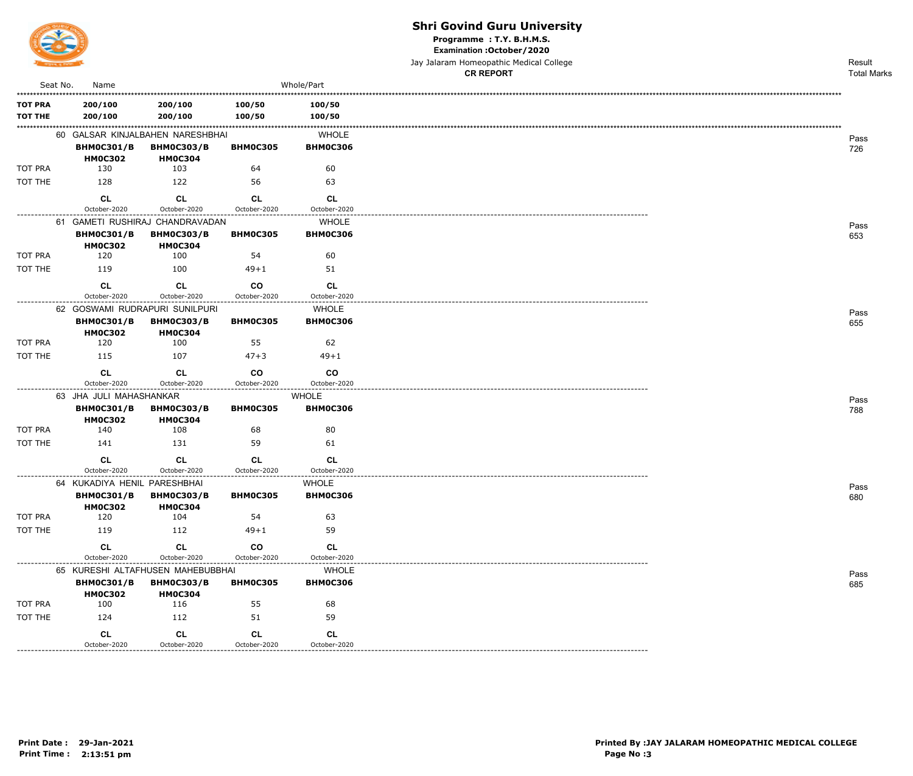# Shri Govind Guru University

**Programme : T.Y. B.H.M.S.**

**Examination :October/2020**

Jay Jalaram Homeopathic Medical College

**CR REPORT**

| Seat No. | Name | | | Whole/Part | Result / Total Marks |
|---|---|---|---|---|---|
| **TOT PRA** | **200/100** | **200/100** | **100/50** | **100/50** | |
| **TOT THE** | **200/100** | **200/100** | **100/50** | **100/50** | |
| 60 | GALSAR KINJALBAHEN NARESHBHAI | | | WHOLE | Pass 726 |
| | **BHM0C301/B HM0C302** | **BHM0C303/B HM0C304** | **BHM0C305** | **BHM0C306** | |
| TOT PRA | 130 | 103 | 64 | 60 | |
| TOT THE | 128 | 122 | 56 | 63 | |
| | **CL** October-2020 | **CL** October-2020 | **CL** October-2020 | **CL** October-2020 | |
| 61 | GAMETI RUSHIRAJ CHANDRAVADAN | | | WHOLE | Pass 653 |
| | **BHM0C301/B HM0C302** | **BHM0C303/B HM0C304** | **BHM0C305** | **BHM0C306** | |
| TOT PRA | 120 | 100 | 54 | 60 | |
| TOT THE | 119 | 100 | 49+1 | 51 | |
| | **CL** October-2020 | **CL** October-2020 | **CO** October-2020 | **CL** October-2020 | |
| 62 | GOSWAMI RUDRAPURI SUNILPURI | | | WHOLE | Pass 655 |
| | **BHM0C301/B HM0C302** | **BHM0C303/B HM0C304** | **BHM0C305** | **BHM0C306** | |
| TOT PRA | 120 | 100 | 55 | 62 | |
| TOT THE | 115 | 107 | 47+3 | 49+1 | |
| | **CL** October-2020 | **CL** October-2020 | **CO** October-2020 | **CO** October-2020 | |
| 63 | JHA JULI MAHASHANKAR | | | WHOLE | Pass 788 |
| | **BHM0C301/B HM0C302** | **BHM0C303/B HM0C304** | **BHM0C305** | **BHM0C306** | |
| TOT PRA | 140 | 108 | 68 | 80 | |
| TOT THE | 141 | 131 | 59 | 61 | |
| | **CL** October-2020 | **CL** October-2020 | **CL** October-2020 | **CL** October-2020 | |
| 64 | KUKADIYA HENIL PARESHBHAI | | | WHOLE | Pass 680 |
| | **BHM0C301/B HM0C302** | **BHM0C303/B HM0C304** | **BHM0C305** | **BHM0C306** | |
| TOT PRA | 120 | 104 | 54 | 63 | |
| TOT THE | 119 | 112 | 49+1 | 59 | |
| | **CL** October-2020 | **CL** October-2020 | **CO** October-2020 | **CL** October-2020 | |
| 65 | KURESHI ALTAFHUSEN MAHEBUBBHAI | | | WHOLE | Pass 685 |
| | **BHM0C301/B HM0C302** | **BHM0C303/B HM0C304** | **BHM0C305** | **BHM0C306** | |
| TOT PRA | 100 | 116 | 55 | 68 | |
| TOT THE | 124 | 112 | 51 | 59 | |
| | **CL** October-2020 | **CL** October-2020 | **CL** October-2020 | **CL** October-2020 | |

**Print Date : 29-Jan-2021**
**Print Time : 2:13:51 pm**

**Printed By :JAY JALARAM HOMEOPATHIC MEDICAL COLLEGE**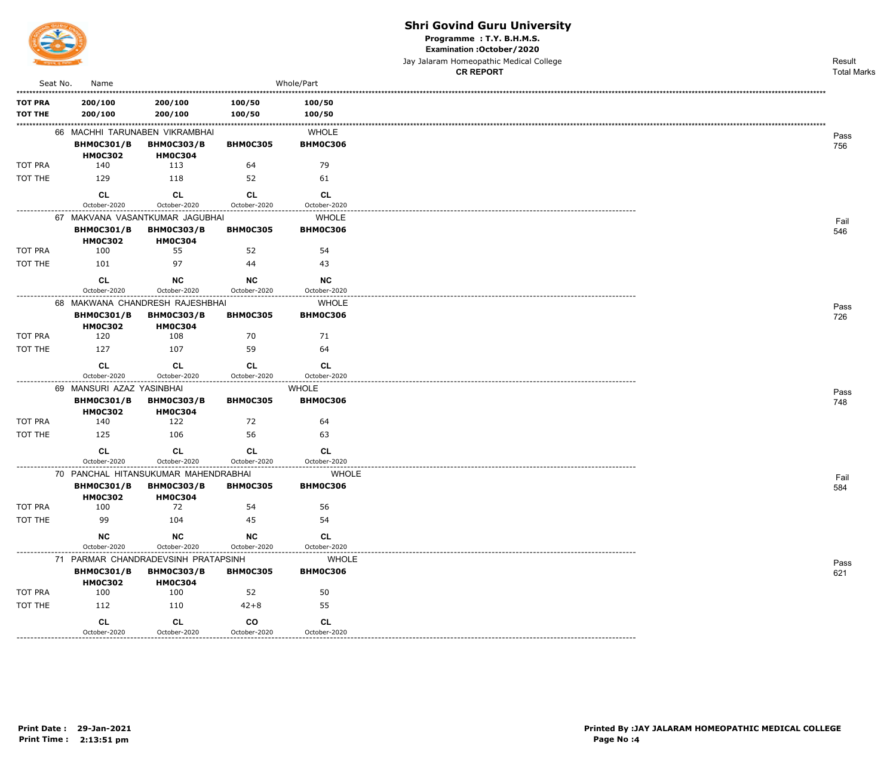# Shri Govind Guru University

**Programme : T.Y. B.H.M.S.**

**Examination :October/2020**

Jay Jalaram Homeopathic Medical College

**CR REPORT**

| Seat No. | Name | | | Whole/Part | Result / Total Marks |
|---|---|---|---|---|---|
| **TOT PRA** | **200/100** | **200/100** | **100/50** | **100/50** | |
| **TOT THE** | **200/100** | **200/100** | **100/50** | **100/50** | |
| 66 | MACHHI TARUNABEN VIKRAMBHAI | | | WHOLE | Pass 756 |
| | **BHM0C301/B HM0C302** | **BHM0C303/B HM0C304** | **BHM0C305** | **BHM0C306** | |
| TOT PRA | 140 | 113 | 64 | 79 | |
| TOT THE | 129 | 118 | 52 | 61 | |
| | **CL** October-2020 | **CL** October-2020 | **CL** October-2020 | **CL** October-2020 | |
| 67 | MAKVANA VASANTKUMAR JAGUBHAI | | | WHOLE | Fail 546 |
| | **BHM0C301/B HM0C302** | **BHM0C303/B HM0C304** | **BHM0C305** | **BHM0C306** | |
| TOT PRA | 100 | 55 | 52 | 54 | |
| TOT THE | 101 | 97 | 44 | 43 | |
| | **CL** October-2020 | **NC** October-2020 | **NC** October-2020 | **NC** October-2020 | |
| 68 | MAKWANA CHANDRESH RAJESHBHAI | | | WHOLE | Pass 726 |
| | **BHM0C301/B HM0C302** | **BHM0C303/B HM0C304** | **BHM0C305** | **BHM0C306** | |
| TOT PRA | 120 | 108 | 70 | 71 | |
| TOT THE | 127 | 107 | 59 | 64 | |
| | **CL** October-2020 | **CL** October-2020 | **CL** October-2020 | **CL** October-2020 | |
| 69 | MANSURI AZAZ YASINBHAI | | | WHOLE | Pass 748 |
| | **BHM0C301/B HM0C302** | **BHM0C303/B HM0C304** | **BHM0C305** | **BHM0C306** | |
| TOT PRA | 140 | 122 | 72 | 64 | |
| TOT THE | 125 | 106 | 56 | 63 | |
| | **CL** October-2020 | **CL** October-2020 | **CL** October-2020 | **CL** October-2020 | |
| 70 | PANCHAL HITANSUKUMAR MAHENDRABHAI | | | WHOLE | Fail 584 |
| | **BHM0C301/B HM0C302** | **BHM0C303/B HM0C304** | **BHM0C305** | **BHM0C306** | |
| TOT PRA | 100 | 72 | 54 | 56 | |
| TOT THE | 99 | 104 | 45 | 54 | |
| | **NC** October-2020 | **NC** October-2020 | **NC** October-2020 | **CL** October-2020 | |
| 71 | PARMAR CHANDRADEVSINH PRATAPSINH | | | WHOLE | Pass 621 |
| | **BHM0C301/B HM0C302** | **BHM0C303/B HM0C304** | **BHM0C305** | **BHM0C306** | |
| TOT PRA | 100 | 100 | 52 | 50 | |
| TOT THE | 112 | 110 | 42+8 | 55 | |
| | **CL** October-2020 | **CL** October-2020 | **CO** October-2020 | **CL** October-2020 | |

**Print Date : 29-Jan-2021**
**Print Time : 2:13:51 pm**

**Printed By :JAY JALARAM HOMEOPATHIC MEDICAL COLLEGE**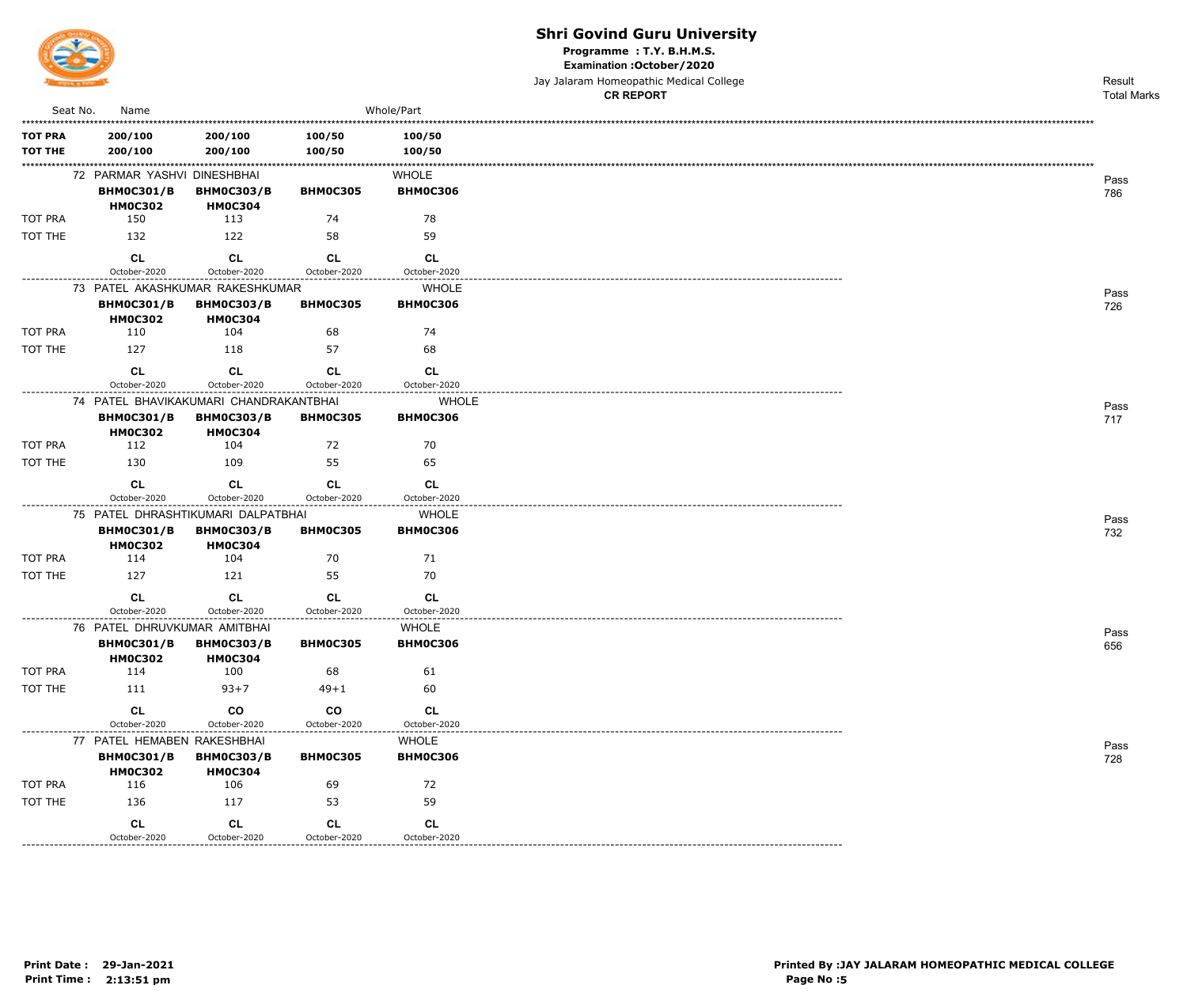# Shri Govind Guru University

**Programme : T.Y. B.H.M.S.**

**Examination :October/2020**

Jay Jalaram Homeopathic Medical College

**CR REPORT**

| Seat No. | Name | | | Whole/Part | Result Total Marks |
|---|---|---|---|---|---|
| **TOT PRA** | **200/100** | **200/100** | **100/50** | **100/50** | |
| **TOT THE** | **200/100** | **200/100** | **100/50** | **100/50** | |
| 72 | PARMAR YASHVI DINESHBHAI | | | WHOLE | Pass 786 |
| | **BHM0C301/B HM0C302** | **BHM0C303/B HM0C304** | **BHM0C305** | **BHM0C306** | |
| TOT PRA | 150 | 113 | 74 | 78 | |
| TOT THE | 132 | 122 | 58 | 59 | |
| | **CL** October-2020 | **CL** October-2020 | **CL** October-2020 | **CL** October-2020 | |
| 73 | PATEL AKASHKUMAR RAKESHKUMAR | | | WHOLE | Pass 726 |
| | **BHM0C301/B HM0C302** | **BHM0C303/B HM0C304** | **BHM0C305** | **BHM0C306** | |
| TOT PRA | 110 | 104 | 68 | 74 | |
| TOT THE | 127 | 118 | 57 | 68 | |
| | **CL** October-2020 | **CL** October-2020 | **CL** October-2020 | **CL** October-2020 | |
| 74 | PATEL BHAVIKAKUMARI CHANDRAKANTBHAI | | | WHOLE | Pass 717 |
| | **BHM0C301/B HM0C302** | **BHM0C303/B HM0C304** | **BHM0C305** | **BHM0C306** | |
| TOT PRA | 112 | 104 | 72 | 70 | |
| TOT THE | 130 | 109 | 55 | 65 | |
| | **CL** October-2020 | **CL** October-2020 | **CL** October-2020 | **CL** October-2020 | |
| 75 | PATEL DHRASHTIKUMARI DALPATBHAI | | | WHOLE | Pass 732 |
| | **BHM0C301/B HM0C302** | **BHM0C303/B HM0C304** | **BHM0C305** | **BHM0C306** | |
| TOT PRA | 114 | 104 | 70 | 71 | |
| TOT THE | 127 | 121 | 55 | 70 | |
| | **CL** October-2020 | **CL** October-2020 | **CL** October-2020 | **CL** October-2020 | |
| 76 | PATEL DHRUVKUMAR AMITBHAI | | | WHOLE | Pass 656 |
| | **BHM0C301/B HM0C302** | **BHM0C303/B HM0C304** | **BHM0C305** | **BHM0C306** | |
| TOT PRA | 114 | 100 | 68 | 61 | |
| TOT THE | 111 | 93+7 | 49+1 | 60 | |
| | **CL** October-2020 | **CO** October-2020 | **CO** October-2020 | **CL** October-2020 | |
| 77 | PATEL HEMABEN RAKESHBHAI | | | WHOLE | Pass 728 |
| | **BHM0C301/B HM0C302** | **BHM0C303/B HM0C304** | **BHM0C305** | **BHM0C306** | |
| TOT PRA | 116 | 106 | 69 | 72 | |
| TOT THE | 136 | 117 | 53 | 59 | |
| | **CL** October-2020 | **CL** October-2020 | **CL** October-2020 | **CL** October-2020 | |

**Print Date : 29-Jan-2021**
**Print Time : 2:13:51 pm**

**Printed By :JAY JALARAM HOMEOPATHIC MEDICAL COLLEGE**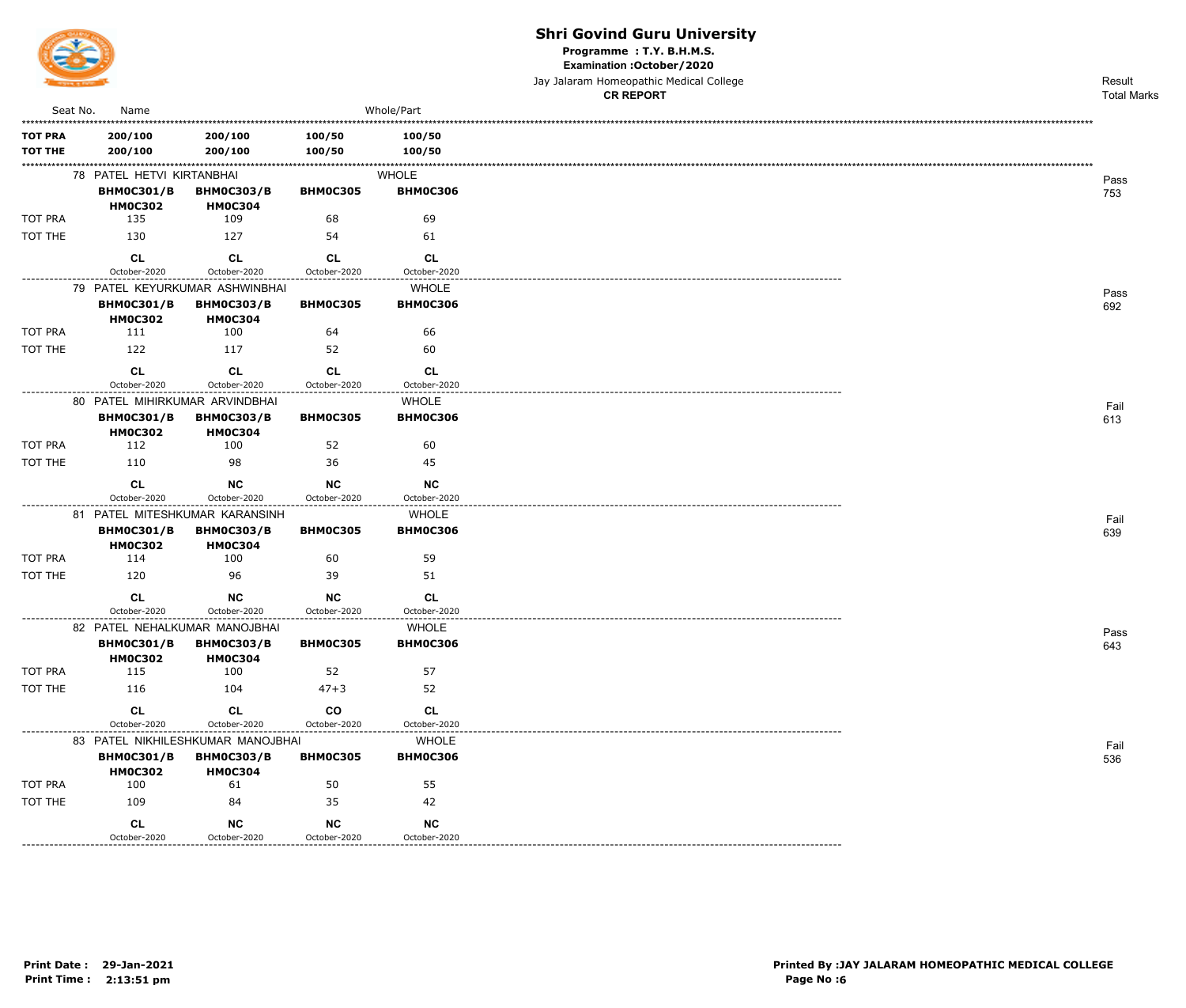# Shri Govind Guru University

**Programme : T.Y. B.H.M.S.**

**Examination :October/2020**

Jay Jalaram Homeopathic Medical College

**CR REPORT**

| Seat No. | Name | | | Whole/Part | Result / Total Marks |
|---|---|---|---|---|---|
| **TOT PRA** | **200/100** | **200/100** | **100/50** | **100/50** | |
| **TOT THE** | **200/100** | **200/100** | **100/50** | **100/50** | |
| 78 | PATEL HETVI KIRTANBHAI | | | WHOLE | Pass 753 |
| | **BHM0C301/B HM0C302** | **BHM0C303/B HM0C304** | **BHM0C305** | **BHM0C306** | |
| TOT PRA | 135 | 109 | 68 | 69 | |
| TOT THE | 130 | 127 | 54 | 61 | |
| | **CL** October-2020 | **CL** October-2020 | **CL** October-2020 | **CL** October-2020 | |
| 79 | PATEL KEYURKUMAR ASHWINBHAI | | | WHOLE | Pass 692 |
| | **BHM0C301/B HM0C302** | **BHM0C303/B HM0C304** | **BHM0C305** | **BHM0C306** | |
| TOT PRA | 111 | 100 | 64 | 66 | |
| TOT THE | 122 | 117 | 52 | 60 | |
| | **CL** October-2020 | **CL** October-2020 | **CL** October-2020 | **CL** October-2020 | |
| 80 | PATEL MIHIRKUMAR ARVINDBHAI | | | WHOLE | Fail 613 |
| | **BHM0C301/B HM0C302** | **BHM0C303/B HM0C304** | **BHM0C305** | **BHM0C306** | |
| TOT PRA | 112 | 100 | 52 | 60 | |
| TOT THE | 110 | 98 | 36 | 45 | |
| | **CL** October-2020 | **NC** October-2020 | **NC** October-2020 | **NC** October-2020 | |
| 81 | PATEL MITESHKUMAR KARANSINH | | | WHOLE | Fail 639 |
| | **BHM0C301/B HM0C302** | **BHM0C303/B HM0C304** | **BHM0C305** | **BHM0C306** | |
| TOT PRA | 114 | 100 | 60 | 59 | |
| TOT THE | 120 | 96 | 39 | 51 | |
| | **CL** October-2020 | **NC** October-2020 | **NC** October-2020 | **CL** October-2020 | |
| 82 | PATEL NEHALKUMAR MANOJBHAI | | | WHOLE | Pass 643 |
| | **BHM0C301/B HM0C302** | **BHM0C303/B HM0C304** | **BHM0C305** | **BHM0C306** | |
| TOT PRA | 115 | 100 | 52 | 57 | |
| TOT THE | 116 | 104 | 47+3 | 52 | |
| | **CL** October-2020 | **CL** October-2020 | **CO** October-2020 | **CL** October-2020 | |
| 83 | PATEL NIKHILESHKUMAR MANOJBHAI | | | WHOLE | Fail 536 |
| | **BHM0C301/B HM0C302** | **BHM0C303/B HM0C304** | **BHM0C305** | **BHM0C306** | |
| TOT PRA | 100 | 61 | 50 | 55 | |
| TOT THE | 109 | 84 | 35 | 42 | |
| | **CL** October-2020 | **NC** October-2020 | **NC** October-2020 | **NC** October-2020 | |

**Print Date : 29-Jan-2021**
**Print Time : 2:13:51 pm**

**Printed By :JAY JALARAM HOMEOPATHIC MEDICAL COLLEGE**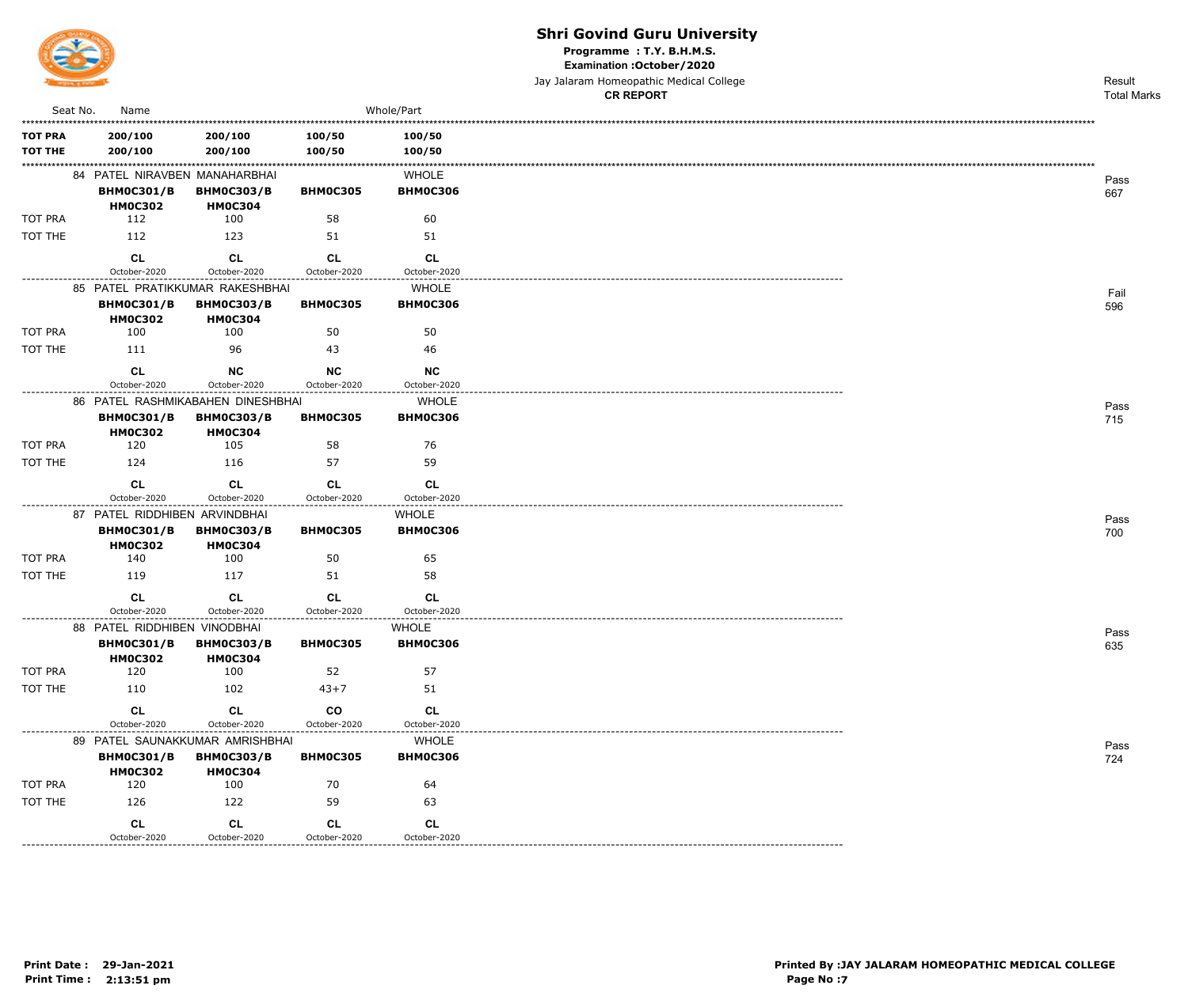# Shri Govind Guru University

**Programme : T.Y. B.H.M.S.**

**Examination :October/2020**

Jay Jalaram Homeopathic Medical College

**CR REPORT**

| Seat No. | Name | | | Whole/Part | Result / Total Marks |
|---|---|---|---|---|---|
| **TOT PRA** | **200/100** | **200/100** | **100/50** | **100/50** | |
| **TOT THE** | **200/100** | **200/100** | **100/50** | **100/50** | |
| 84 | PATEL NIRAVBEN MANAHARBHAI | | | WHOLE | Pass 667 |
| | **BHM0C301/B HM0C302** | **BHM0C303/B HM0C304** | **BHM0C305** | **BHM0C306** | |
| TOT PRA | 112 | 100 | 58 | 60 | |
| TOT THE | 112 | 123 | 51 | 51 | |
| | **CL** October-2020 | **CL** October-2020 | **CL** October-2020 | **CL** October-2020 | |
| 85 | PATEL PRATIKKUMAR RAKESHBHAI | | | WHOLE | Fail 596 |
| | **BHM0C301/B HM0C302** | **BHM0C303/B HM0C304** | **BHM0C305** | **BHM0C306** | |
| TOT PRA | 100 | 100 | 50 | 50 | |
| TOT THE | 111 | 96 | 43 | 46 | |
| | **CL** October-2020 | **NC** October-2020 | **NC** October-2020 | **NC** October-2020 | |
| 86 | PATEL RASHMIKABAHEN DINESHBHAI | | | WHOLE | Pass 715 |
| | **BHM0C301/B HM0C302** | **BHM0C303/B HM0C304** | **BHM0C305** | **BHM0C306** | |
| TOT PRA | 120 | 105 | 58 | 76 | |
| TOT THE | 124 | 116 | 57 | 59 | |
| | **CL** October-2020 | **CL** October-2020 | **CL** October-2020 | **CL** October-2020 | |
| 87 | PATEL RIDDHIBEN ARVINDBHAI | | | WHOLE | Pass 700 |
| | **BHM0C301/B HM0C302** | **BHM0C303/B HM0C304** | **BHM0C305** | **BHM0C306** | |
| TOT PRA | 140 | 100 | 50 | 65 | |
| TOT THE | 119 | 117 | 51 | 58 | |
| | **CL** October-2020 | **CL** October-2020 | **CL** October-2020 | **CL** October-2020 | |
| 88 | PATEL RIDDHIBEN VINODBHAI | | | WHOLE | Pass 635 |
| | **BHM0C301/B HM0C302** | **BHM0C303/B HM0C304** | **BHM0C305** | **BHM0C306** | |
| TOT PRA | 120 | 100 | 52 | 57 | |
| TOT THE | 110 | 102 | 43+7 | 51 | |
| | **CL** October-2020 | **CL** October-2020 | **CO** October-2020 | **CL** October-2020 | |
| 89 | PATEL SAUNAKKUMAR AMRISHBHAI | | | WHOLE | Pass 724 |
| | **BHM0C301/B HM0C302** | **BHM0C303/B HM0C304** | **BHM0C305** | **BHM0C306** | |
| TOT PRA | 120 | 100 | 70 | 64 | |
| TOT THE | 126 | 122 | 59 | 63 | |
| | **CL** October-2020 | **CL** October-2020 | **CL** October-2020 | **CL** October-2020 | |

**Print Date : 29-Jan-2021**
**Print Time : 2:13:51 pm**

**Printed By :JAY JALARAM HOMEOPATHIC MEDICAL COLLEGE**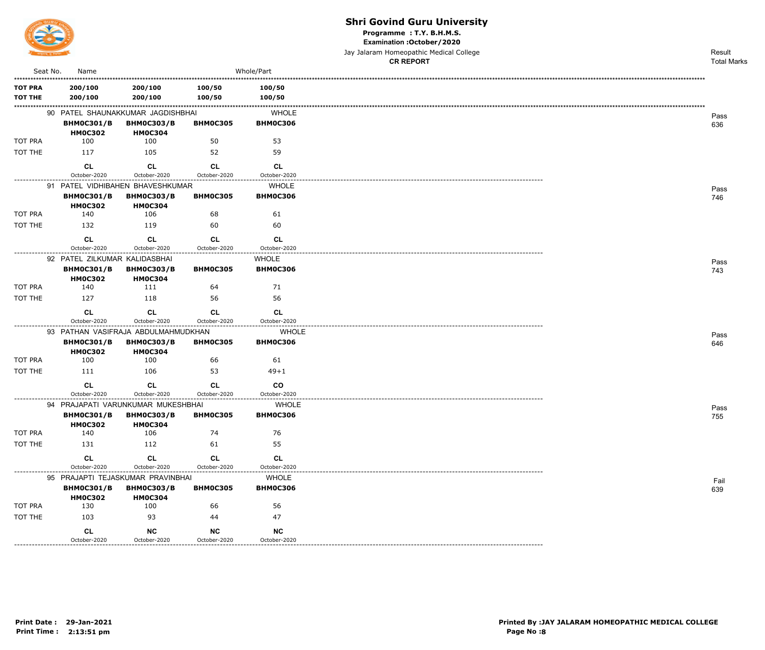# Shri Govind Guru University

**Programme : T.Y. B.H.M.S.**

**Examination :October/2020**

Jay Jalaram Homeopathic Medical College

**CR REPORT**

| Seat No. | Name | | | Whole/Part | Result / Total Marks |
|---|---|---|---|---|---|
| **TOT PRA** | **200/100** | **200/100** | **100/50** | **100/50** | |
| **TOT THE** | **200/100** | **200/100** | **100/50** | **100/50** | |
| 90 | PATEL SHAUNAKKUMAR JAGDISHBHAI | | | WHOLE | Pass 636 |
| | **BHM0C301/B HM0C302** | **BHM0C303/B HM0C304** | **BHM0C305** | **BHM0C306** | |
| TOT PRA | 100 | 100 | 50 | 53 | |
| TOT THE | 117 | 105 | 52 | 59 | |
| | **CL** October-2020 | **CL** October-2020 | **CL** October-2020 | **CL** October-2020 | |
| 91 | PATEL VIDHIBAHEN BHAVESHKUMAR | | | WHOLE | Pass 746 |
| | **BHM0C301/B HM0C302** | **BHM0C303/B HM0C304** | **BHM0C305** | **BHM0C306** | |
| TOT PRA | 140 | 106 | 68 | 61 | |
| TOT THE | 132 | 119 | 60 | 60 | |
| | **CL** October-2020 | **CL** October-2020 | **CL** October-2020 | **CL** October-2020 | |
| 92 | PATEL ZILKUMAR KALIDASBHAI | | | WHOLE | Pass 743 |
| | **BHM0C301/B HM0C302** | **BHM0C303/B HM0C304** | **BHM0C305** | **BHM0C306** | |
| TOT PRA | 140 | 111 | 64 | 71 | |
| TOT THE | 127 | 118 | 56 | 56 | |
| | **CL** October-2020 | **CL** October-2020 | **CL** October-2020 | **CL** October-2020 | |
| 93 | PATHAN VASIFRAJA ABDULMAHMUDKHAN | | | WHOLE | Pass 646 |
| | **BHM0C301/B HM0C302** | **BHM0C303/B HM0C304** | **BHM0C305** | **BHM0C306** | |
| TOT PRA | 100 | 100 | 66 | 61 | |
| TOT THE | 111 | 106 | 53 | 49+1 | |
| | **CL** October-2020 | **CL** October-2020 | **CL** October-2020 | **CO** October-2020 | |
| 94 | PRAJAPATI VARUNKUMAR MUKESHBHAI | | | WHOLE | Pass 755 |
| | **BHM0C301/B HM0C302** | **BHM0C303/B HM0C304** | **BHM0C305** | **BHM0C306** | |
| TOT PRA | 140 | 106 | 74 | 76 | |
| TOT THE | 131 | 112 | 61 | 55 | |
| | **CL** October-2020 | **CL** October-2020 | **CL** October-2020 | **CL** October-2020 | |
| 95 | PRAJAPTI TEJASKUMAR PRAVINBHAI | | | WHOLE | Fail 639 |
| | **BHM0C301/B HM0C302** | **BHM0C303/B HM0C304** | **BHM0C305** | **BHM0C306** | |
| TOT PRA | 130 | 100 | 66 | 56 | |
| TOT THE | 103 | 93 | 44 | 47 | |
| | **CL** October-2020 | **NC** October-2020 | **NC** October-2020 | **NC** October-2020 | |

**Print Date : 29-Jan-2021**
**Print Time : 2:13:51 pm**

**Printed By :JAY JALARAM HOMEOPATHIC MEDICAL COLLEGE**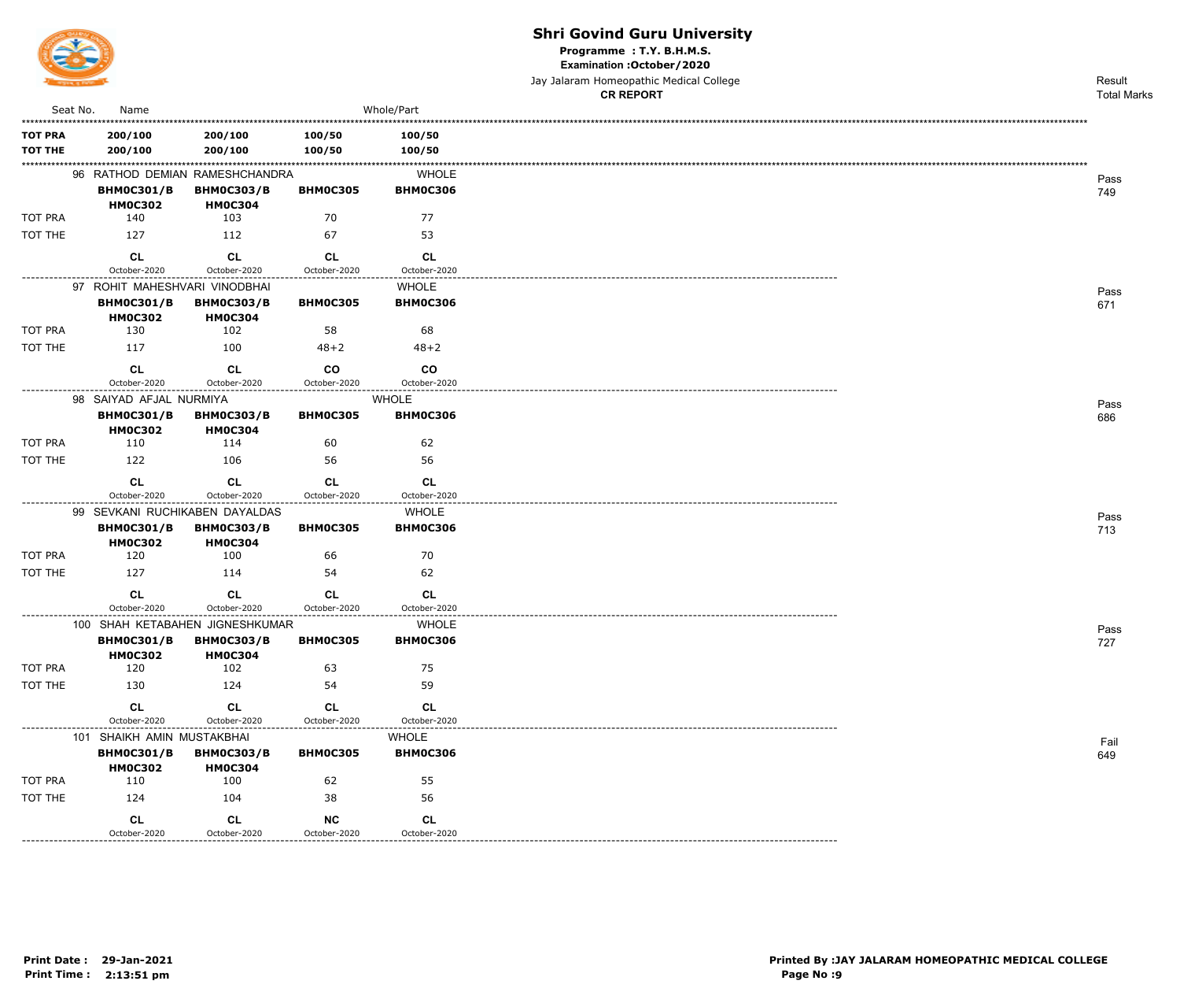# Shri Govind Guru University

**Programme : T.Y. B.H.M.S.**

**Examination :October/2020**

Jay Jalaram Homeopathic Medical College

**CR REPORT**

| Seat No. | Name | | | Whole/Part | Result Total Marks |
|---|---|---|---|---|---|
| **TOT PRA** | **200/100** | **200/100** | **100/50** | **100/50** | |
| **TOT THE** | **200/100** | **200/100** | **100/50** | **100/50** | |
| 96 | RATHOD DEMIAN RAMESHCHANDRA | | | WHOLE | Pass 749 |
| | **BHM0C301/B HM0C302** | **BHM0C303/B HM0C304** | **BHM0C305** | **BHM0C306** | |
| TOT PRA | 140 | 103 | 70 | 77 | |
| TOT THE | 127 | 112 | 67 | 53 | |
| | **CL** October-2020 | **CL** October-2020 | **CL** October-2020 | **CL** October-2020 | |
| 97 | ROHIT MAHESHVARI VINODBHAI | | | WHOLE | Pass 671 |
| | **BHM0C301/B HM0C302** | **BHM0C303/B HM0C304** | **BHM0C305** | **BHM0C306** | |
| TOT PRA | 130 | 102 | 58 | 68 | |
| TOT THE | 117 | 100 | 48+2 | 48+2 | |
| | **CL** October-2020 | **CL** October-2020 | **CO** October-2020 | **CO** October-2020 | |
| 98 | SAIYAD AFJAL NURMIYA | | | WHOLE | Pass 686 |
| | **BHM0C301/B HM0C302** | **BHM0C303/B HM0C304** | **BHM0C305** | **BHM0C306** | |
| TOT PRA | 110 | 114 | 60 | 62 | |
| TOT THE | 122 | 106 | 56 | 56 | |
| | **CL** October-2020 | **CL** October-2020 | **CL** October-2020 | **CL** October-2020 | |
| 99 | SEVKANI RUCHIKABEN DAYALDAS | | | WHOLE | Pass 713 |
| | **BHM0C301/B HM0C302** | **BHM0C303/B HM0C304** | **BHM0C305** | **BHM0C306** | |
| TOT PRA | 120 | 100 | 66 | 70 | |
| TOT THE | 127 | 114 | 54 | 62 | |
| | **CL** October-2020 | **CL** October-2020 | **CL** October-2020 | **CL** October-2020 | |
| 100 | SHAH KETABAHEN JIGNESHKUMAR | | | WHOLE | Pass 727 |
| | **BHM0C301/B HM0C302** | **BHM0C303/B HM0C304** | **BHM0C305** | **BHM0C306** | |
| TOT PRA | 120 | 102 | 63 | 75 | |
| TOT THE | 130 | 124 | 54 | 59 | |
| | **CL** October-2020 | **CL** October-2020 | **CL** October-2020 | **CL** October-2020 | |
| 101 | SHAIKH AMIN MUSTAKBHAI | | | WHOLE | Fail 649 |
| | **BHM0C301/B HM0C302** | **BHM0C303/B HM0C304** | **BHM0C305** | **BHM0C306** | |
| TOT PRA | 110 | 100 | 62 | 55 | |
| TOT THE | 124 | 104 | 38 | 56 | |
| | **CL** October-2020 | **CL** October-2020 | **NC** October-2020 | **CL** October-2020 | |

**Print Date : 29-Jan-2021**
**Print Time : 2:13:51 pm**

**Printed By :JAY JALARAM HOMEOPATHIC MEDICAL COLLEGE**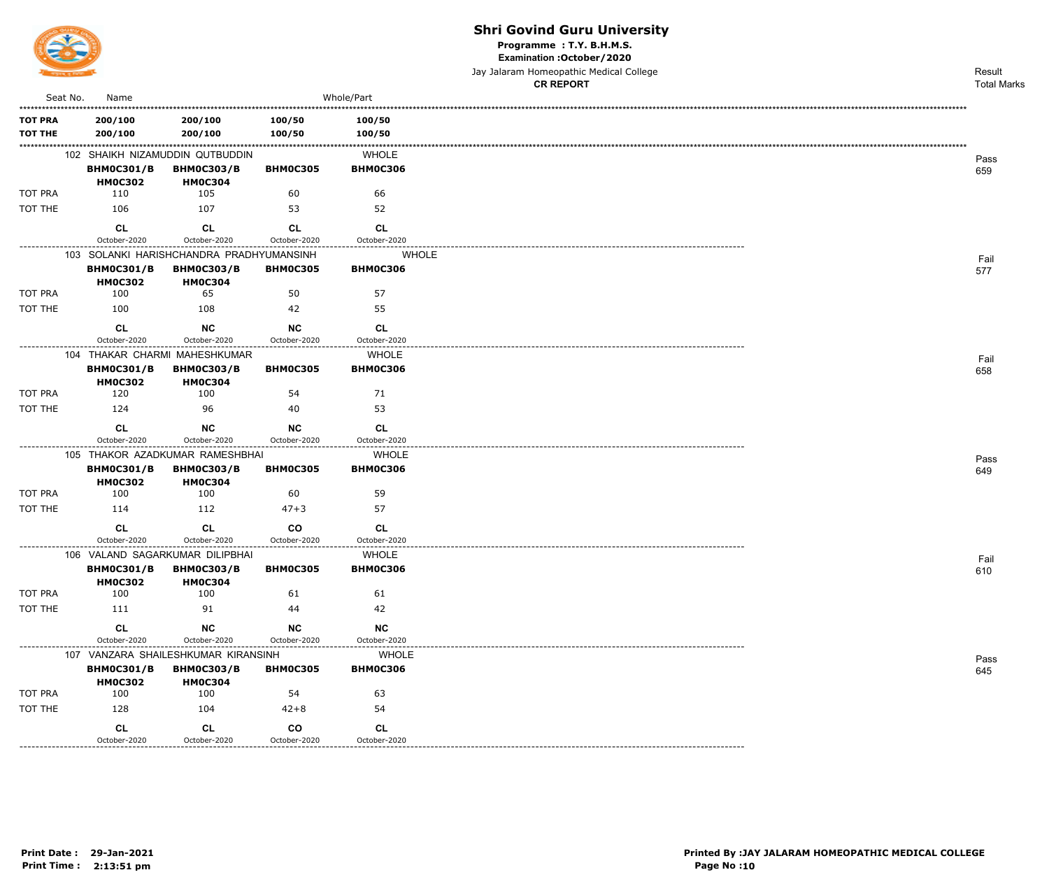# Shri Govind Guru University

**Programme : T.Y. B.H.M.S.**

**Examination :October/2020**

Jay Jalaram Homeopathic Medical College

**CR REPORT**

| Seat No. | Name | | | Whole/Part | Result / Total Marks |
|---|---|---|---|---|---|
| **TOT PRA** | **200/100** | **200/100** | **100/50** | **100/50** | |
| **TOT THE** | **200/100** | **200/100** | **100/50** | **100/50** | |

**102 SHAIKH NIZAMUDDIN QUTBUDDIN** — WHOLE — Pass 659

| | BHMOC301/B HMOC302 | BHMOC303/B HMOC304 | BHMOC305 | BHMOC306 |
|---|---|---|---|---|
| TOT PRA | 110 | 105 | 60 | 66 |
| TOT THE | 106 | 107 | 53 | 52 |
| | CL October-2020 | CL October-2020 | CL October-2020 | CL October-2020 |

**103 SOLANKI HARISHCHANDRA PRADHYUMANSINH** — WHOLE — Fail 577

| | BHMOC301/B HMOC302 | BHMOC303/B HMOC304 | BHMOC305 | BHMOC306 |
|---|---|---|---|---|
| TOT PRA | 100 | 65 | 50 | 57 |
| TOT THE | 100 | 108 | 42 | 55 |
| | CL October-2020 | NC October-2020 | NC October-2020 | CL October-2020 |

**104 THAKAR CHARMI MAHESHKUMAR** — WHOLE — Fail 658

| | BHMOC301/B HMOC302 | BHMOC303/B HMOC304 | BHMOC305 | BHMOC306 |
|---|---|---|---|---|
| TOT PRA | 120 | 100 | 54 | 71 |
| TOT THE | 124 | 96 | 40 | 53 |
| | CL October-2020 | NC October-2020 | NC October-2020 | CL October-2020 |

**105 THAKOR AZADKUMAR RAMESHBHAI** — WHOLE — Pass 649

| | BHMOC301/B HMOC302 | BHMOC303/B HMOC304 | BHMOC305 | BHMOC306 |
|---|---|---|---|---|
| TOT PRA | 100 | 100 | 60 | 59 |
| TOT THE | 114 | 112 | 47+3 | 57 |
| | CL October-2020 | CL October-2020 | CO October-2020 | CL October-2020 |

**106 VALAND SAGARKUMAR DILIPBHAI** — WHOLE — Fail 610

| | BHMOC301/B HMOC302 | BHMOC303/B HMOC304 | BHMOC305 | BHMOC306 |
|---|---|---|---|---|
| TOT PRA | 100 | 100 | 61 | 61 |
| TOT THE | 111 | 91 | 44 | 42 |
| | CL October-2020 | NC October-2020 | NC October-2020 | NC October-2020 |

**107 VANZARA SHAILESHKUMAR KIRANSINH** — WHOLE — Pass 645

| | BHMOC301/B HMOC302 | BHMOC303/B HMOC304 | BHMOC305 | BHMOC306 |
|---|---|---|---|---|
| TOT PRA | 100 | 100 | 54 | 63 |
| TOT THE | 128 | 104 | 42+8 | 54 |
| | CL October-2020 | CL October-2020 | CO October-2020 | CL October-2020 |

**Print Date : 29-Jan-2021**
**Print Time : 2:13:51 pm**

**Printed By :JAY JALARAM HOMEOPATHIC MEDICAL COLLEGE**